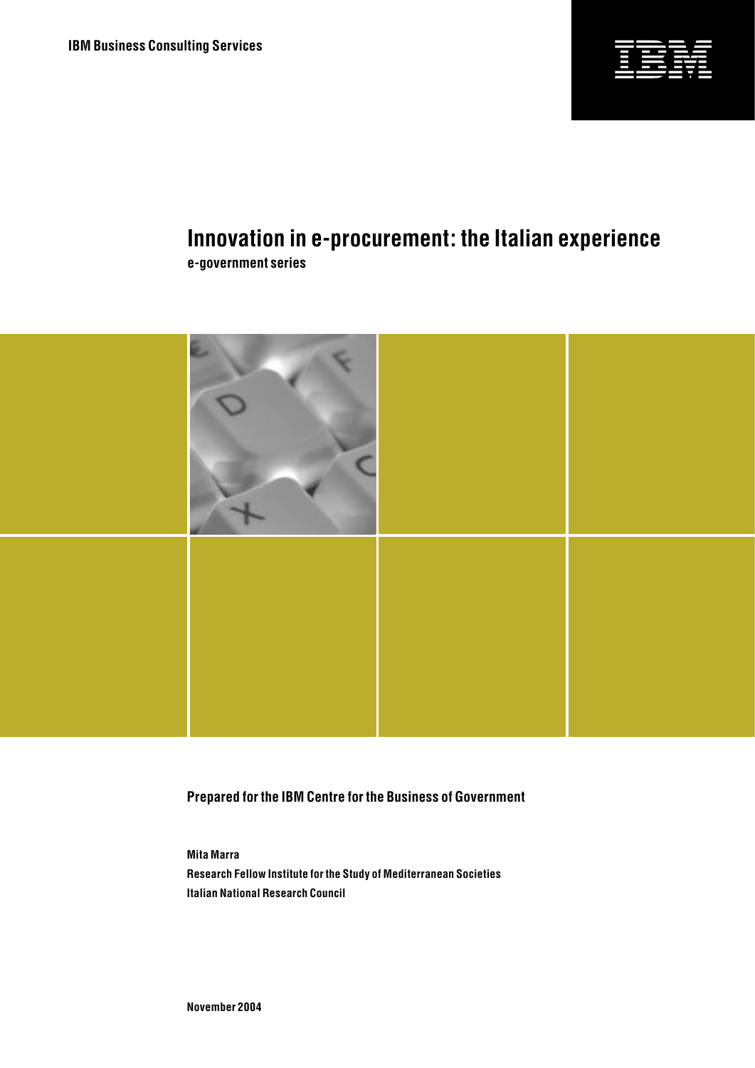IBM Business Consulting Services

# Innovation in e-procurement: the Italian experience

**e-government series**

**Prepared for the IBM Centre for the Business of Government**

**Mita Marra**
**Research Fellow Institute for the Study of Mediterranean Societies**
**Italian National Research Council**

**November 2004**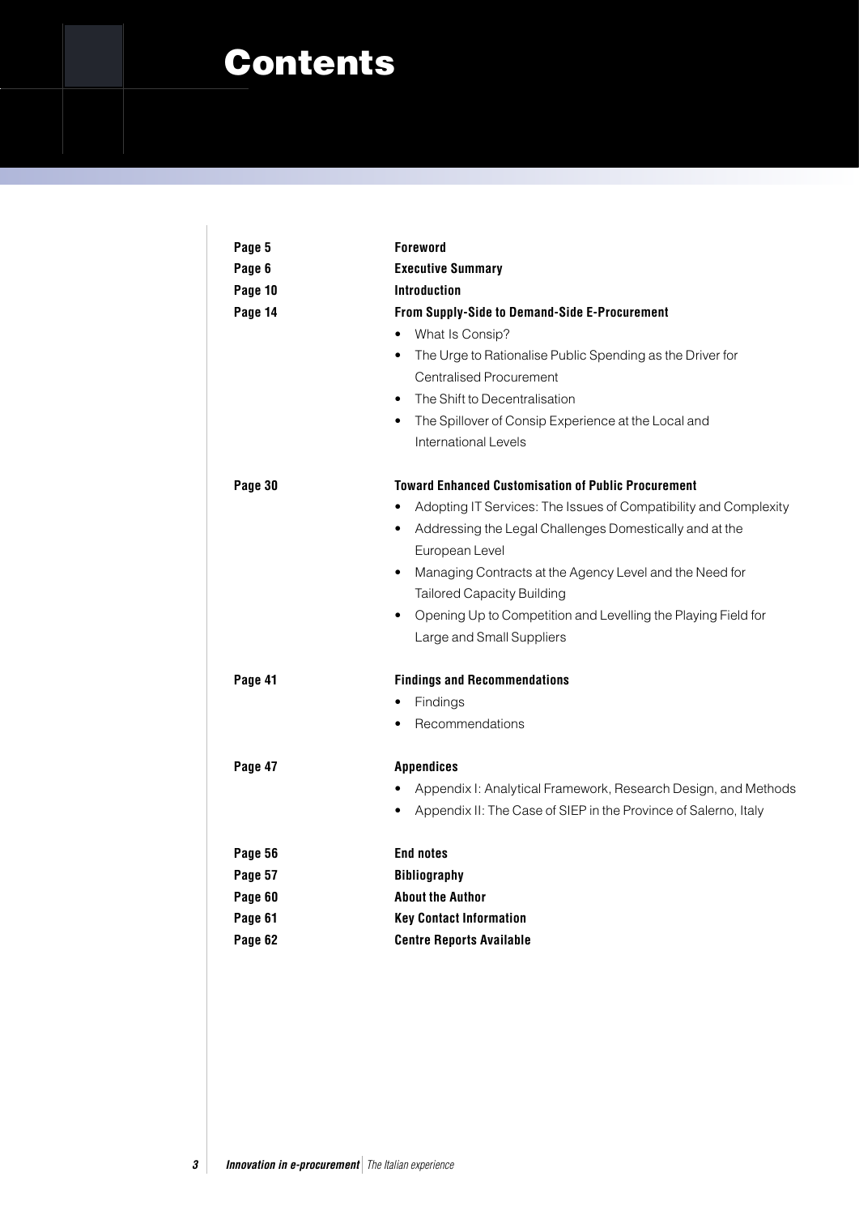# Contents

| | |
|---|---|
| **Page 5** | **Foreword** |
| **Page 6** | **Executive Summary** |
| **Page 10** | **Introduction** |
| **Page 14** | **From Supply-Side to Demand-Side E-Procurement** |
| | • What Is Consip? |
| | • The Urge to Rationalise Public Spending as the Driver for Centralised Procurement |
| | • The Shift to Decentralisation |
| | • The Spillover of Consip Experience at the Local and International Levels |
| **Page 30** | **Toward Enhanced Customisation of Public Procurement** |
| | • Adopting IT Services: The Issues of Compatibility and Complexity |
| | • Addressing the Legal Challenges Domestically and at the European Level |
| | • Managing Contracts at the Agency Level and the Need for Tailored Capacity Building |
| | • Opening Up to Competition and Levelling the Playing Field for Large and Small Suppliers |
| **Page 41** | **Findings and Recommendations** |
| | • Findings |
| | • Recommendations |
| **Page 47** | **Appendices** |
| | • Appendix I: Analytical Framework, Research Design, and Methods |
| | • Appendix II: The Case of SIEP in the Province of Salerno, Italy |
| **Page 56** | **End notes** |
| **Page 57** | **Bibliography** |
| **Page 60** | **About the Author** |
| **Page 61** | **Key Contact Information** |
| **Page 62** | **Centre Reports Available** |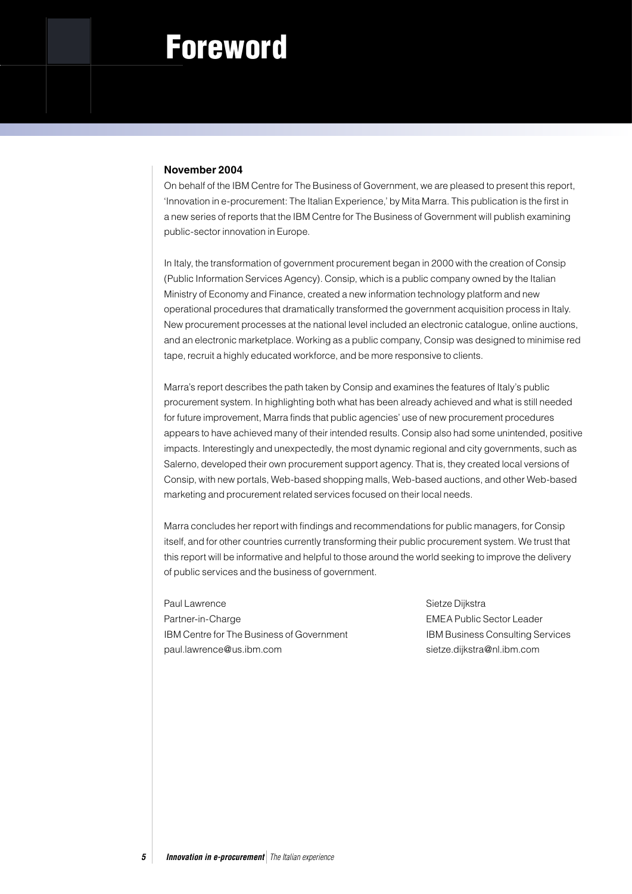# Foreword

**November 2004**

On behalf of the IBM Centre for The Business of Government, we are pleased to present this report, 'Innovation in e-procurement: The Italian Experience,' by Mita Marra. This publication is the first in a new series of reports that the IBM Centre for The Business of Government will publish examining public-sector innovation in Europe.

In Italy, the transformation of government procurement began in 2000 with the creation of Consip (Public Information Services Agency). Consip, which is a public company owned by the Italian Ministry of Economy and Finance, created a new information technology platform and new operational procedures that dramatically transformed the government acquisition process in Italy. New procurement processes at the national level included an electronic catalogue, online auctions, and an electronic marketplace. Working as a public company, Consip was designed to minimise red tape, recruit a highly educated workforce, and be more responsive to clients.

Marra's report describes the path taken by Consip and examines the features of Italy's public procurement system. In highlighting both what has been already achieved and what is still needed for future improvement, Marra finds that public agencies' use of new procurement procedures appears to have achieved many of their intended results. Consip also had some unintended, positive impacts. Interestingly and unexpectedly, the most dynamic regional and city governments, such as Salerno, developed their own procurement support agency. That is, they created local versions of Consip, with new portals, Web-based shopping malls, Web-based auctions, and other Web-based marketing and procurement related services focused on their local needs.

Marra concludes her report with findings and recommendations for public managers, for Consip itself, and for other countries currently transforming their public procurement system. We trust that this report will be informative and helpful to those around the world seeking to improve the delivery of public services and the business of government.

Paul Lawrence
Partner-in-Charge
IBM Centre for The Business of Government
paul.lawrence@us.ibm.com

Sietze Dijkstra
EMEA Public Sector Leader
IBM Business Consulting Services
sietze.dijkstra@nl.ibm.com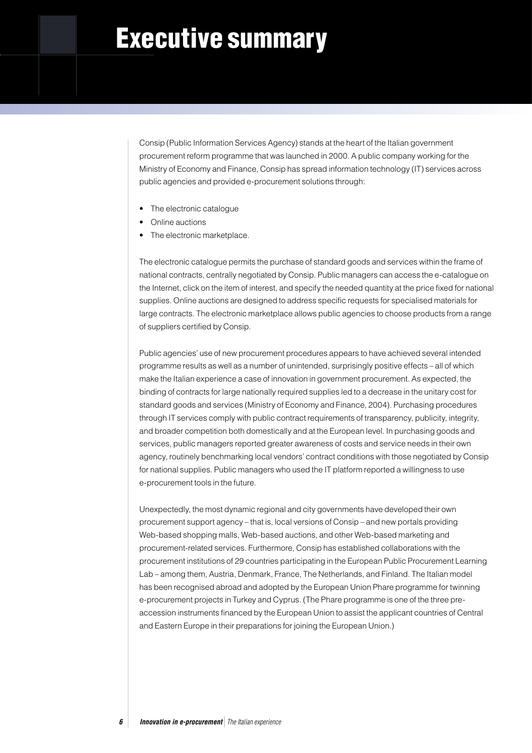# Executive summary

Consip (Public Information Services Agency) stands at the heart of the Italian government procurement reform programme that was launched in 2000. A public company working for the Ministry of Economy and Finance, Consip has spread information technology (IT) services across public agencies and provided e-procurement solutions through:

- The electronic catalogue
- Online auctions
- The electronic marketplace.

The electronic catalogue permits the purchase of standard goods and services within the frame of national contracts, centrally negotiated by Consip. Public managers can access the e-catalogue on the Internet, click on the item of interest, and specify the needed quantity at the price fixed for national supplies. Online auctions are designed to address specific requests for specialised materials for large contracts. The electronic marketplace allows public agencies to choose products from a range of suppliers certified by Consip.

Public agencies' use of new procurement procedures appears to have achieved several intended programme results as well as a number of unintended, surprisingly positive effects – all of which make the Italian experience a case of innovation in government procurement. As expected, the binding of contracts for large nationally required supplies led to a decrease in the unitary cost for standard goods and services (Ministry of Economy and Finance, 2004). Purchasing procedures through IT services comply with public contract requirements of transparency, publicity, integrity, and broader competition both domestically and at the European level. In purchasing goods and services, public managers reported greater awareness of costs and service needs in their own agency, routinely benchmarking local vendors' contract conditions with those negotiated by Consip for national supplies. Public managers who used the IT platform reported a willingness to use e-procurement tools in the future.

Unexpectedly, the most dynamic regional and city governments have developed their own procurement support agency – that is, local versions of Consip – and new portals providing Web-based shopping malls, Web-based auctions, and other Web-based marketing and procurement-related services. Furthermore, Consip has established collaborations with the procurement institutions of 29 countries participating in the European Public Procurement Learning Lab – among them, Austria, Denmark, France, The Netherlands, and Finland. The Italian model has been recognised abroad and adopted by the European Union Phare programme for twinning e-procurement projects in Turkey and Cyprus. (The Phare programme is one of the three pre-accession instruments financed by the European Union to assist the applicant countries of Central and Eastern Europe in their preparations for joining the European Union.)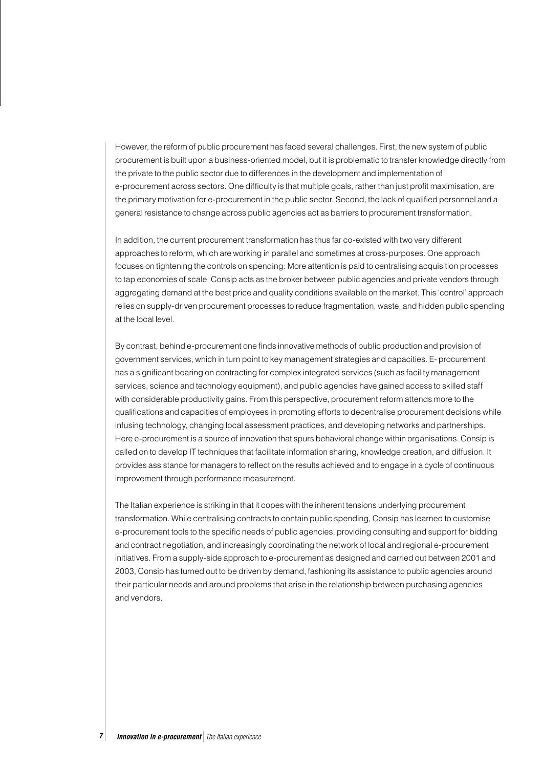However, the reform of public procurement has faced several challenges. First, the new system of public procurement is built upon a business-oriented model, but it is problematic to transfer knowledge directly from the private to the public sector due to differences in the development and implementation of e-procurement across sectors. One difficulty is that multiple goals, rather than just profit maximisation, are the primary motivation for e-procurement in the public sector. Second, the lack of qualified personnel and a general resistance to change across public agencies act as barriers to procurement transformation.

In addition, the current procurement transformation has thus far co-existed with two very different approaches to reform, which are working in parallel and sometimes at cross-purposes. One approach focuses on tightening the controls on spending: More attention is paid to centralising acquisition processes to tap economies of scale. Consip acts as the broker between public agencies and private vendors through aggregating demand at the best price and quality conditions available on the market. This 'control' approach relies on supply-driven procurement processes to reduce fragmentation, waste, and hidden public spending at the local level.

By contrast, behind e-procurement one finds innovative methods of public production and provision of government services, which in turn point to key management strategies and capacities. E- procurement has a significant bearing on contracting for complex integrated services (such as facility management services, science and technology equipment), and public agencies have gained access to skilled staff with considerable productivity gains. From this perspective, procurement reform attends more to the qualifications and capacities of employees in promoting efforts to decentralise procurement decisions while infusing technology, changing local assessment practices, and developing networks and partnerships. Here e-procurement is a source of innovation that spurs behavioral change within organisations. Consip is called on to develop IT techniques that facilitate information sharing, knowledge creation, and diffusion. It provides assistance for managers to reflect on the results achieved and to engage in a cycle of continuous improvement through performance measurement.

The Italian experience is striking in that it copes with the inherent tensions underlying procurement transformation. While centralising contracts to contain public spending, Consip has learned to customise e-procurement tools to the specific needs of public agencies, providing consulting and support for bidding and contract negotiation, and increasingly coordinating the network of local and regional e-procurement initiatives. From a supply-side approach to e-procurement as designed and carried out between 2001 and 2003, Consip has turned out to be driven by demand, fashioning its assistance to public agencies around their particular needs and around problems that arise in the relationship between purchasing agencies and vendors.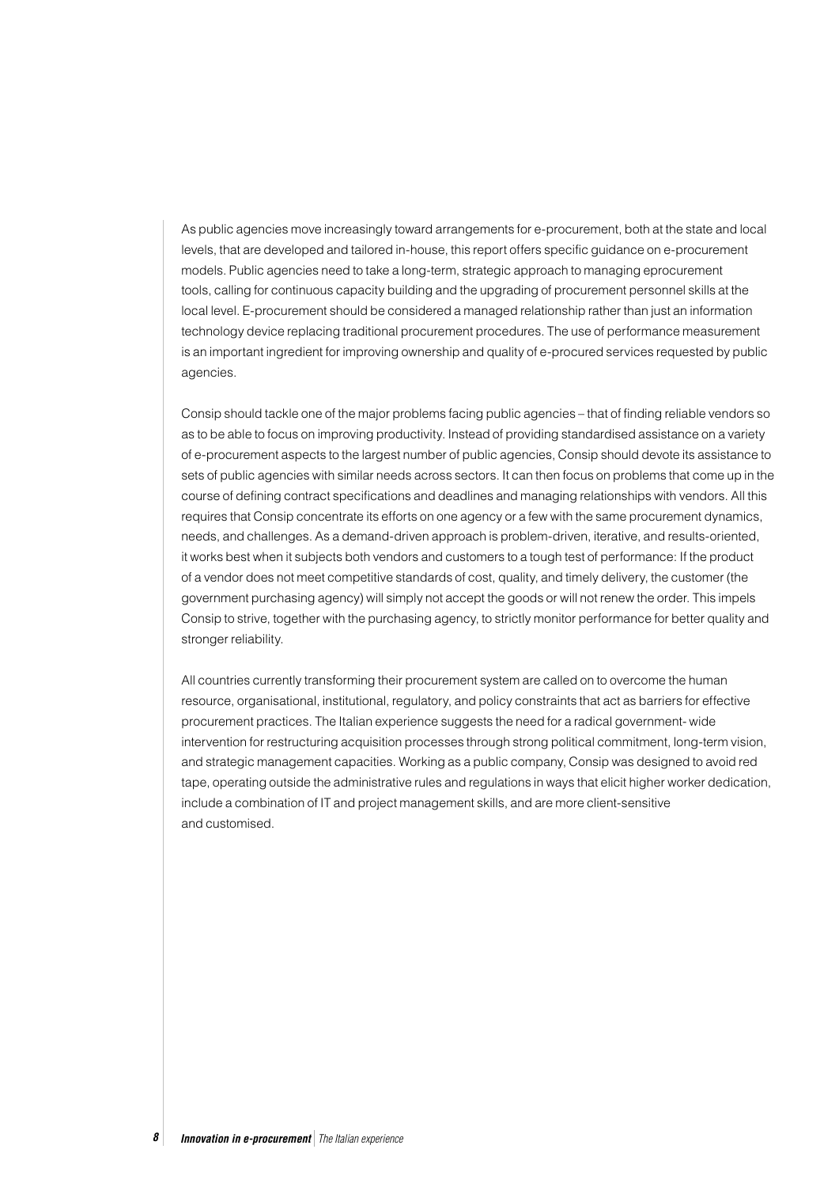As public agencies move increasingly toward arrangements for e-procurement, both at the state and local levels, that are developed and tailored in-house, this report offers specific guidance on e-procurement models. Public agencies need to take a long-term, strategic approach to managing eprocurement tools, calling for continuous capacity building and the upgrading of procurement personnel skills at the local level. E-procurement should be considered a managed relationship rather than just an information technology device replacing traditional procurement procedures. The use of performance measurement is an important ingredient for improving ownership and quality of e-procured services requested by public agencies.

Consip should tackle one of the major problems facing public agencies – that of finding reliable vendors so as to be able to focus on improving productivity. Instead of providing standardised assistance on a variety of e-procurement aspects to the largest number of public agencies, Consip should devote its assistance to sets of public agencies with similar needs across sectors. It can then focus on problems that come up in the course of defining contract specifications and deadlines and managing relationships with vendors. All this requires that Consip concentrate its efforts on one agency or a few with the same procurement dynamics, needs, and challenges. As a demand-driven approach is problem-driven, iterative, and results-oriented, it works best when it subjects both vendors and customers to a tough test of performance: If the product of a vendor does not meet competitive standards of cost, quality, and timely delivery, the customer (the government purchasing agency) will simply not accept the goods or will not renew the order. This impels Consip to strive, together with the purchasing agency, to strictly monitor performance for better quality and stronger reliability.

All countries currently transforming their procurement system are called on to overcome the human resource, organisational, institutional, regulatory, and policy constraints that act as barriers for effective procurement practices. The Italian experience suggests the need for a radical government- wide intervention for restructuring acquisition processes through strong political commitment, long-term vision, and strategic management capacities. Working as a public company, Consip was designed to avoid red tape, operating outside the administrative rules and regulations in ways that elicit higher worker dedication, include a combination of IT and project management skills, and are more client-sensitive and customised.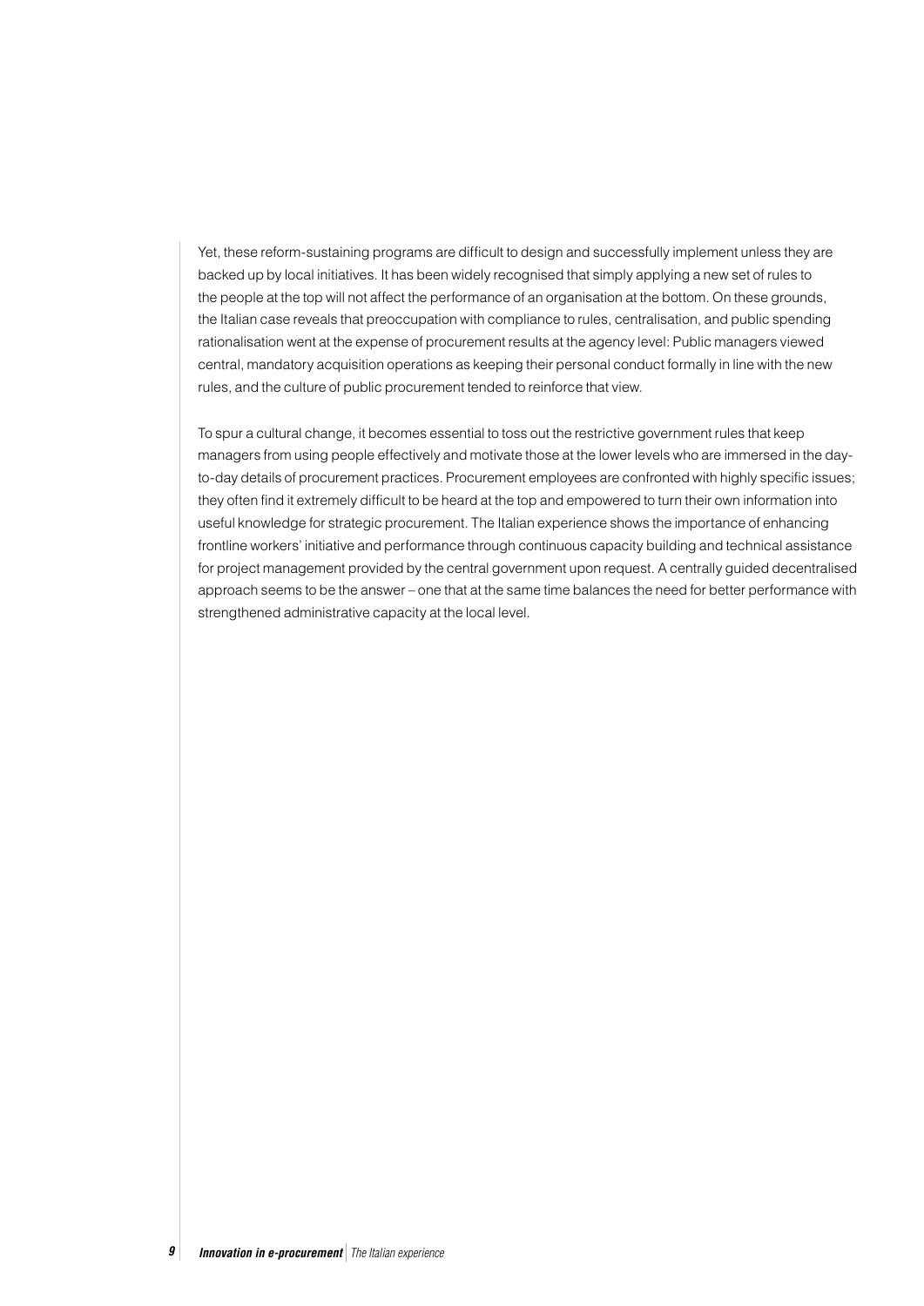Yet, these reform-sustaining programs are difficult to design and successfully implement unless they are backed up by local initiatives. It has been widely recognised that simply applying a new set of rules to the people at the top will not affect the performance of an organisation at the bottom. On these grounds, the Italian case reveals that preoccupation with compliance to rules, centralisation, and public spending rationalisation went at the expense of procurement results at the agency level: Public managers viewed central, mandatory acquisition operations as keeping their personal conduct formally in line with the new rules, and the culture of public procurement tended to reinforce that view.

To spur a cultural change, it becomes essential to toss out the restrictive government rules that keep managers from using people effectively and motivate those at the lower levels who are immersed in the day-to-day details of procurement practices. Procurement employees are confronted with highly specific issues; they often find it extremely difficult to be heard at the top and empowered to turn their own information into useful knowledge for strategic procurement. The Italian experience shows the importance of enhancing frontline workers' initiative and performance through continuous capacity building and technical assistance for project management provided by the central government upon request. A centrally guided decentralised approach seems to be the answer – one that at the same time balances the need for better performance with strengthened administrative capacity at the local level.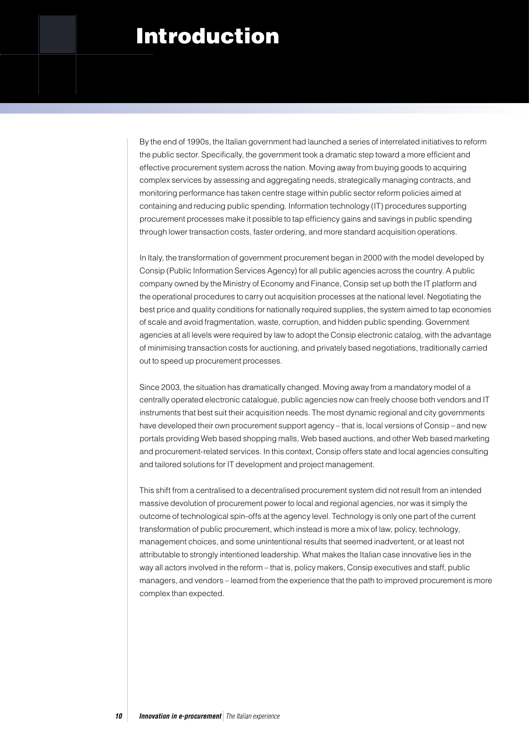# Introduction

By the end of 1990s, the Italian government had launched a series of interrelated initiatives to reform the public sector. Specifically, the government took a dramatic step toward a more efficient and effective procurement system across the nation. Moving away from buying goods to acquiring complex services by assessing and aggregating needs, strategically managing contracts, and monitoring performance has taken centre stage within public sector reform policies aimed at containing and reducing public spending. Information technology (IT) procedures supporting procurement processes make it possible to tap efficiency gains and savings in public spending through lower transaction costs, faster ordering, and more standard acquisition operations.

In Italy, the transformation of government procurement began in 2000 with the model developed by Consip (Public Information Services Agency) for all public agencies across the country. A public company owned by the Ministry of Economy and Finance, Consip set up both the IT platform and the operational procedures to carry out acquisition processes at the national level. Negotiating the best price and quality conditions for nationally required supplies, the system aimed to tap economies of scale and avoid fragmentation, waste, corruption, and hidden public spending. Government agencies at all levels were required by law to adopt the Consip electronic catalog, with the advantage of minimising transaction costs for auctioning, and privately based negotiations, traditionally carried out to speed up procurement processes.

Since 2003, the situation has dramatically changed. Moving away from a mandatory model of a centrally operated electronic catalogue, public agencies now can freely choose both vendors and IT instruments that best suit their acquisition needs. The most dynamic regional and city governments have developed their own procurement support agency – that is, local versions of Consip – and new portals providing Web based shopping malls, Web based auctions, and other Web based marketing and procurement-related services. In this context, Consip offers state and local agencies consulting and tailored solutions for IT development and project management.

This shift from a centralised to a decentralised procurement system did not result from an intended massive devolution of procurement power to local and regional agencies, nor was it simply the outcome of technological spin-offs at the agency level. Technology is only one part of the current transformation of public procurement, which instead is more a mix of law, policy, technology, management choices, and some unintentional results that seemed inadvertent, or at least not attributable to strongly intentioned leadership. What makes the Italian case innovative lies in the way all actors involved in the reform – that is, policy makers, Consip executives and staff, public managers, and vendors – learned from the experience that the path to improved procurement is more complex than expected.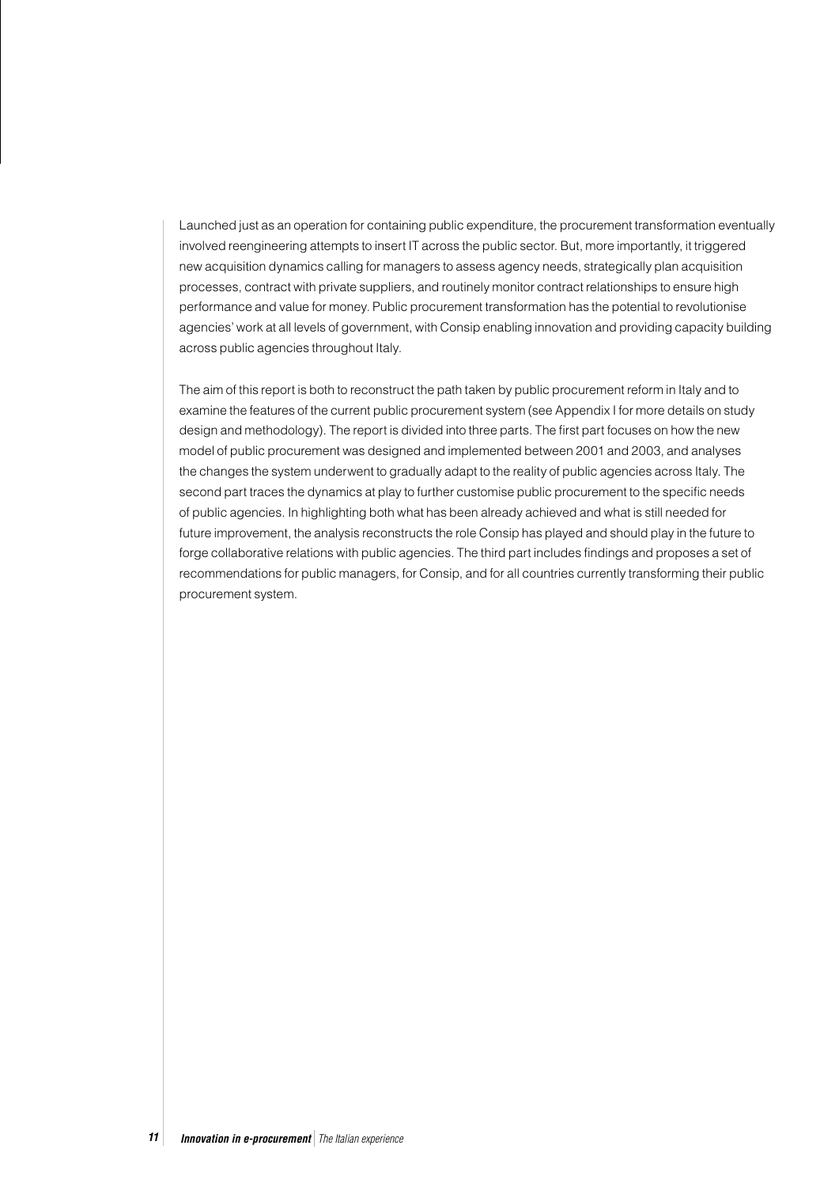Launched just as an operation for containing public expenditure, the procurement transformation eventually involved reengineering attempts to insert IT across the public sector. But, more importantly, it triggered new acquisition dynamics calling for managers to assess agency needs, strategically plan acquisition processes, contract with private suppliers, and routinely monitor contract relationships to ensure high performance and value for money. Public procurement transformation has the potential to revolutionise agencies' work at all levels of government, with Consip enabling innovation and providing capacity building across public agencies throughout Italy.

The aim of this report is both to reconstruct the path taken by public procurement reform in Italy and to examine the features of the current public procurement system (see Appendix I for more details on study design and methodology). The report is divided into three parts. The first part focuses on how the new model of public procurement was designed and implemented between 2001 and 2003, and analyses the changes the system underwent to gradually adapt to the reality of public agencies across Italy. The second part traces the dynamics at play to further customise public procurement to the specific needs of public agencies. In highlighting both what has been already achieved and what is still needed for future improvement, the analysis reconstructs the role Consip has played and should play in the future to forge collaborative relations with public agencies. The third part includes findings and proposes a set of recommendations for public managers, for Consip, and for all countries currently transforming their public procurement system.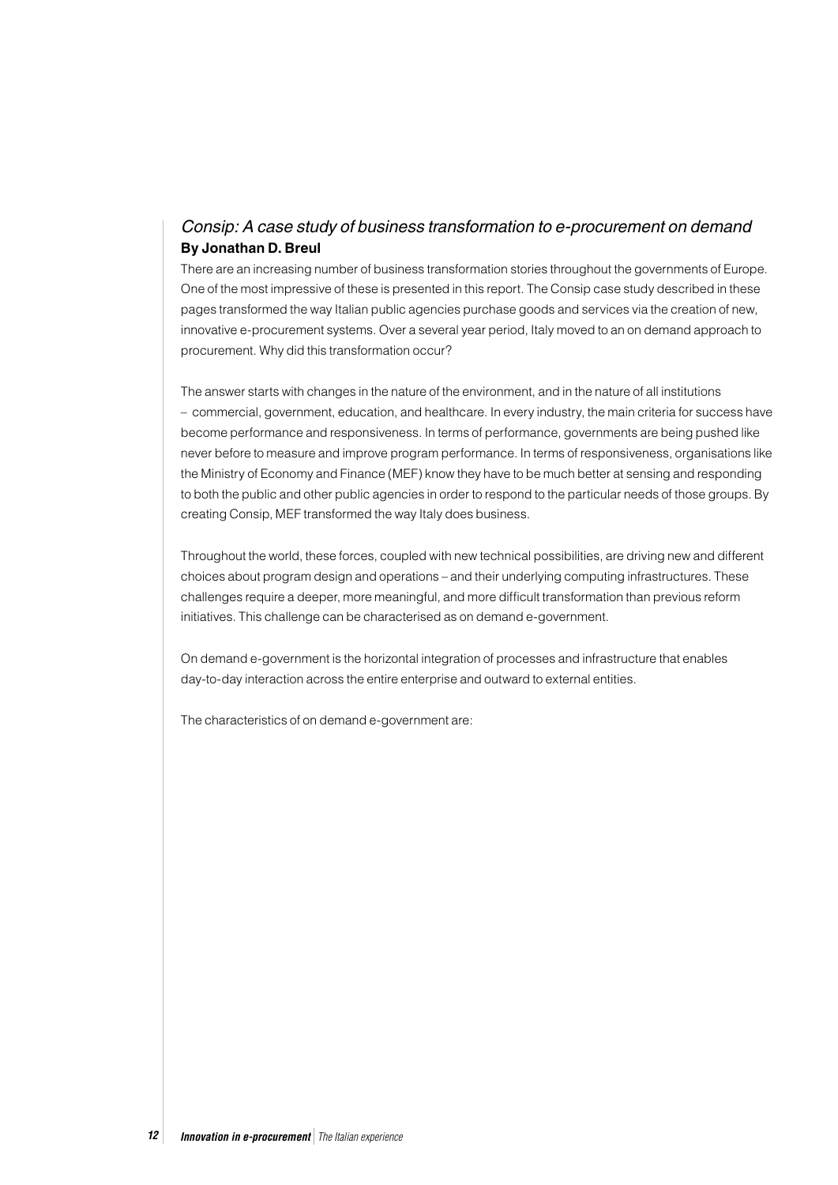## *Consip: A case study of business transformation to e-procurement on demand*

**By Jonathan D. Breul**

There are an increasing number of business transformation stories throughout the governments of Europe. One of the most impressive of these is presented in this report. The Consip case study described in these pages transformed the way Italian public agencies purchase goods and services via the creation of new, innovative e-procurement systems. Over a several year period, Italy moved to an on demand approach to procurement. Why did this transformation occur?

The answer starts with changes in the nature of the environment, and in the nature of all institutions – commercial, government, education, and healthcare. In every industry, the main criteria for success have become performance and responsiveness. In terms of performance, governments are being pushed like never before to measure and improve program performance. In terms of responsiveness, organisations like the Ministry of Economy and Finance (MEF) know they have to be much better at sensing and responding to both the public and other public agencies in order to respond to the particular needs of those groups. By creating Consip, MEF transformed the way Italy does business.

Throughout the world, these forces, coupled with new technical possibilities, are driving new and different choices about program design and operations – and their underlying computing infrastructures. These challenges require a deeper, more meaningful, and more difficult transformation than previous reform initiatives. This challenge can be characterised as on demand e-government.

On demand e-government is the horizontal integration of processes and infrastructure that enables day-to-day interaction across the entire enterprise and outward to external entities.

The characteristics of on demand e-government are: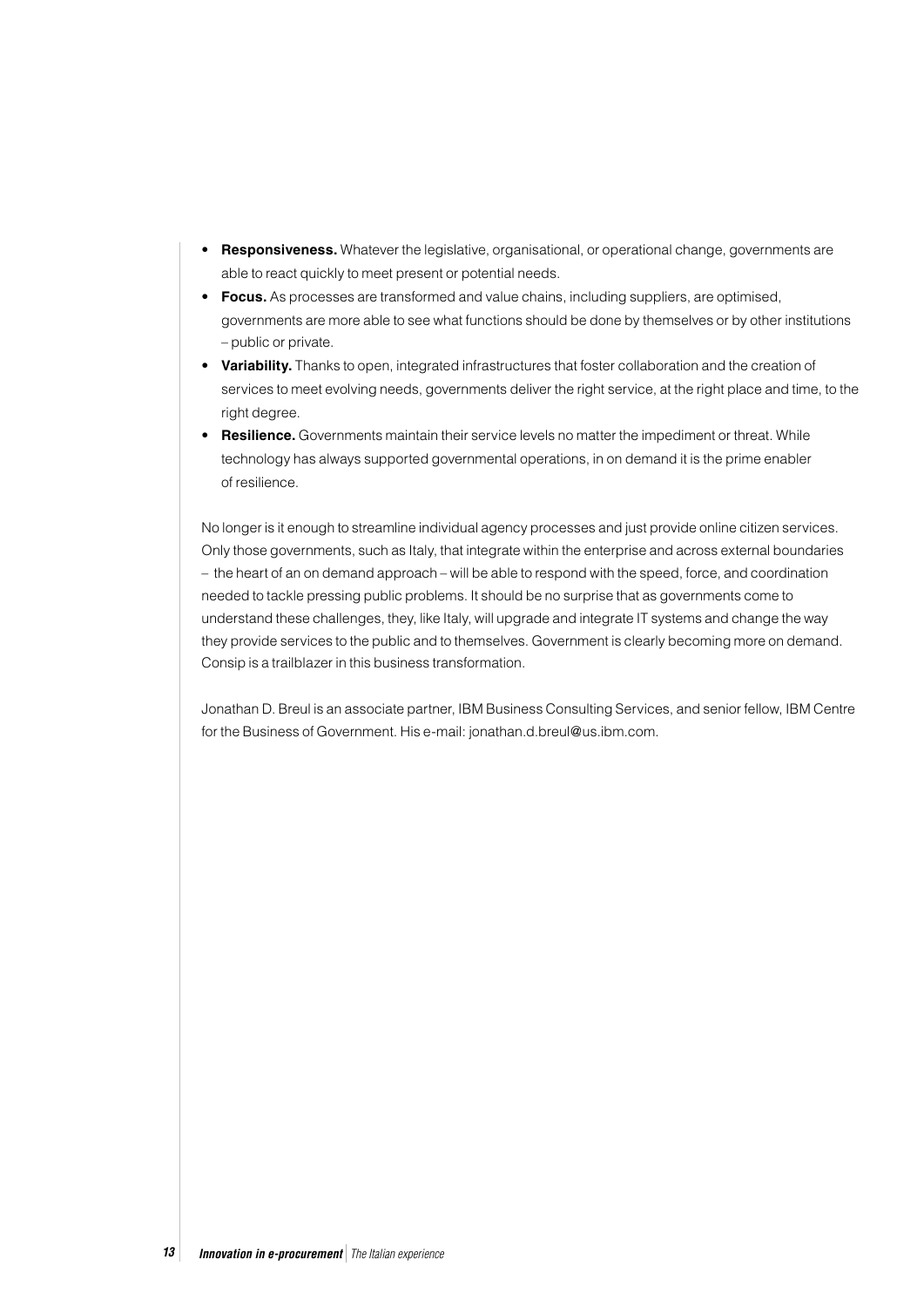- **Responsiveness.** Whatever the legislative, organisational, or operational change, governments are able to react quickly to meet present or potential needs.
- **Focus.** As processes are transformed and value chains, including suppliers, are optimised, governments are more able to see what functions should be done by themselves or by other institutions – public or private.
- **Variability.** Thanks to open, integrated infrastructures that foster collaboration and the creation of services to meet evolving needs, governments deliver the right service, at the right place and time, to the right degree.
- **Resilience.** Governments maintain their service levels no matter the impediment or threat. While technology has always supported governmental operations, in on demand it is the prime enabler of resilience.

No longer is it enough to streamline individual agency processes and just provide online citizen services. Only those governments, such as Italy, that integrate within the enterprise and across external boundaries – the heart of an on demand approach – will be able to respond with the speed, force, and coordination needed to tackle pressing public problems. It should be no surprise that as governments come to understand these challenges, they, like Italy, will upgrade and integrate IT systems and change the way they provide services to the public and to themselves. Government is clearly becoming more on demand. Consip is a trailblazer in this business transformation.

Jonathan D. Breul is an associate partner, IBM Business Consulting Services, and senior fellow, IBM Centre for the Business of Government. His e-mail: jonathan.d.breul@us.ibm.com.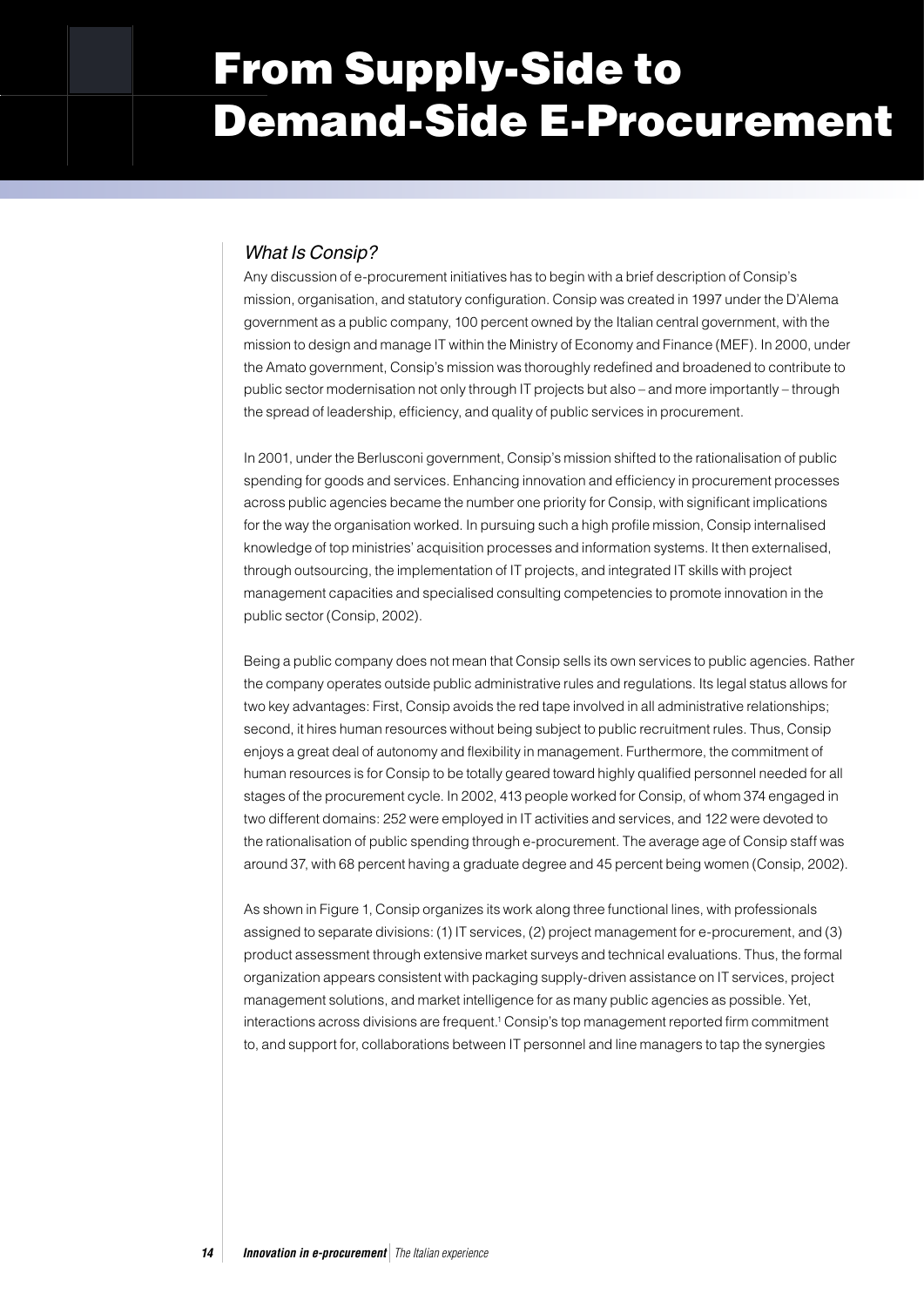# From Supply-Side to Demand-Side E-Procurement

### *What Is Consip?*

Any discussion of e-procurement initiatives has to begin with a brief description of Consip's mission, organisation, and statutory configuration. Consip was created in 1997 under the D'Alema government as a public company, 100 percent owned by the Italian central government, with the mission to design and manage IT within the Ministry of Economy and Finance (MEF). In 2000, under the Amato government, Consip's mission was thoroughly redefined and broadened to contribute to public sector modernisation not only through IT projects but also – and more importantly – through the spread of leadership, efficiency, and quality of public services in procurement.

In 2001, under the Berlusconi government, Consip's mission shifted to the rationalisation of public spending for goods and services. Enhancing innovation and efficiency in procurement processes across public agencies became the number one priority for Consip, with significant implications for the way the organisation worked. In pursuing such a high profile mission, Consip internalised knowledge of top ministries' acquisition processes and information systems. It then externalised, through outsourcing, the implementation of IT projects, and integrated IT skills with project management capacities and specialised consulting competencies to promote innovation in the public sector (Consip, 2002).

Being a public company does not mean that Consip sells its own services to public agencies. Rather the company operates outside public administrative rules and regulations. Its legal status allows for two key advantages: First, Consip avoids the red tape involved in all administrative relationships; second, it hires human resources without being subject to public recruitment rules. Thus, Consip enjoys a great deal of autonomy and flexibility in management. Furthermore, the commitment of human resources is for Consip to be totally geared toward highly qualified personnel needed for all stages of the procurement cycle. In 2002, 413 people worked for Consip, of whom 374 engaged in two different domains: 252 were employed in IT activities and services, and 122 were devoted to the rationalisation of public spending through e-procurement. The average age of Consip staff was around 37, with 68 percent having a graduate degree and 45 percent being women (Consip, 2002).

As shown in Figure 1, Consip organizes its work along three functional lines, with professionals assigned to separate divisions: (1) IT services, (2) project management for e-procurement, and (3) product assessment through extensive market surveys and technical evaluations. Thus, the formal organization appears consistent with packaging supply-driven assistance on IT services, project management solutions, and market intelligence for as many public agencies as possible. Yet, interactions across divisions are frequent.[1] Consip's top management reported firm commitment to, and support for, collaborations between IT personnel and line managers to tap the synergies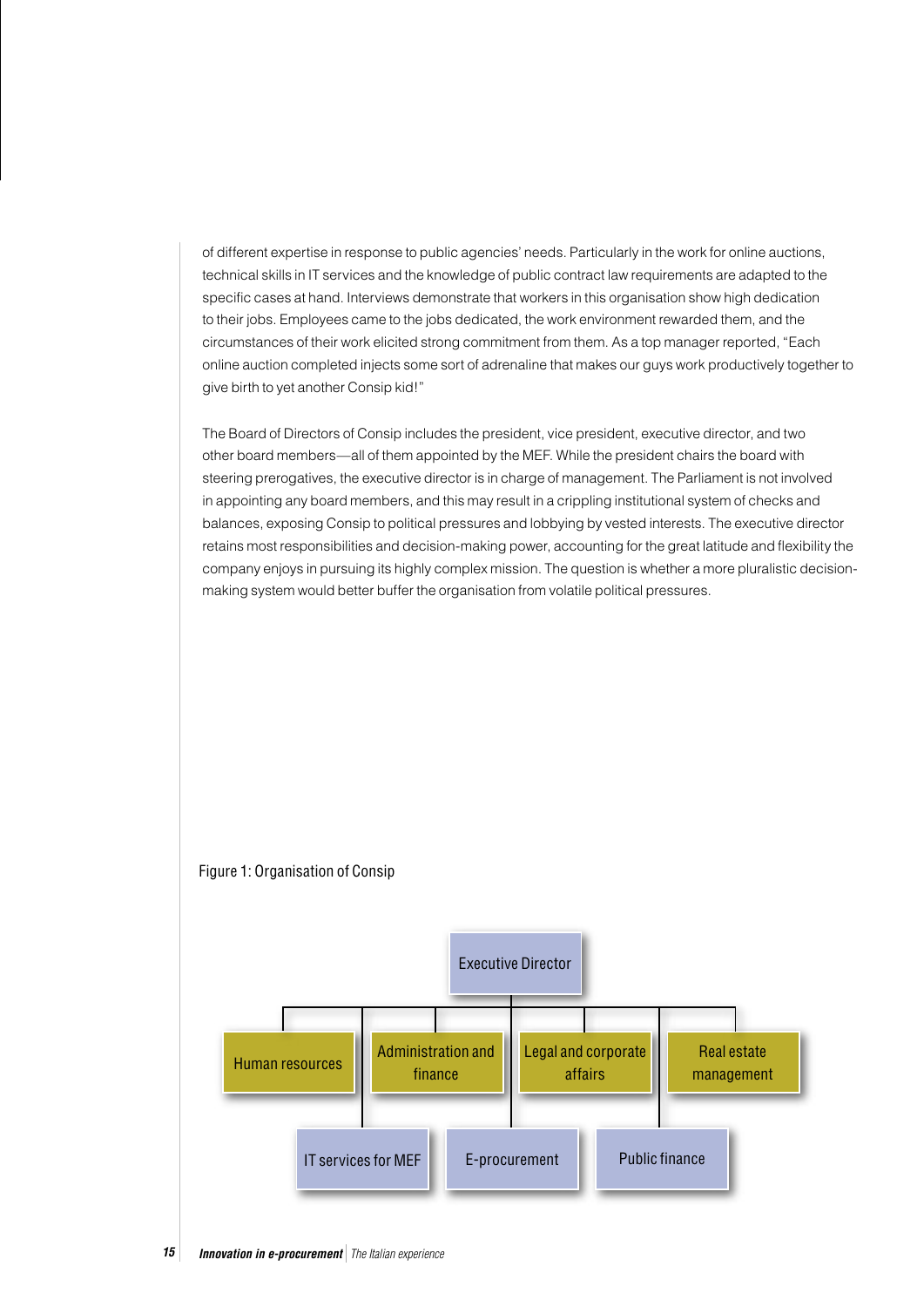of different expertise in response to public agencies' needs. Particularly in the work for online auctions, technical skills in IT services and the knowledge of public contract law requirements are adapted to the specific cases at hand. Interviews demonstrate that workers in this organisation show high dedication to their jobs. Employees came to the jobs dedicated, the work environment rewarded them, and the circumstances of their work elicited strong commitment from them. As a top manager reported, "Each online auction completed injects some sort of adrenaline that makes our guys work productively together to give birth to yet another Consip kid!"

The Board of Directors of Consip includes the president, vice president, executive director, and two other board members—all of them appointed by the MEF. While the president chairs the board with steering prerogatives, the executive director is in charge of management. The Parliament is not involved in appointing any board members, and this may result in a crippling institutional system of checks and balances, exposing Consip to political pressures and lobbying by vested interests. The executive director retains most responsibilities and decision-making power, accounting for the great latitude and flexibility the company enjoys in pursuing its highly complex mission. The question is whether a more pluralistic decision-making system would better buffer the organisation from volatile political pressures.

Figure 1: Organisation of Consip

- Executive Director
  - Human resources
  - Administration and finance
  - Legal and corporate affairs
  - Real estate management
  - IT services for MEF
  - E-procurement
  - Public finance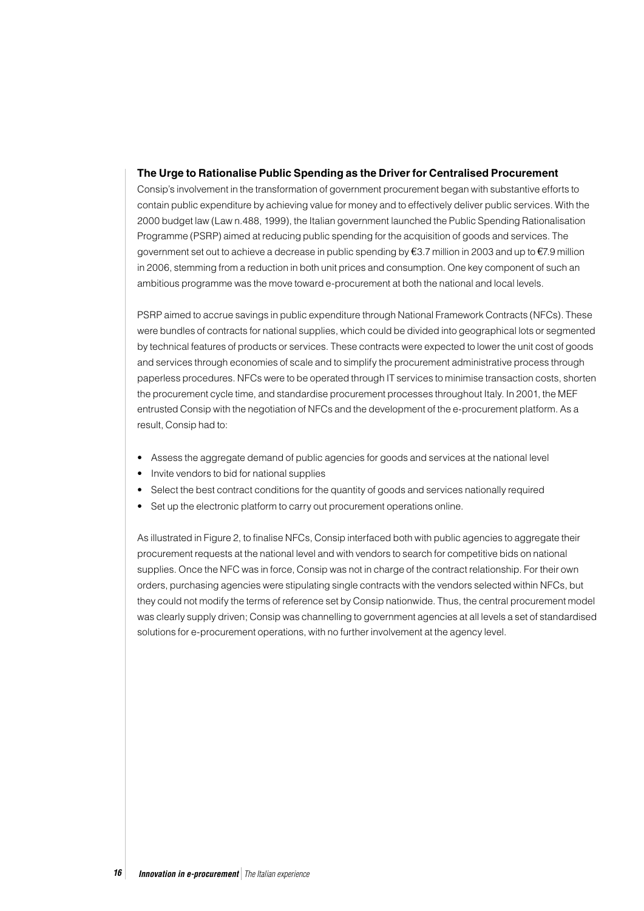### The Urge to Rationalise Public Spending as the Driver for Centralised Procurement

Consip's involvement in the transformation of government procurement began with substantive efforts to contain public expenditure by achieving value for money and to effectively deliver public services. With the 2000 budget law (Law n.488, 1999), the Italian government launched the Public Spending Rationalisation Programme (PSRP) aimed at reducing public spending for the acquisition of goods and services. The government set out to achieve a decrease in public spending by €3.7 million in 2003 and up to €7.9 million in 2006, stemming from a reduction in both unit prices and consumption. One key component of such an ambitious programme was the move toward e-procurement at both the national and local levels.

PSRP aimed to accrue savings in public expenditure through National Framework Contracts (NFCs). These were bundles of contracts for national supplies, which could be divided into geographical lots or segmented by technical features of products or services. These contracts were expected to lower the unit cost of goods and services through economies of scale and to simplify the procurement administrative process through paperless procedures. NFCs were to be operated through IT services to minimise transaction costs, shorten the procurement cycle time, and standardise procurement processes throughout Italy. In 2001, the MEF entrusted Consip with the negotiation of NFCs and the development of the e-procurement platform. As a result, Consip had to:

- Assess the aggregate demand of public agencies for goods and services at the national level
- Invite vendors to bid for national supplies
- Select the best contract conditions for the quantity of goods and services nationally required
- Set up the electronic platform to carry out procurement operations online.

As illustrated in Figure 2, to finalise NFCs, Consip interfaced both with public agencies to aggregate their procurement requests at the national level and with vendors to search for competitive bids on national supplies. Once the NFC was in force, Consip was not in charge of the contract relationship. For their own orders, purchasing agencies were stipulating single contracts with the vendors selected within NFCs, but they could not modify the terms of reference set by Consip nationwide. Thus, the central procurement model was clearly supply driven; Consip was channelling to government agencies at all levels a set of standardised solutions for e-procurement operations, with no further involvement at the agency level.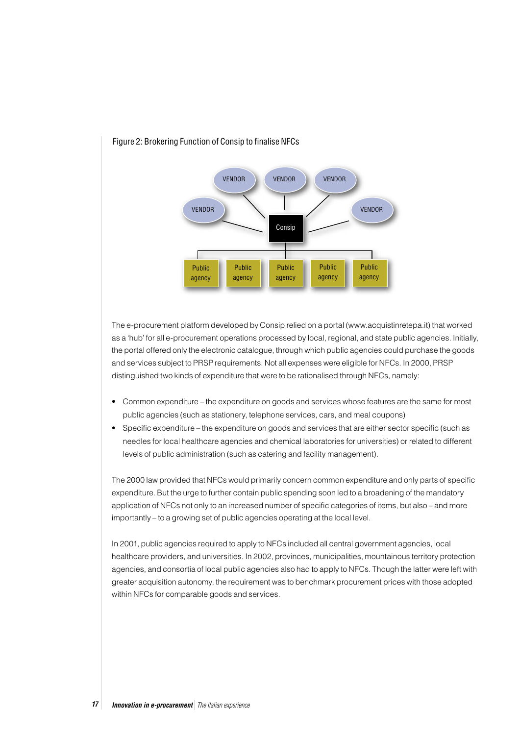Figure 2: Brokering Function of Consip to finalise NFCs

The e-procurement platform developed by Consip relied on a portal (www.acquistinretepa.it) that worked as a 'hub' for all e-procurement operations processed by local, regional, and state public agencies. Initially, the portal offered only the electronic catalogue, through which public agencies could purchase the goods and services subject to PRSP requirements. Not all expenses were eligible for NFCs. In 2000, PRSP distinguished two kinds of expenditure that were to be rationalised through NFCs, namely:

- Common expenditure – the expenditure on goods and services whose features are the same for most public agencies (such as stationery, telephone services, cars, and meal coupons)
- Specific expenditure – the expenditure on goods and services that are either sector specific (such as needles for local healthcare agencies and chemical laboratories for universities) or related to different levels of public administration (such as catering and facility management).

The 2000 law provided that NFCs would primarily concern common expenditure and only parts of specific expenditure. But the urge to further contain public spending soon led to a broadening of the mandatory application of NFCs not only to an increased number of specific categories of items, but also – and more importantly – to a growing set of public agencies operating at the local level.

In 2001, public agencies required to apply to NFCs included all central government agencies, local healthcare providers, and universities. In 2002, provinces, municipalities, mountainous territory protection agencies, and consortia of local public agencies also had to apply to NFCs. Though the latter were left with greater acquisition autonomy, the requirement was to benchmark procurement prices with those adopted within NFCs for comparable goods and services.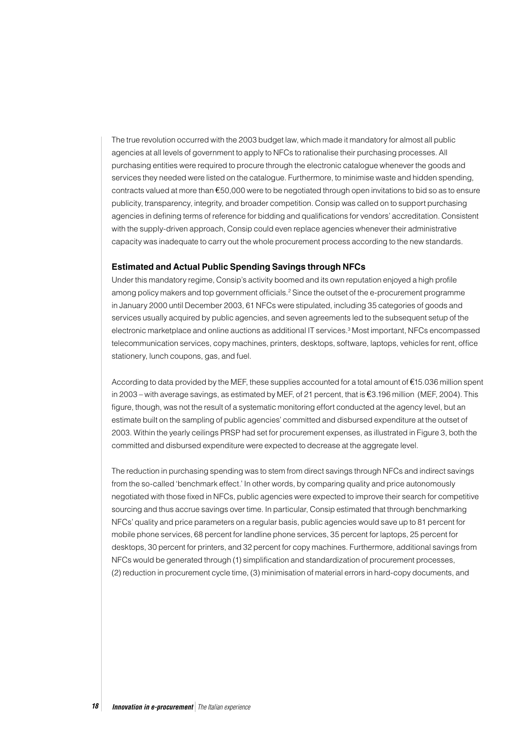The true revolution occurred with the 2003 budget law, which made it mandatory for almost all public agencies at all levels of government to apply to NFCs to rationalise their purchasing processes. All purchasing entities were required to procure through the electronic catalogue whenever the goods and services they needed were listed on the catalogue. Furthermore, to minimise waste and hidden spending, contracts valued at more than €50,000 were to be negotiated through open invitations to bid so as to ensure publicity, transparency, integrity, and broader competition. Consip was called on to support purchasing agencies in defining terms of reference for bidding and qualifications for vendors' accreditation. Consistent with the supply-driven approach, Consip could even replace agencies whenever their administrative capacity was inadequate to carry out the whole procurement process according to the new standards.

### Estimated and Actual Public Spending Savings through NFCs

Under this mandatory regime, Consip's activity boomed and its own reputation enjoyed a high profile among policy makers and top government officials.[2] Since the outset of the e-procurement programme in January 2000 until December 2003, 61 NFCs were stipulated, including 35 categories of goods and services usually acquired by public agencies, and seven agreements led to the subsequent setup of the electronic marketplace and online auctions as additional IT services.[3] Most important, NFCs encompassed telecommunication services, copy machines, printers, desktops, software, laptops, vehicles for rent, office stationery, lunch coupons, gas, and fuel.

According to data provided by the MEF, these supplies accounted for a total amount of €15.036 million spent in 2003 – with average savings, as estimated by MEF, of 21 percent, that is €3.196 million (MEF, 2004). This figure, though, was not the result of a systematic monitoring effort conducted at the agency level, but an estimate built on the sampling of public agencies' committed and disbursed expenditure at the outset of 2003. Within the yearly ceilings PRSP had set for procurement expenses, as illustrated in Figure 3, both the committed and disbursed expenditure were expected to decrease at the aggregate level.

The reduction in purchasing spending was to stem from direct savings through NFCs and indirect savings from the so-called 'benchmark effect.' In other words, by comparing quality and price autonomously negotiated with those fixed in NFCs, public agencies were expected to improve their search for competitive sourcing and thus accrue savings over time. In particular, Consip estimated that through benchmarking NFCs' quality and price parameters on a regular basis, public agencies would save up to 81 percent for mobile phone services, 68 percent for landline phone services, 35 percent for laptops, 25 percent for desktops, 30 percent for printers, and 32 percent for copy machines. Furthermore, additional savings from NFCs would be generated through (1) simplification and standardization of procurement processes, (2) reduction in procurement cycle time, (3) minimisation of material errors in hard-copy documents, and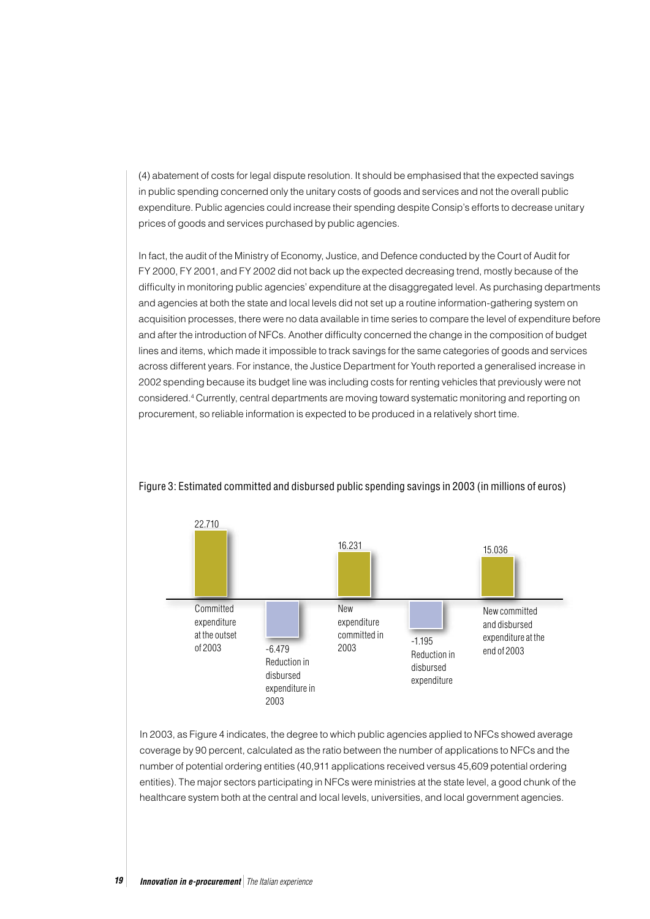(4) abatement of costs for legal dispute resolution. It should be emphasised that the expected savings in public spending concerned only the unitary costs of goods and services and not the overall public expenditure. Public agencies could increase their spending despite Consip's efforts to decrease unitary prices of goods and services purchased by public agencies.

In fact, the audit of the Ministry of Economy, Justice, and Defence conducted by the Court of Audit for FY 2000, FY 2001, and FY 2002 did not back up the expected decreasing trend, mostly because of the difficulty in monitoring public agencies' expenditure at the disaggregated level. As purchasing departments and agencies at both the state and local levels did not set up a routine information-gathering system on acquisition processes, there were no data available in time series to compare the level of expenditure before and after the introduction of NFCs. Another difficulty concerned the change in the composition of budget lines and items, which made it impossible to track savings for the same categories of goods and services across different years. For instance, the Justice Department for Youth reported a generalised increase in 2002 spending because its budget line was including costs for renting vehicles that previously were not considered.[4] Currently, central departments are moving toward systematic monitoring and reporting on procurement, so reliable information is expected to be produced in a relatively short time.

Figure 3: Estimated committed and disbursed public spending savings in 2003 (in millions of euros)

| Item | Value |
|---|---|
| Committed expenditure at the outset of 2003 | 22.710 |
| Reduction in disbursed expenditure in 2003 | -6.479 |
| New expenditure committed in 2003 | 16.231 |
| Reduction in disbursed expenditure | -1.195 |
| New committed and disbursed expenditure at the end of 2003 | 15.036 |

In 2003, as Figure 4 indicates, the degree to which public agencies applied to NFCs showed average coverage by 90 percent, calculated as the ratio between the number of applications to NFCs and the number of potential ordering entities (40,911 applications received versus 45,609 potential ordering entities). The major sectors participating in NFCs were ministries at the state level, a good chunk of the healthcare system both at the central and local levels, universities, and local government agencies.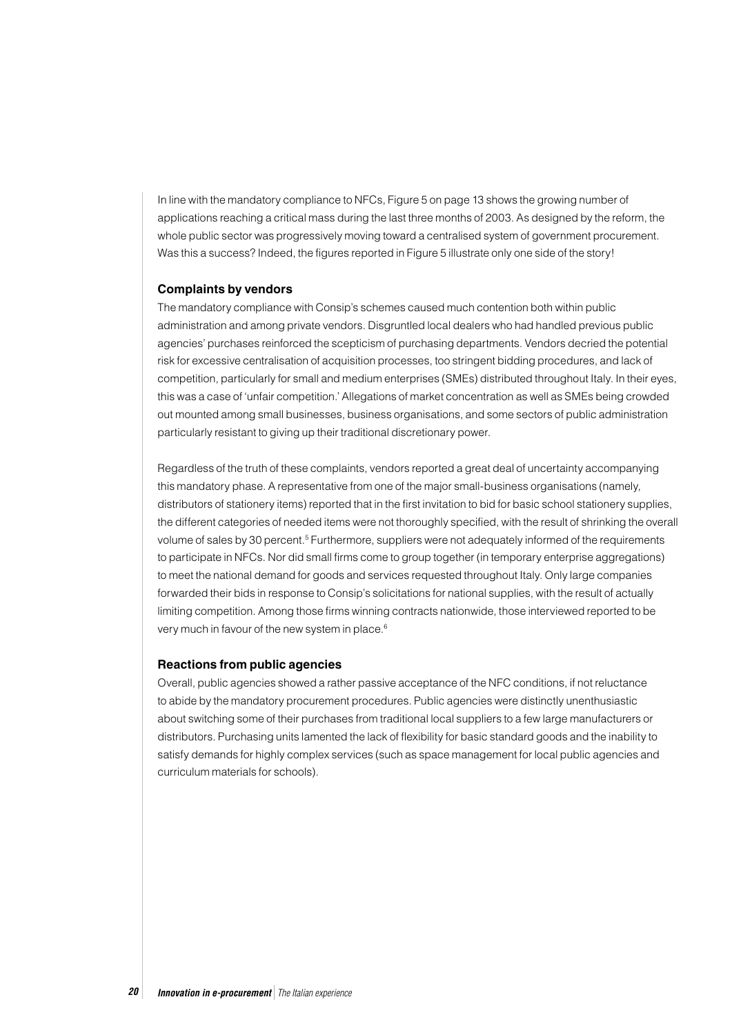In line with the mandatory compliance to NFCs, Figure 5 on page 13 shows the growing number of applications reaching a critical mass during the last three months of 2003. As designed by the reform, the whole public sector was progressively moving toward a centralised system of government procurement. Was this a success? Indeed, the figures reported in Figure 5 illustrate only one side of the story!

### Complaints by vendors

The mandatory compliance with Consip's schemes caused much contention both within public administration and among private vendors. Disgruntled local dealers who had handled previous public agencies' purchases reinforced the scepticism of purchasing departments. Vendors decried the potential risk for excessive centralisation of acquisition processes, too stringent bidding procedures, and lack of competition, particularly for small and medium enterprises (SMEs) distributed throughout Italy. In their eyes, this was a case of 'unfair competition.' Allegations of market concentration as well as SMEs being crowded out mounted among small businesses, business organisations, and some sectors of public administration particularly resistant to giving up their traditional discretionary power.

Regardless of the truth of these complaints, vendors reported a great deal of uncertainty accompanying this mandatory phase. A representative from one of the major small-business organisations (namely, distributors of stationery items) reported that in the first invitation to bid for basic school stationery supplies, the different categories of needed items were not thoroughly specified, with the result of shrinking the overall volume of sales by 30 percent.[5] Furthermore, suppliers were not adequately informed of the requirements to participate in NFCs. Nor did small firms come to group together (in temporary enterprise aggregations) to meet the national demand for goods and services requested throughout Italy. Only large companies forwarded their bids in response to Consip's solicitations for national supplies, with the result of actually limiting competition. Among those firms winning contracts nationwide, those interviewed reported to be very much in favour of the new system in place.[6]

### Reactions from public agencies

Overall, public agencies showed a rather passive acceptance of the NFC conditions, if not reluctance to abide by the mandatory procurement procedures. Public agencies were distinctly unenthusiastic about switching some of their purchases from traditional local suppliers to a few large manufacturers or distributors. Purchasing units lamented the lack of flexibility for basic standard goods and the inability to satisfy demands for highly complex services (such as space management for local public agencies and curriculum materials for schools).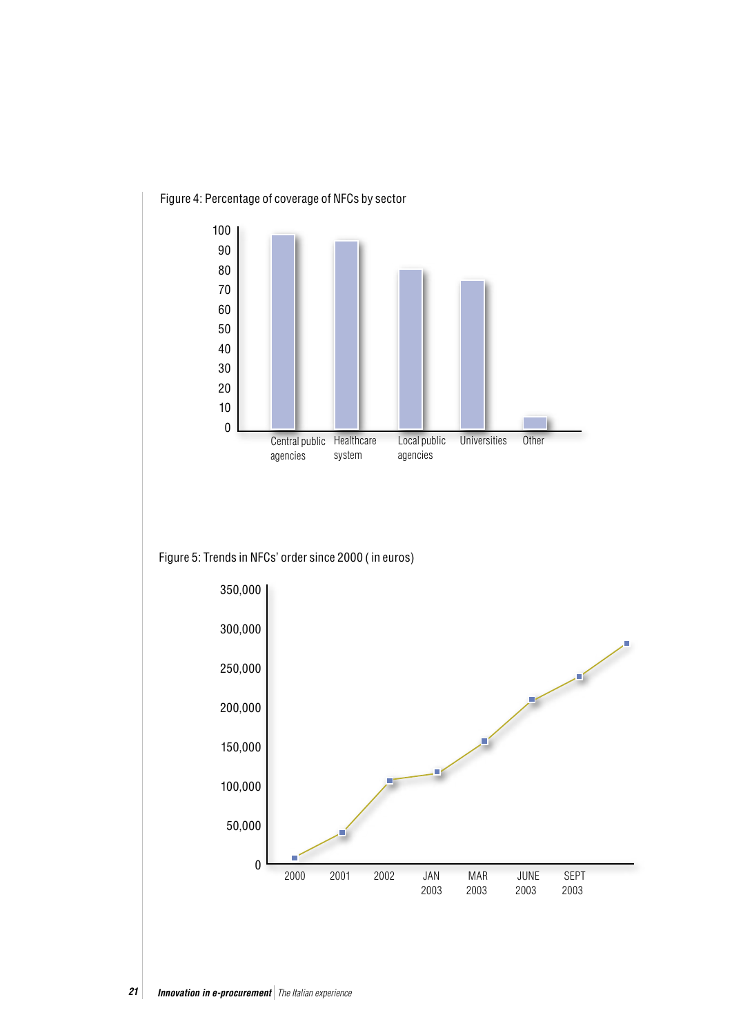Figure 4: Percentage of coverage of NFCs by sector

Figure 5: Trends in NFCs' order since 2000 ( in euros)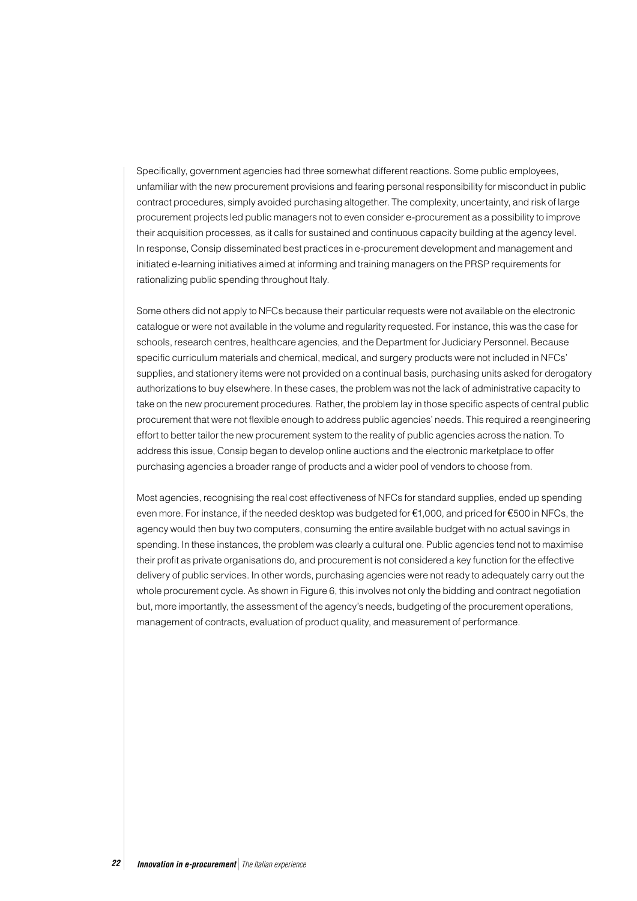Specifically, government agencies had three somewhat different reactions. Some public employees, unfamiliar with the new procurement provisions and fearing personal responsibility for misconduct in public contract procedures, simply avoided purchasing altogether. The complexity, uncertainty, and risk of large procurement projects led public managers not to even consider e-procurement as a possibility to improve their acquisition processes, as it calls for sustained and continuous capacity building at the agency level. In response, Consip disseminated best practices in e-procurement development and management and initiated e-learning initiatives aimed at informing and training managers on the PRSP requirements for rationalizing public spending throughout Italy.

Some others did not apply to NFCs because their particular requests were not available on the electronic catalogue or were not available in the volume and regularity requested. For instance, this was the case for schools, research centres, healthcare agencies, and the Department for Judiciary Personnel. Because specific curriculum materials and chemical, medical, and surgery products were not included in NFCs' supplies, and stationery items were not provided on a continual basis, purchasing units asked for derogatory authorizations to buy elsewhere. In these cases, the problem was not the lack of administrative capacity to take on the new procurement procedures. Rather, the problem lay in those specific aspects of central public procurement that were not flexible enough to address public agencies' needs. This required a reengineering effort to better tailor the new procurement system to the reality of public agencies across the nation. To address this issue, Consip began to develop online auctions and the electronic marketplace to offer purchasing agencies a broader range of products and a wider pool of vendors to choose from.

Most agencies, recognising the real cost effectiveness of NFCs for standard supplies, ended up spending even more. For instance, if the needed desktop was budgeted for €1,000, and priced for €500 in NFCs, the agency would then buy two computers, consuming the entire available budget with no actual savings in spending. In these instances, the problem was clearly a cultural one. Public agencies tend not to maximise their profit as private organisations do, and procurement is not considered a key function for the effective delivery of public services. In other words, purchasing agencies were not ready to adequately carry out the whole procurement cycle. As shown in Figure 6, this involves not only the bidding and contract negotiation but, more importantly, the assessment of the agency's needs, budgeting of the procurement operations, management of contracts, evaluation of product quality, and measurement of performance.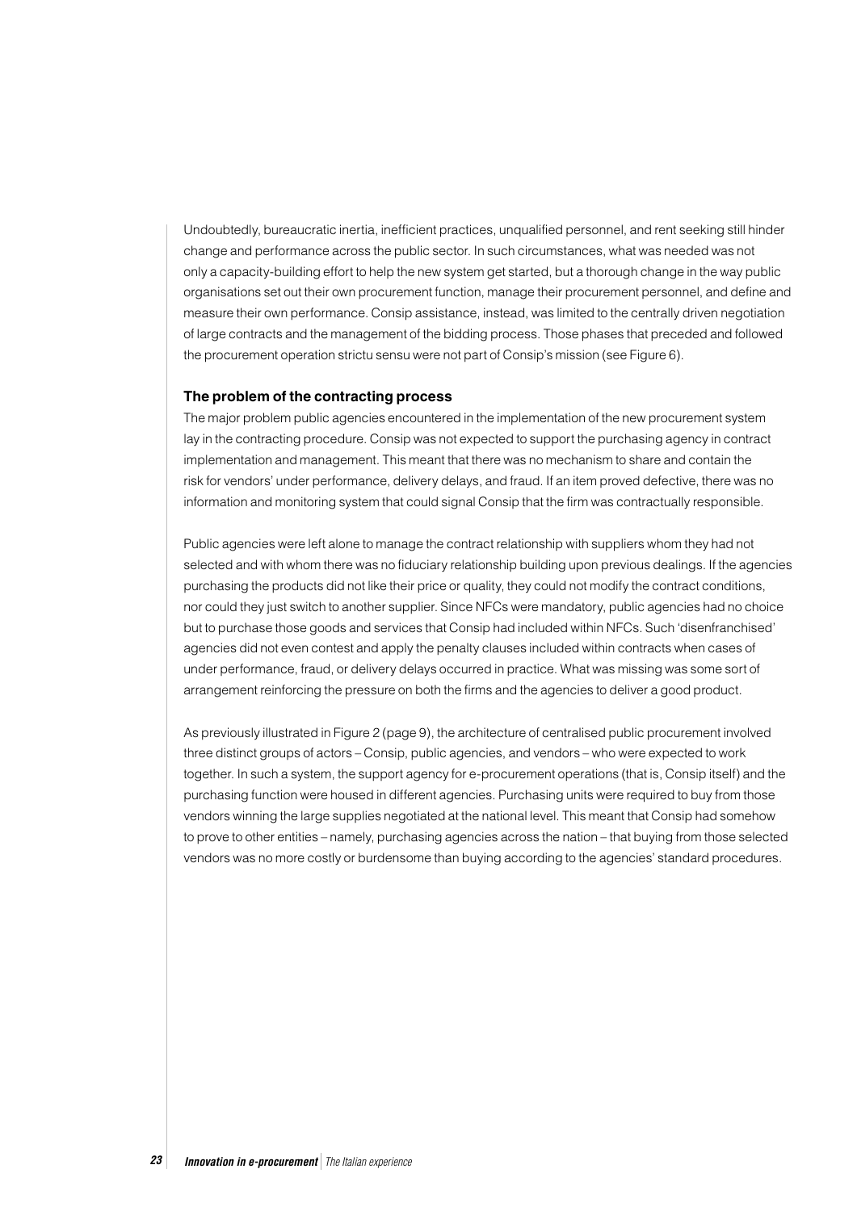Undoubtedly, bureaucratic inertia, inefficient practices, unqualified personnel, and rent seeking still hinder change and performance across the public sector. In such circumstances, what was needed was not only a capacity-building effort to help the new system get started, but a thorough change in the way public organisations set out their own procurement function, manage their procurement personnel, and define and measure their own performance. Consip assistance, instead, was limited to the centrally driven negotiation of large contracts and the management of the bidding process. Those phases that preceded and followed the procurement operation strictu sensu were not part of Consip's mission (see Figure 6).

### The problem of the contracting process

The major problem public agencies encountered in the implementation of the new procurement system lay in the contracting procedure. Consip was not expected to support the purchasing agency in contract implementation and management. This meant that there was no mechanism to share and contain the risk for vendors' under performance, delivery delays, and fraud. If an item proved defective, there was no information and monitoring system that could signal Consip that the firm was contractually responsible.

Public agencies were left alone to manage the contract relationship with suppliers whom they had not selected and with whom there was no fiduciary relationship building upon previous dealings. If the agencies purchasing the products did not like their price or quality, they could not modify the contract conditions, nor could they just switch to another supplier. Since NFCs were mandatory, public agencies had no choice but to purchase those goods and services that Consip had included within NFCs. Such 'disenfranchised' agencies did not even contest and apply the penalty clauses included within contracts when cases of under performance, fraud, or delivery delays occurred in practice. What was missing was some sort of arrangement reinforcing the pressure on both the firms and the agencies to deliver a good product.

As previously illustrated in Figure 2 (page 9), the architecture of centralised public procurement involved three distinct groups of actors – Consip, public agencies, and vendors – who were expected to work together. In such a system, the support agency for e-procurement operations (that is, Consip itself) and the purchasing function were housed in different agencies. Purchasing units were required to buy from those vendors winning the large supplies negotiated at the national level. This meant that Consip had somehow to prove to other entities – namely, purchasing agencies across the nation – that buying from those selected vendors was no more costly or burdensome than buying according to the agencies' standard procedures.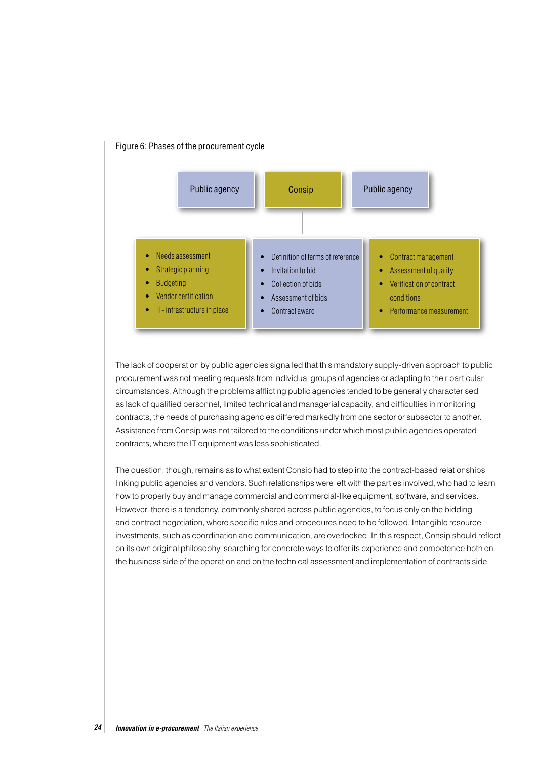Figure 6: Phases of the procurement cycle

| Public agency | Consip | Public agency |
|---|---|---|
| • Needs assessment<br>• Strategic planning<br>• Budgeting<br>• Vendor certification<br>• IT- infrastructure in place | • Definition of terms of reference<br>• Invitation to bid<br>• Collection of bids<br>• Assessment of bids<br>• Contract award | • Contract management<br>• Assessment of quality<br>• Verification of contract conditions<br>• Performance measurement |

The lack of cooperation by public agencies signalled that this mandatory supply-driven approach to public procurement was not meeting requests from individual groups of agencies or adapting to their particular circumstances. Although the problems afflicting public agencies tended to be generally characterised as lack of qualified personnel, limited technical and managerial capacity, and difficulties in monitoring contracts, the needs of purchasing agencies differed markedly from one sector or subsector to another. Assistance from Consip was not tailored to the conditions under which most public agencies operated contracts, where the IT equipment was less sophisticated.

The question, though, remains as to what extent Consip had to step into the contract-based relationships linking public agencies and vendors. Such relationships were left with the parties involved, who had to learn how to properly buy and manage commercial and commercial-like equipment, software, and services. However, there is a tendency, commonly shared across public agencies, to focus only on the bidding and contract negotiation, where specific rules and procedures need to be followed. Intangible resource investments, such as coordination and communication, are overlooked. In this respect, Consip should reflect on its own original philosophy, searching for concrete ways to offer its experience and competence both on the business side of the operation and on the technical assessment and implementation of contracts side.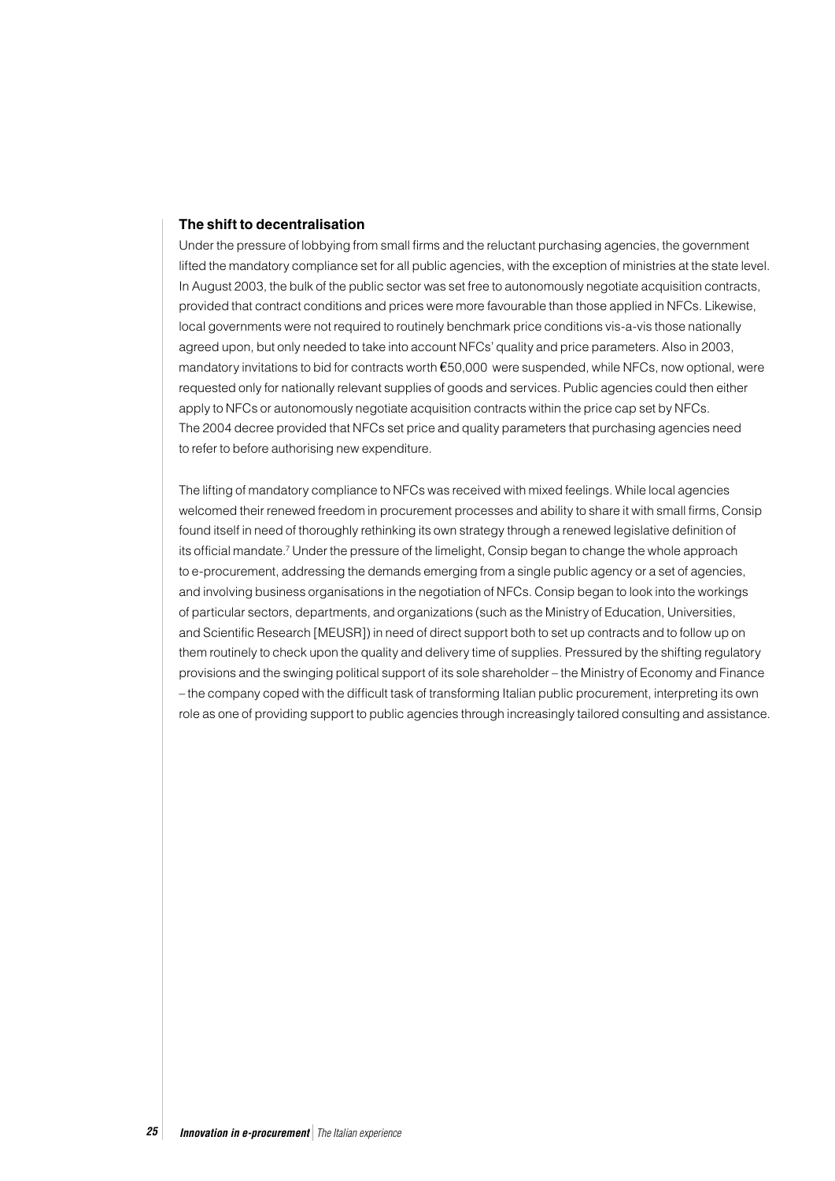### The shift to decentralisation

Under the pressure of lobbying from small firms and the reluctant purchasing agencies, the government lifted the mandatory compliance set for all public agencies, with the exception of ministries at the state level. In August 2003, the bulk of the public sector was set free to autonomously negotiate acquisition contracts, provided that contract conditions and prices were more favourable than those applied in NFCs. Likewise, local governments were not required to routinely benchmark price conditions vis-a-vis those nationally agreed upon, but only needed to take into account NFCs' quality and price parameters. Also in 2003, mandatory invitations to bid for contracts worth €50,000 were suspended, while NFCs, now optional, were requested only for nationally relevant supplies of goods and services. Public agencies could then either apply to NFCs or autonomously negotiate acquisition contracts within the price cap set by NFCs. The 2004 decree provided that NFCs set price and quality parameters that purchasing agencies need to refer to before authorising new expenditure.

The lifting of mandatory compliance to NFCs was received with mixed feelings. While local agencies welcomed their renewed freedom in procurement processes and ability to share it with small firms, Consip found itself in need of thoroughly rethinking its own strategy through a renewed legislative definition of its official mandate.[7] Under the pressure of the limelight, Consip began to change the whole approach to e-procurement, addressing the demands emerging from a single public agency or a set of agencies, and involving business organisations in the negotiation of NFCs. Consip began to look into the workings of particular sectors, departments, and organizations (such as the Ministry of Education, Universities, and Scientific Research [MEUSR]) in need of direct support both to set up contracts and to follow up on them routinely to check upon the quality and delivery time of supplies. Pressured by the shifting regulatory provisions and the swinging political support of its sole shareholder – the Ministry of Economy and Finance – the company coped with the difficult task of transforming Italian public procurement, interpreting its own role as one of providing support to public agencies through increasingly tailored consulting and assistance.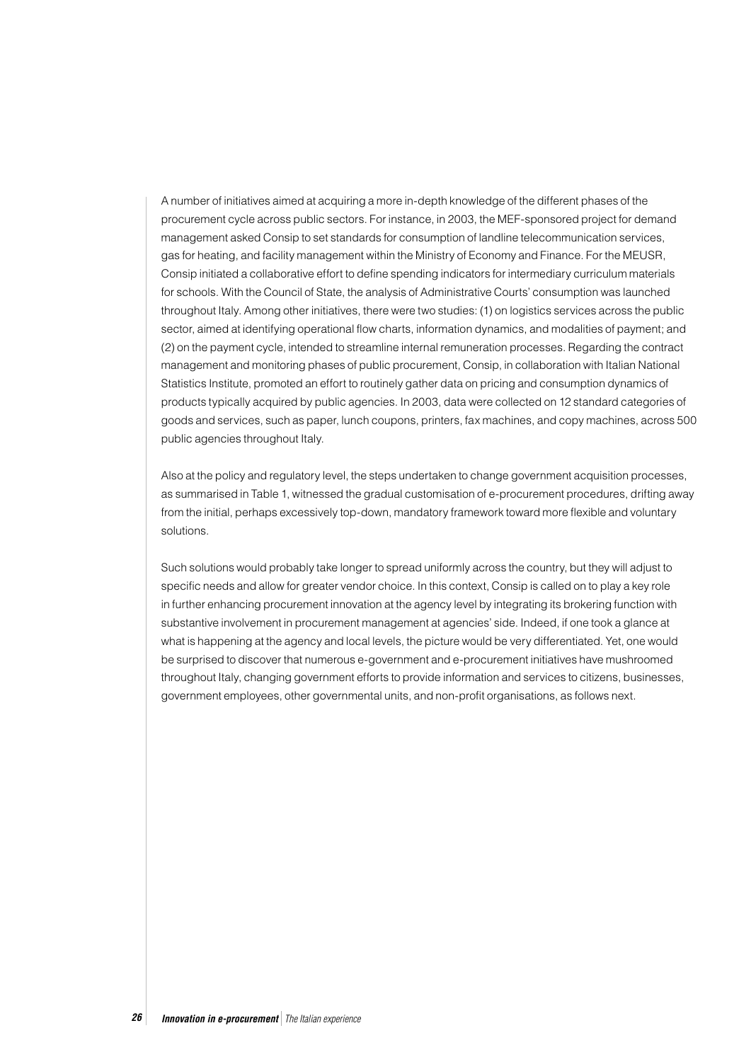A number of initiatives aimed at acquiring a more in-depth knowledge of the different phases of the procurement cycle across public sectors. For instance, in 2003, the MEF-sponsored project for demand management asked Consip to set standards for consumption of landline telecommunication services, gas for heating, and facility management within the Ministry of Economy and Finance. For the MEUSR, Consip initiated a collaborative effort to define spending indicators for intermediary curriculum materials for schools. With the Council of State, the analysis of Administrative Courts' consumption was launched throughout Italy. Among other initiatives, there were two studies: (1) on logistics services across the public sector, aimed at identifying operational flow charts, information dynamics, and modalities of payment; and (2) on the payment cycle, intended to streamline internal remuneration processes. Regarding the contract management and monitoring phases of public procurement, Consip, in collaboration with Italian National Statistics Institute, promoted an effort to routinely gather data on pricing and consumption dynamics of products typically acquired by public agencies. In 2003, data were collected on 12 standard categories of goods and services, such as paper, lunch coupons, printers, fax machines, and copy machines, across 500 public agencies throughout Italy.

Also at the policy and regulatory level, the steps undertaken to change government acquisition processes, as summarised in Table 1, witnessed the gradual customisation of e-procurement procedures, drifting away from the initial, perhaps excessively top-down, mandatory framework toward more flexible and voluntary solutions.

Such solutions would probably take longer to spread uniformly across the country, but they will adjust to specific needs and allow for greater vendor choice. In this context, Consip is called on to play a key role in further enhancing procurement innovation at the agency level by integrating its brokering function with substantive involvement in procurement management at agencies' side. Indeed, if one took a glance at what is happening at the agency and local levels, the picture would be very differentiated. Yet, one would be surprised to discover that numerous e-government and e-procurement initiatives have mushroomed throughout Italy, changing government efforts to provide information and services to citizens, businesses, government employees, other governmental units, and non-profit organisations, as follows next.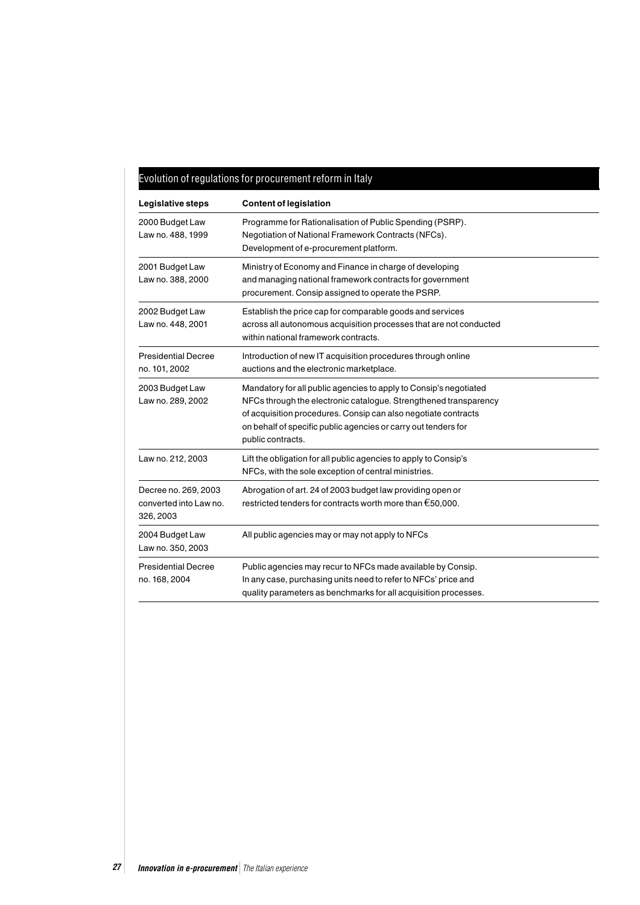## Evolution of regulations for procurement reform in Italy

| Legislative steps | Content of legislation |
| --- | --- |
| 2000 Budget Law<br>Law no. 488, 1999 | Programme for Rationalisation of Public Spending (PSRP). Negotiation of National Framework Contracts (NFCs). Development of e-procurement platform. |
| 2001 Budget Law<br>Law no. 388, 2000 | Ministry of Economy and Finance in charge of developing and managing national framework contracts for government procurement. Consip assigned to operate the PSRP. |
| 2002 Budget Law<br>Law no. 448, 2001 | Establish the price cap for comparable goods and services across all autonomous acquisition processes that are not conducted within national framework contracts. |
| Presidential Decree<br>no. 101, 2002 | Introduction of new IT acquisition procedures through online auctions and the electronic marketplace. |
| 2003 Budget Law<br>Law no. 289, 2002 | Mandatory for all public agencies to apply to Consip's negotiated NFCs through the electronic catalogue. Strengthened transparency of acquisition procedures. Consip can also negotiate contracts on behalf of specific public agencies or carry out tenders for public contracts. |
| Law no. 212, 2003 | Lift the obligation for all public agencies to apply to Consip's NFCs, with the sole exception of central ministries. |
| Decree no. 269, 2003 converted into Law no. 326, 2003 | Abrogation of art. 24 of 2003 budget law providing open or restricted tenders for contracts worth more than €50,000. |
| 2004 Budget Law<br>Law no. 350, 2003 | All public agencies may or may not apply to NFCs |
| Presidential Decree<br>no. 168, 2004 | Public agencies may recur to NFCs made available by Consip. In any case, purchasing units need to refer to NFCs' price and quality parameters as benchmarks for all acquisition processes. |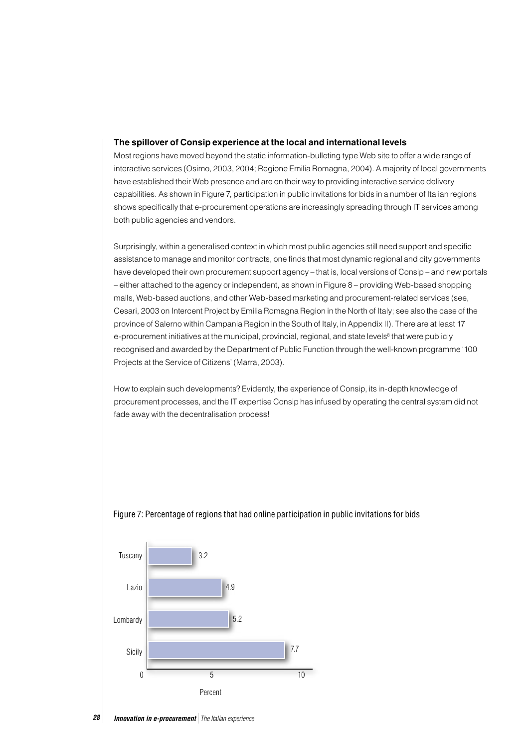### The spillover of Consip experience at the local and international levels

Most regions have moved beyond the static information-bulleting type Web site to offer a wide range of interactive services (Osimo, 2003, 2004; Regione Emilia Romagna, 2004). A majority of local governments have established their Web presence and are on their way to providing interactive service delivery capabilities. As shown in Figure 7, participation in public invitations for bids in a number of Italian regions shows specifically that e-procurement operations are increasingly spreading through IT services among both public agencies and vendors.

Surprisingly, within a generalised context in which most public agencies still need support and specific assistance to manage and monitor contracts, one finds that most dynamic regional and city governments have developed their own procurement support agency – that is, local versions of Consip – and new portals – either attached to the agency or independent, as shown in Figure 8 – providing Web-based shopping malls, Web-based auctions, and other Web-based marketing and procurement-related services (see, Cesari, 2003 on Intercent Project by Emilia Romagna Region in the North of Italy; see also the case of the province of Salerno within Campania Region in the South of Italy, in Appendix II). There are at least 17 e-procurement initiatives at the municipal, provincial, regional, and state levels[8] that were publicly recognised and awarded by the Department of Public Function through the well-known programme '100 Projects at the Service of Citizens' (Marra, 2003).

How to explain such developments? Evidently, the experience of Consip, its in-depth knowledge of procurement processes, and the IT expertise Consip has infused by operating the central system did not fade away with the decentralisation process!

Figure 7: Percentage of regions that had online participation in public invitations for bids

| Region | Percent |
|---|---|
| Tuscany | 3.2 |
| Lazio | 4.9 |
| Lombardy | 5.2 |
| Sicily | 7.7 |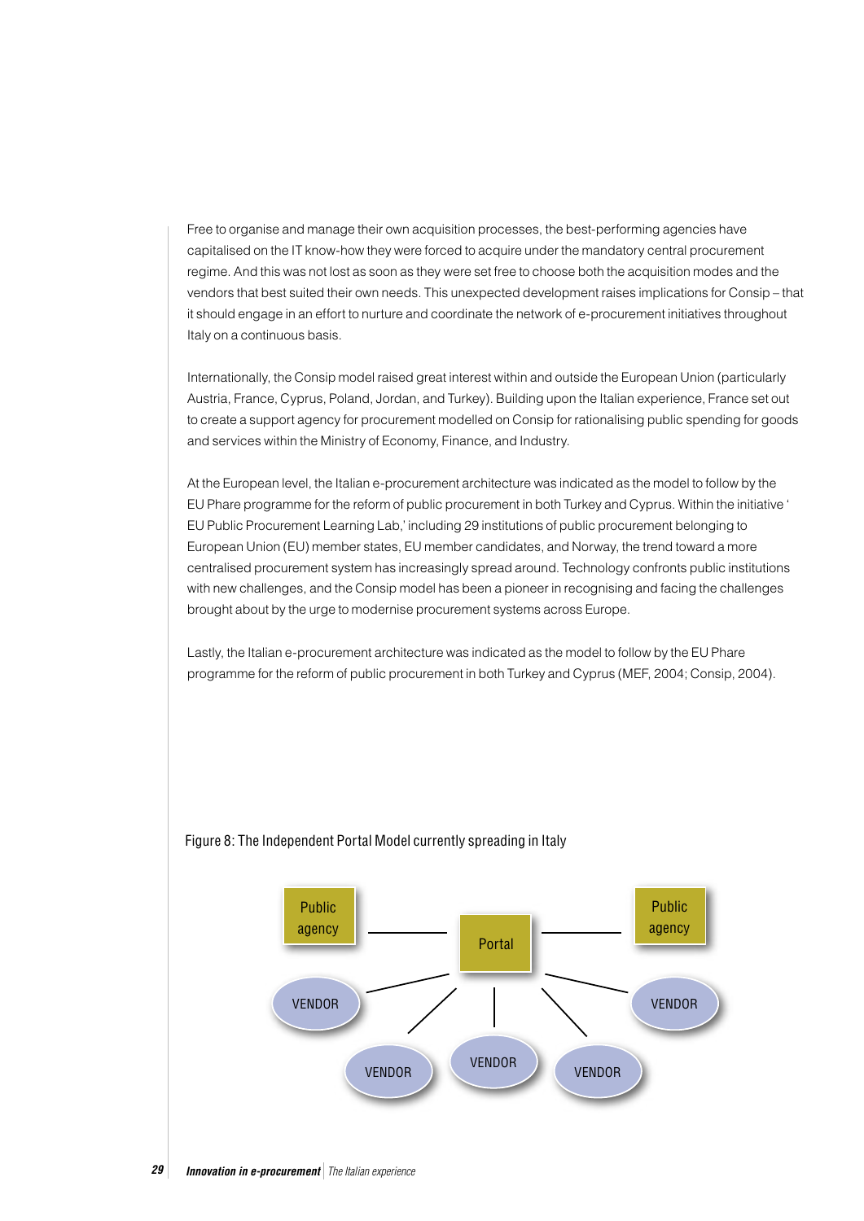Free to organise and manage their own acquisition processes, the best-performing agencies have capitalised on the IT know-how they were forced to acquire under the mandatory central procurement regime. And this was not lost as soon as they were set free to choose both the acquisition modes and the vendors that best suited their own needs. This unexpected development raises implications for Consip – that it should engage in an effort to nurture and coordinate the network of e-procurement initiatives throughout Italy on a continuous basis.

Internationally, the Consip model raised great interest within and outside the European Union (particularly Austria, France, Cyprus, Poland, Jordan, and Turkey). Building upon the Italian experience, France set out to create a support agency for procurement modelled on Consip for rationalising public spending for goods and services within the Ministry of Economy, Finance, and Industry.

At the European level, the Italian e-procurement architecture was indicated as the model to follow by the EU Phare programme for the reform of public procurement in both Turkey and Cyprus. Within the initiative ' EU Public Procurement Learning Lab,' including 29 institutions of public procurement belonging to European Union (EU) member states, EU member candidates, and Norway, the trend toward a more centralised procurement system has increasingly spread around. Technology confronts public institutions with new challenges, and the Consip model has been a pioneer in recognising and facing the challenges brought about by the urge to modernise procurement systems across Europe.

Lastly, the Italian e-procurement architecture was indicated as the model to follow by the EU Phare programme for the reform of public procurement in both Turkey and Cyprus (MEF, 2004; Consip, 2004).

Figure 8: The Independent Portal Model currently spreading in Italy

Public agency — Portal — Public agency

VENDOR, VENDOR, VENDOR, VENDOR, VENDOR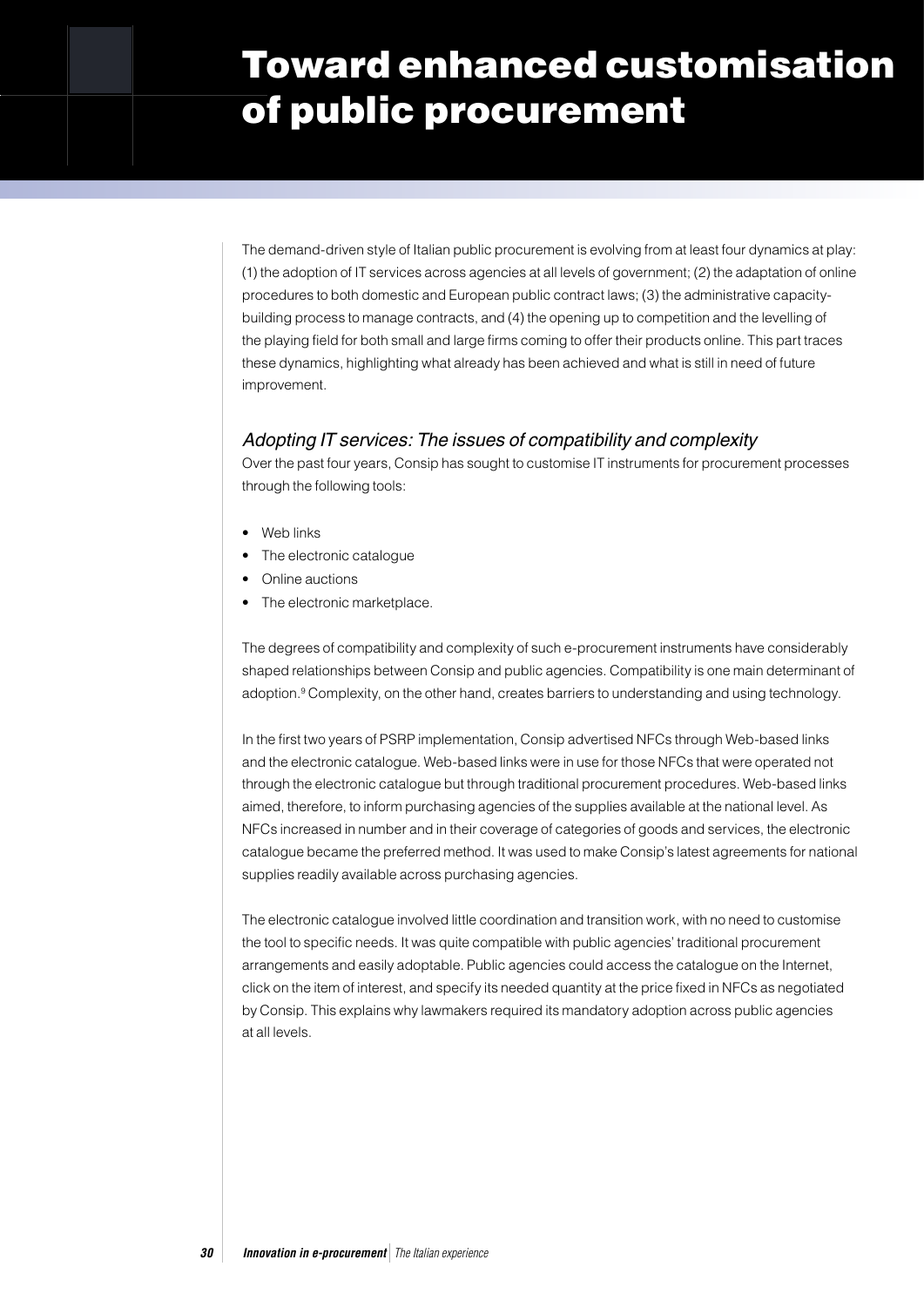# Toward enhanced customisation of public procurement

The demand-driven style of Italian public procurement is evolving from at least four dynamics at play: (1) the adoption of IT services across agencies at all levels of government; (2) the adaptation of online procedures to both domestic and European public contract laws; (3) the administrative capacity-building process to manage contracts, and (4) the opening up to competition and the levelling of the playing field for both small and large firms coming to offer their products online. This part traces these dynamics, highlighting what already has been achieved and what is still in need of future improvement.

### *Adopting IT services: The issues of compatibility and complexity*

Over the past four years, Consip has sought to customise IT instruments for procurement processes through the following tools:

- Web links
- The electronic catalogue
- Online auctions
- The electronic marketplace.

The degrees of compatibility and complexity of such e-procurement instruments have considerably shaped relationships between Consip and public agencies. Compatibility is one main determinant of adoption.[9] Complexity, on the other hand, creates barriers to understanding and using technology.

In the first two years of PSRP implementation, Consip advertised NFCs through Web-based links and the electronic catalogue. Web-based links were in use for those NFCs that were operated not through the electronic catalogue but through traditional procurement procedures. Web-based links aimed, therefore, to inform purchasing agencies of the supplies available at the national level. As NFCs increased in number and in their coverage of categories of goods and services, the electronic catalogue became the preferred method. It was used to make Consip's latest agreements for national supplies readily available across purchasing agencies.

The electronic catalogue involved little coordination and transition work, with no need to customise the tool to specific needs. It was quite compatible with public agencies' traditional procurement arrangements and easily adoptable. Public agencies could access the catalogue on the Internet, click on the item of interest, and specify its needed quantity at the price fixed in NFCs as negotiated by Consip. This explains why lawmakers required its mandatory adoption across public agencies at all levels.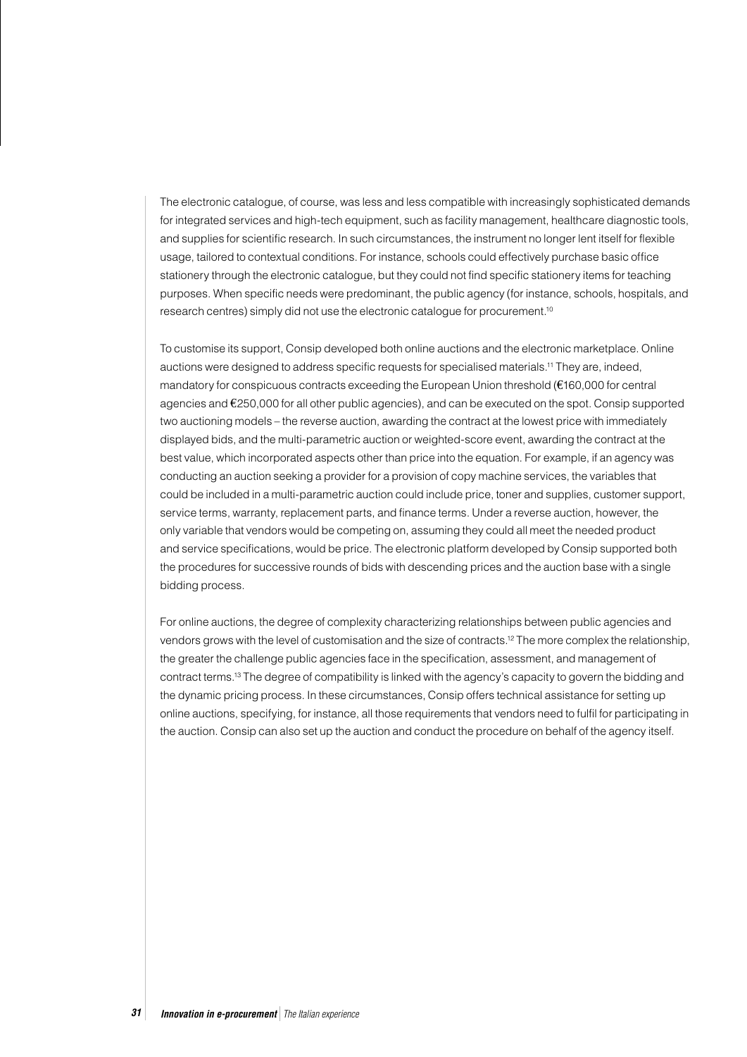The electronic catalogue, of course, was less and less compatible with increasingly sophisticated demands for integrated services and high-tech equipment, such as facility management, healthcare diagnostic tools, and supplies for scientific research. In such circumstances, the instrument no longer lent itself for flexible usage, tailored to contextual conditions. For instance, schools could effectively purchase basic office stationery through the electronic catalogue, but they could not find specific stationery items for teaching purposes. When specific needs were predominant, the public agency (for instance, schools, hospitals, and research centres) simply did not use the electronic catalogue for procurement.[10]

To customise its support, Consip developed both online auctions and the electronic marketplace. Online auctions were designed to address specific requests for specialised materials.[11] They are, indeed, mandatory for conspicuous contracts exceeding the European Union threshold (€160,000 for central agencies and €250,000 for all other public agencies), and can be executed on the spot. Consip supported two auctioning models – the reverse auction, awarding the contract at the lowest price with immediately displayed bids, and the multi-parametric auction or weighted-score event, awarding the contract at the best value, which incorporated aspects other than price into the equation. For example, if an agency was conducting an auction seeking a provider for a provision of copy machine services, the variables that could be included in a multi-parametric auction could include price, toner and supplies, customer support, service terms, warranty, replacement parts, and finance terms. Under a reverse auction, however, the only variable that vendors would be competing on, assuming they could all meet the needed product and service specifications, would be price. The electronic platform developed by Consip supported both the procedures for successive rounds of bids with descending prices and the auction base with a single bidding process.

For online auctions, the degree of complexity characterizing relationships between public agencies and vendors grows with the level of customisation and the size of contracts.[12] The more complex the relationship, the greater the challenge public agencies face in the specification, assessment, and management of contract terms.[13] The degree of compatibility is linked with the agency's capacity to govern the bidding and the dynamic pricing process. In these circumstances, Consip offers technical assistance for setting up online auctions, specifying, for instance, all those requirements that vendors need to fulfil for participating in the auction. Consip can also set up the auction and conduct the procedure on behalf of the agency itself.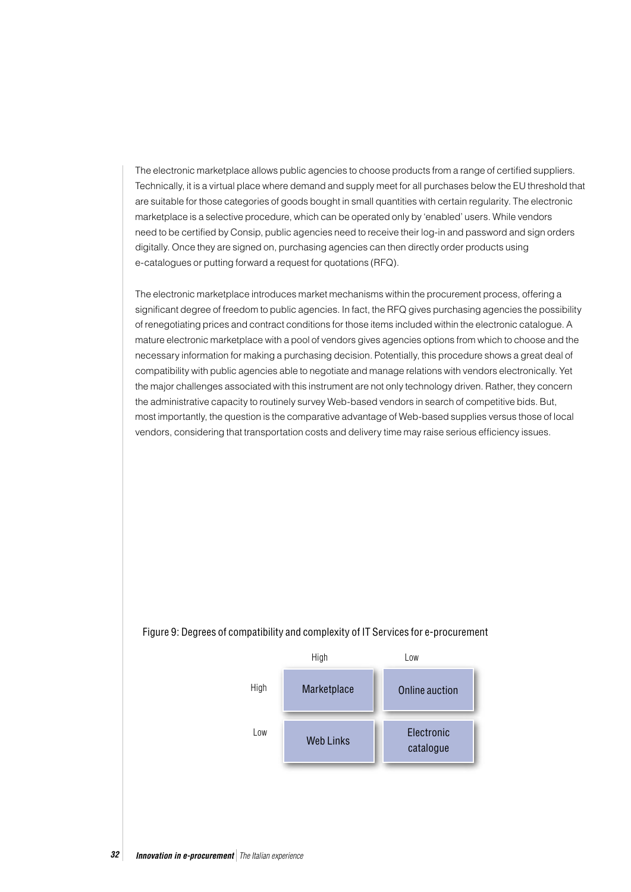The electronic marketplace allows public agencies to choose products from a range of certified suppliers. Technically, it is a virtual place where demand and supply meet for all purchases below the EU threshold that are suitable for those categories of goods bought in small quantities with certain regularity. The electronic marketplace is a selective procedure, which can be operated only by 'enabled' users. While vendors need to be certified by Consip, public agencies need to receive their log-in and password and sign orders digitally. Once they are signed on, purchasing agencies can then directly order products using e-catalogues or putting forward a request for quotations (RFQ).

The electronic marketplace introduces market mechanisms within the procurement process, offering a significant degree of freedom to public agencies. In fact, the RFQ gives purchasing agencies the possibility of renegotiating prices and contract conditions for those items included within the electronic catalogue. A mature electronic marketplace with a pool of vendors gives agencies options from which to choose and the necessary information for making a purchasing decision. Potentially, this procedure shows a great deal of compatibility with public agencies able to negotiate and manage relations with vendors electronically. Yet the major challenges associated with this instrument are not only technology driven. Rather, they concern the administrative capacity to routinely survey Web-based vendors in search of competitive bids. But, most importantly, the question is the comparative advantage of Web-based supplies versus those of local vendors, considering that transportation costs and delivery time may raise serious efficiency issues.

Figure 9: Degrees of compatibility and complexity of IT Services for e-procurement

| | High | Low |
|---|---|---|
| **High** | Marketplace | Online auction |
| **Low** | Web Links | Electronic catalogue |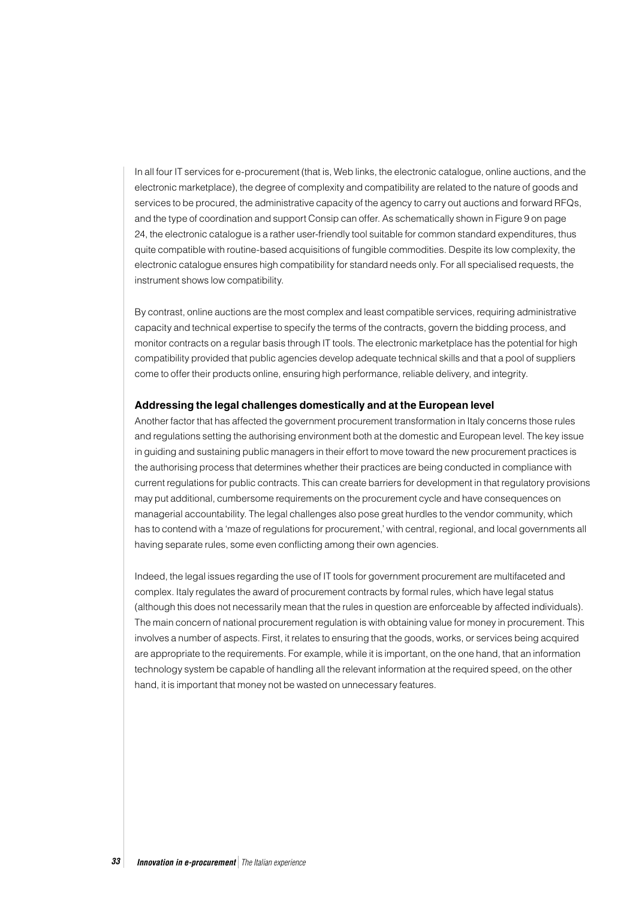In all four IT services for e-procurement (that is, Web links, the electronic catalogue, online auctions, and the electronic marketplace), the degree of complexity and compatibility are related to the nature of goods and services to be procured, the administrative capacity of the agency to carry out auctions and forward RFQs, and the type of coordination and support Consip can offer. As schematically shown in Figure 9 on page 24, the electronic catalogue is a rather user-friendly tool suitable for common standard expenditures, thus quite compatible with routine-based acquisitions of fungible commodities. Despite its low complexity, the electronic catalogue ensures high compatibility for standard needs only. For all specialised requests, the instrument shows low compatibility.

By contrast, online auctions are the most complex and least compatible services, requiring administrative capacity and technical expertise to specify the terms of the contracts, govern the bidding process, and monitor contracts on a regular basis through IT tools. The electronic marketplace has the potential for high compatibility provided that public agencies develop adequate technical skills and that a pool of suppliers come to offer their products online, ensuring high performance, reliable delivery, and integrity.

### Addressing the legal challenges domestically and at the European level

Another factor that has affected the government procurement transformation in Italy concerns those rules and regulations setting the authorising environment both at the domestic and European level. The key issue in guiding and sustaining public managers in their effort to move toward the new procurement practices is the authorising process that determines whether their practices are being conducted in compliance with current regulations for public contracts. This can create barriers for development in that regulatory provisions may put additional, cumbersome requirements on the procurement cycle and have consequences on managerial accountability. The legal challenges also pose great hurdles to the vendor community, which has to contend with a 'maze of regulations for procurement,' with central, regional, and local governments all having separate rules, some even conflicting among their own agencies.

Indeed, the legal issues regarding the use of IT tools for government procurement are multifaceted and complex. Italy regulates the award of procurement contracts by formal rules, which have legal status (although this does not necessarily mean that the rules in question are enforceable by affected individuals). The main concern of national procurement regulation is with obtaining value for money in procurement. This involves a number of aspects. First, it relates to ensuring that the goods, works, or services being acquired are appropriate to the requirements. For example, while it is important, on the one hand, that an information technology system be capable of handling all the relevant information at the required speed, on the other hand, it is important that money not be wasted on unnecessary features.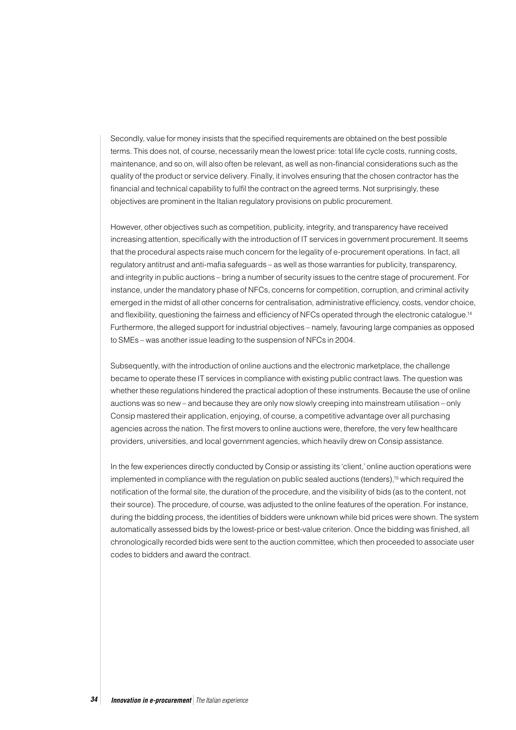Secondly, value for money insists that the specified requirements are obtained on the best possible terms. This does not, of course, necessarily mean the lowest price: total life cycle costs, running costs, maintenance, and so on, will also often be relevant, as well as non-financial considerations such as the quality of the product or service delivery. Finally, it involves ensuring that the chosen contractor has the financial and technical capability to fulfil the contract on the agreed terms. Not surprisingly, these objectives are prominent in the Italian regulatory provisions on public procurement.

However, other objectives such as competition, publicity, integrity, and transparency have received increasing attention, specifically with the introduction of IT services in government procurement. It seems that the procedural aspects raise much concern for the legality of e-procurement operations. In fact, all regulatory antitrust and anti-mafia safeguards – as well as those warranties for publicity, transparency, and integrity in public auctions – bring a number of security issues to the centre stage of procurement. For instance, under the mandatory phase of NFCs, concerns for competition, corruption, and criminal activity emerged in the midst of all other concerns for centralisation, administrative efficiency, costs, vendor choice, and flexibility, questioning the fairness and efficiency of NFCs operated through the electronic catalogue.[14] Furthermore, the alleged support for industrial objectives – namely, favouring large companies as opposed to SMEs – was another issue leading to the suspension of NFCs in 2004.

Subsequently, with the introduction of online auctions and the electronic marketplace, the challenge became to operate these IT services in compliance with existing public contract laws. The question was whether these regulations hindered the practical adoption of these instruments. Because the use of online auctions was so new – and because they are only now slowly creeping into mainstream utilisation – only Consip mastered their application, enjoying, of course, a competitive advantage over all purchasing agencies across the nation. The first movers to online auctions were, therefore, the very few healthcare providers, universities, and local government agencies, which heavily drew on Consip assistance.

In the few experiences directly conducted by Consip or assisting its 'client,' online auction operations were implemented in compliance with the regulation on public sealed auctions (tenders),[15] which required the notification of the formal site, the duration of the procedure, and the visibility of bids (as to the content, not their source). The procedure, of course, was adjusted to the online features of the operation. For instance, during the bidding process, the identities of bidders were unknown while bid prices were shown. The system automatically assessed bids by the lowest-price or best-value criterion. Once the bidding was finished, all chronologically recorded bids were sent to the auction committee, which then proceeded to associate user codes to bidders and award the contract.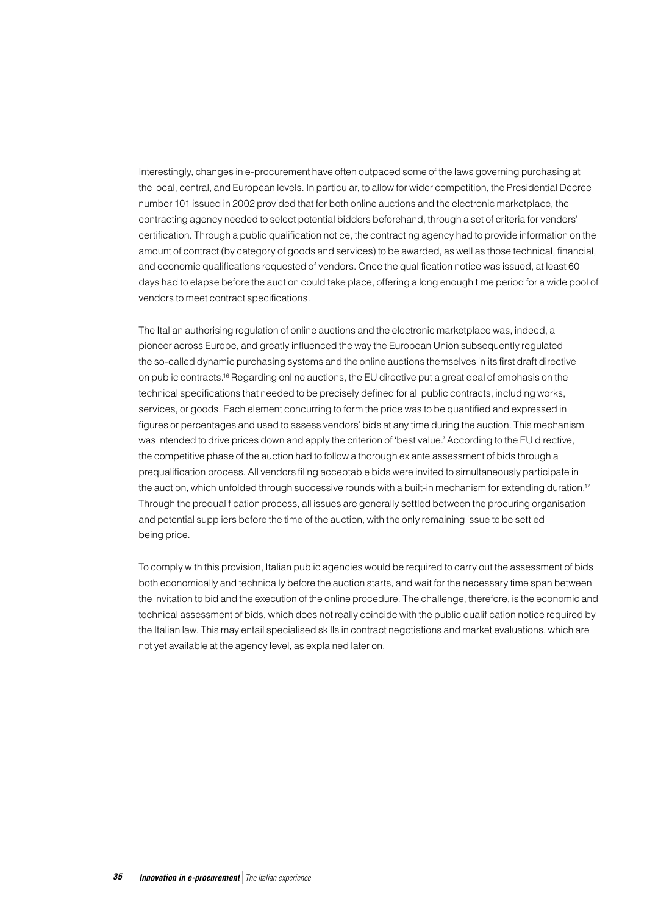Interestingly, changes in e-procurement have often outpaced some of the laws governing purchasing at the local, central, and European levels. In particular, to allow for wider competition, the Presidential Decree number 101 issued in 2002 provided that for both online auctions and the electronic marketplace, the contracting agency needed to select potential bidders beforehand, through a set of criteria for vendors' certification. Through a public qualification notice, the contracting agency had to provide information on the amount of contract (by category of goods and services) to be awarded, as well as those technical, financial, and economic qualifications requested of vendors. Once the qualification notice was issued, at least 60 days had to elapse before the auction could take place, offering a long enough time period for a wide pool of vendors to meet contract specifications.

The Italian authorising regulation of online auctions and the electronic marketplace was, indeed, a pioneer across Europe, and greatly influenced the way the European Union subsequently regulated the so-called dynamic purchasing systems and the online auctions themselves in its first draft directive on public contracts.[16] Regarding online auctions, the EU directive put a great deal of emphasis on the technical specifications that needed to be precisely defined for all public contracts, including works, services, or goods. Each element concurring to form the price was to be quantified and expressed in figures or percentages and used to assess vendors' bids at any time during the auction. This mechanism was intended to drive prices down and apply the criterion of 'best value.' According to the EU directive, the competitive phase of the auction had to follow a thorough ex ante assessment of bids through a prequalification process. All vendors filing acceptable bids were invited to simultaneously participate in the auction, which unfolded through successive rounds with a built-in mechanism for extending duration.[17] Through the prequalification process, all issues are generally settled between the procuring organisation and potential suppliers before the time of the auction, with the only remaining issue to be settled being price.

To comply with this provision, Italian public agencies would be required to carry out the assessment of bids both economically and technically before the auction starts, and wait for the necessary time span between the invitation to bid and the execution of the online procedure. The challenge, therefore, is the economic and technical assessment of bids, which does not really coincide with the public qualification notice required by the Italian law. This may entail specialised skills in contract negotiations and market evaluations, which are not yet available at the agency level, as explained later on.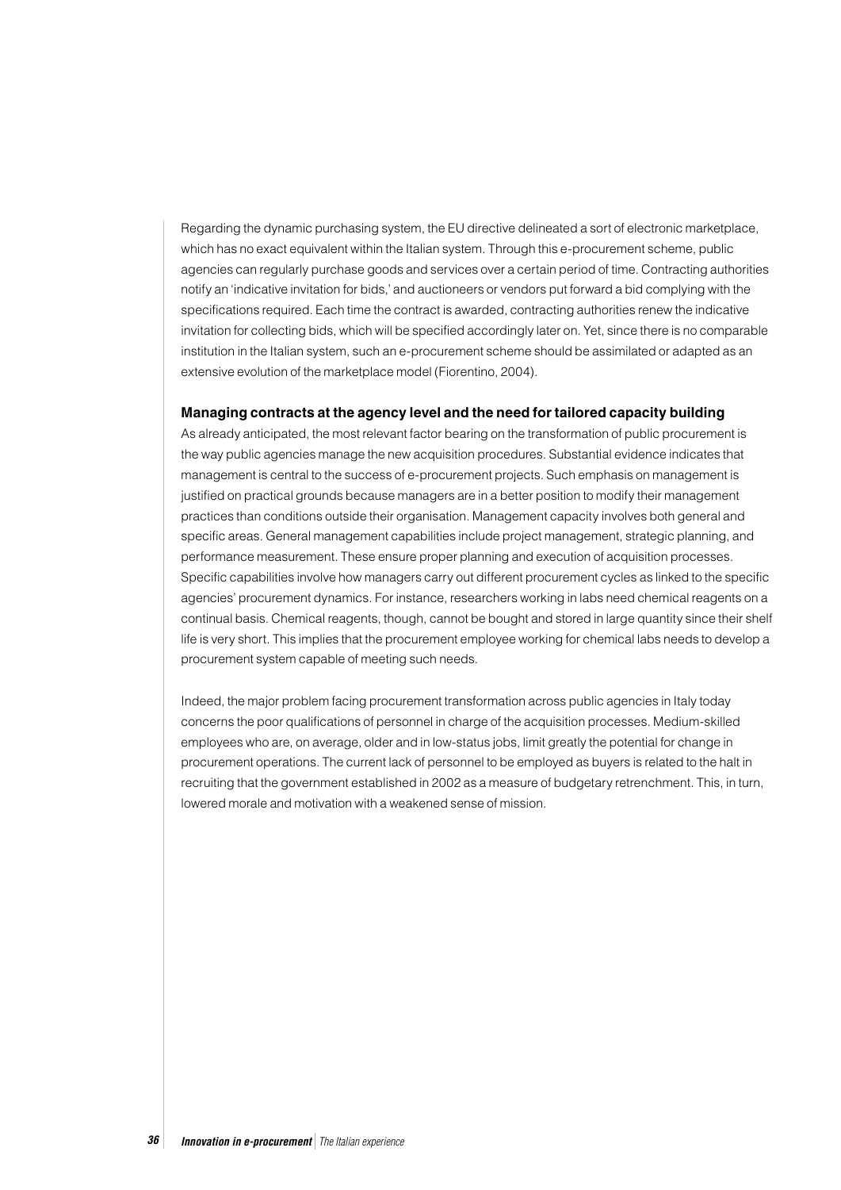Regarding the dynamic purchasing system, the EU directive delineated a sort of electronic marketplace, which has no exact equivalent within the Italian system. Through this e-procurement scheme, public agencies can regularly purchase goods and services over a certain period of time. Contracting authorities notify an 'indicative invitation for bids,' and auctioneers or vendors put forward a bid complying with the specifications required. Each time the contract is awarded, contracting authorities renew the indicative invitation for collecting bids, which will be specified accordingly later on. Yet, since there is no comparable institution in the Italian system, such an e-procurement scheme should be assimilated or adapted as an extensive evolution of the marketplace model (Fiorentino, 2004).

### Managing contracts at the agency level and the need for tailored capacity building

As already anticipated, the most relevant factor bearing on the transformation of public procurement is the way public agencies manage the new acquisition procedures. Substantial evidence indicates that management is central to the success of e-procurement projects. Such emphasis on management is justified on practical grounds because managers are in a better position to modify their management practices than conditions outside their organisation. Management capacity involves both general and specific areas. General management capabilities include project management, strategic planning, and performance measurement. These ensure proper planning and execution of acquisition processes. Specific capabilities involve how managers carry out different procurement cycles as linked to the specific agencies' procurement dynamics. For instance, researchers working in labs need chemical reagents on a continual basis. Chemical reagents, though, cannot be bought and stored in large quantity since their shelf life is very short. This implies that the procurement employee working for chemical labs needs to develop a procurement system capable of meeting such needs.

Indeed, the major problem facing procurement transformation across public agencies in Italy today concerns the poor qualifications of personnel in charge of the acquisition processes. Medium-skilled employees who are, on average, older and in low-status jobs, limit greatly the potential for change in procurement operations. The current lack of personnel to be employed as buyers is related to the halt in recruiting that the government established in 2002 as a measure of budgetary retrenchment. This, in turn, lowered morale and motivation with a weakened sense of mission.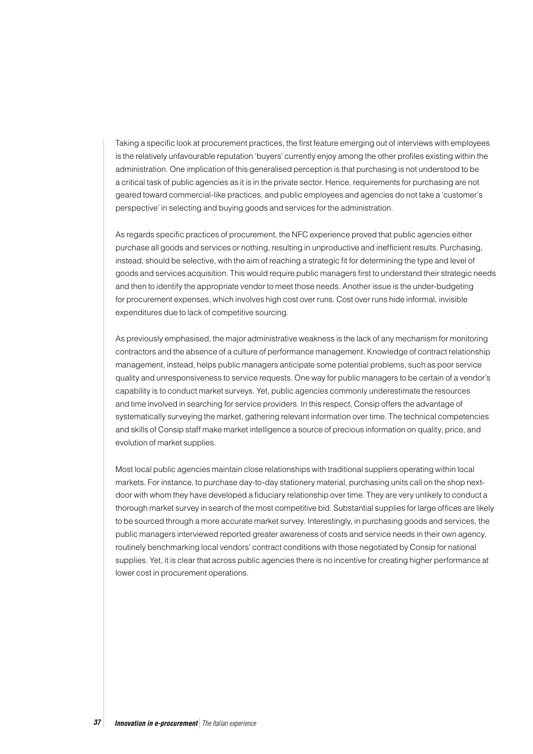Taking a specific look at procurement practices, the first feature emerging out of interviews with employees is the relatively unfavourable reputation 'buyers' currently enjoy among the other profiles existing within the administration. One implication of this generalised perception is that purchasing is not understood to be a critical task of public agencies as it is in the private sector. Hence, requirements for purchasing are not geared toward commercial-like practices, and public employees and agencies do not take a 'customer's perspective' in selecting and buying goods and services for the administration.

As regards specific practices of procurement, the NFC experience proved that public agencies either purchase all goods and services or nothing, resulting in unproductive and inefficient results. Purchasing, instead, should be selective, with the aim of reaching a strategic fit for determining the type and level of goods and services acquisition. This would require public managers first to understand their strategic needs and then to identify the appropriate vendor to meet those needs. Another issue is the under-budgeting for procurement expenses, which involves high cost over runs. Cost over runs hide informal, invisible expenditures due to lack of competitive sourcing.

As previously emphasised, the major administrative weakness is the lack of any mechanism for monitoring contractors and the absence of a culture of performance management. Knowledge of contract relationship management, instead, helps public managers anticipate some potential problems, such as poor service quality and unresponsiveness to service requests. One way for public managers to be certain of a vendor's capability is to conduct market surveys. Yet, public agencies commonly underestimate the resources and time involved in searching for service providers. In this respect, Consip offers the advantage of systematically surveying the market, gathering relevant information over time. The technical competencies and skills of Consip staff make market intelligence a source of precious information on quality, price, and evolution of market supplies.

Most local public agencies maintain close relationships with traditional suppliers operating within local markets. For instance, to purchase day-to-day stationery material, purchasing units call on the shop next-door with whom they have developed a fiduciary relationship over time. They are very unlikely to conduct a thorough market survey in search of the most competitive bid. Substantial supplies for large offices are likely to be sourced through a more accurate market survey. Interestingly, in purchasing goods and services, the public managers interviewed reported greater awareness of costs and service needs in their own agency, routinely benchmarking local vendors' contract conditions with those negotiated by Consip for national supplies. Yet, it is clear that across public agencies there is no incentive for creating higher performance at lower cost in procurement operations.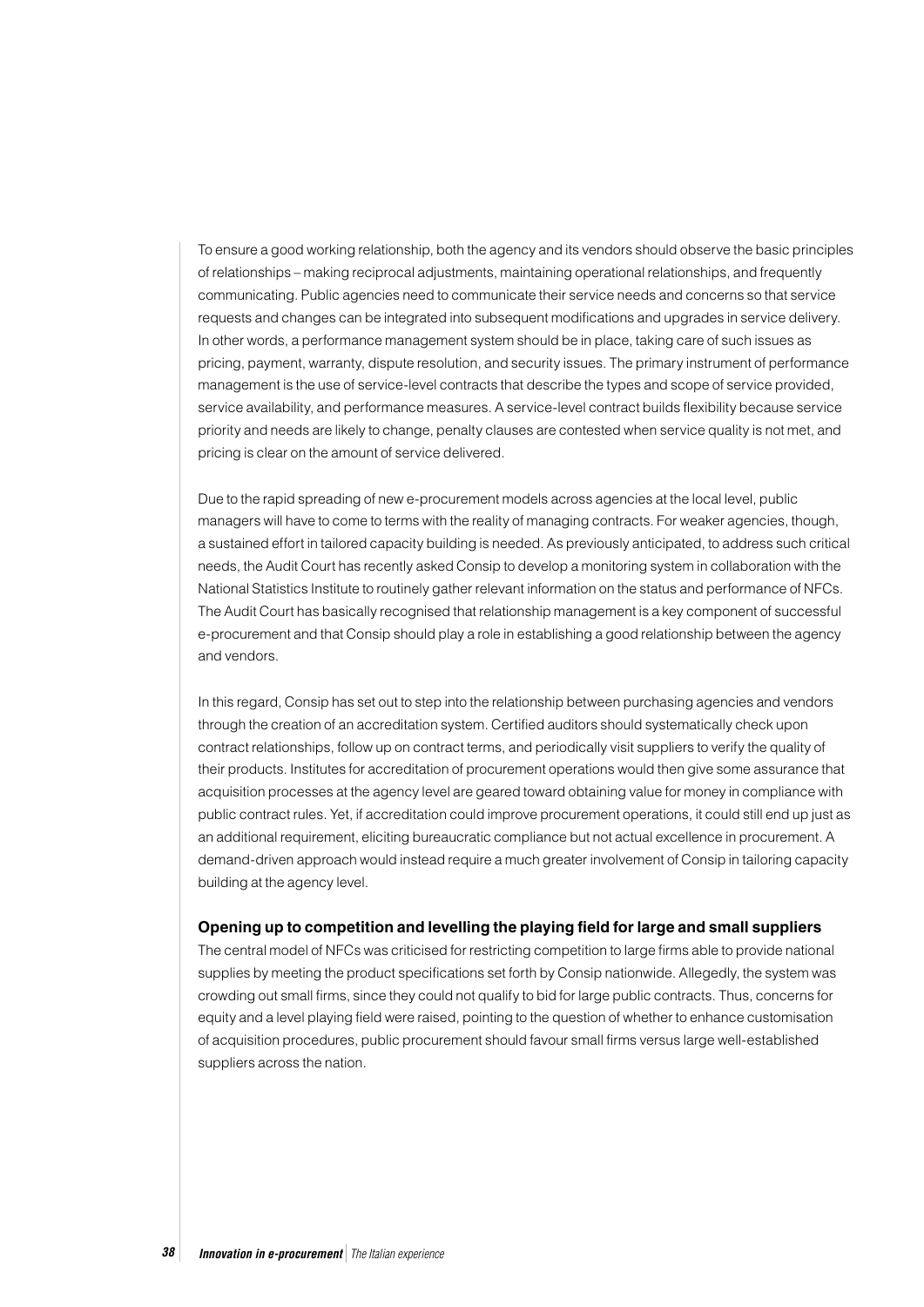To ensure a good working relationship, both the agency and its vendors should observe the basic principles of relationships – making reciprocal adjustments, maintaining operational relationships, and frequently communicating. Public agencies need to communicate their service needs and concerns so that service requests and changes can be integrated into subsequent modifications and upgrades in service delivery. In other words, a performance management system should be in place, taking care of such issues as pricing, payment, warranty, dispute resolution, and security issues. The primary instrument of performance management is the use of service-level contracts that describe the types and scope of service provided, service availability, and performance measures. A service-level contract builds flexibility because service priority and needs are likely to change, penalty clauses are contested when service quality is not met, and pricing is clear on the amount of service delivered.

Due to the rapid spreading of new e-procurement models across agencies at the local level, public managers will have to come to terms with the reality of managing contracts. For weaker agencies, though, a sustained effort in tailored capacity building is needed. As previously anticipated, to address such critical needs, the Audit Court has recently asked Consip to develop a monitoring system in collaboration with the National Statistics Institute to routinely gather relevant information on the status and performance of NFCs. The Audit Court has basically recognised that relationship management is a key component of successful e-procurement and that Consip should play a role in establishing a good relationship between the agency and vendors.

In this regard, Consip has set out to step into the relationship between purchasing agencies and vendors through the creation of an accreditation system. Certified auditors should systematically check upon contract relationships, follow up on contract terms, and periodically visit suppliers to verify the quality of their products. Institutes for accreditation of procurement operations would then give some assurance that acquisition processes at the agency level are geared toward obtaining value for money in compliance with public contract rules. Yet, if accreditation could improve procurement operations, it could still end up just as an additional requirement, eliciting bureaucratic compliance but not actual excellence in procurement. A demand-driven approach would instead require a much greater involvement of Consip in tailoring capacity building at the agency level.

**Opening up to competition and levelling the playing field for large and small suppliers**

The central model of NFCs was criticised for restricting competition to large firms able to provide national supplies by meeting the product specifications set forth by Consip nationwide. Allegedly, the system was crowding out small firms, since they could not qualify to bid for large public contracts. Thus, concerns for equity and a level playing field were raised, pointing to the question of whether to enhance customisation of acquisition procedures, public procurement should favour small firms versus large well-established suppliers across the nation.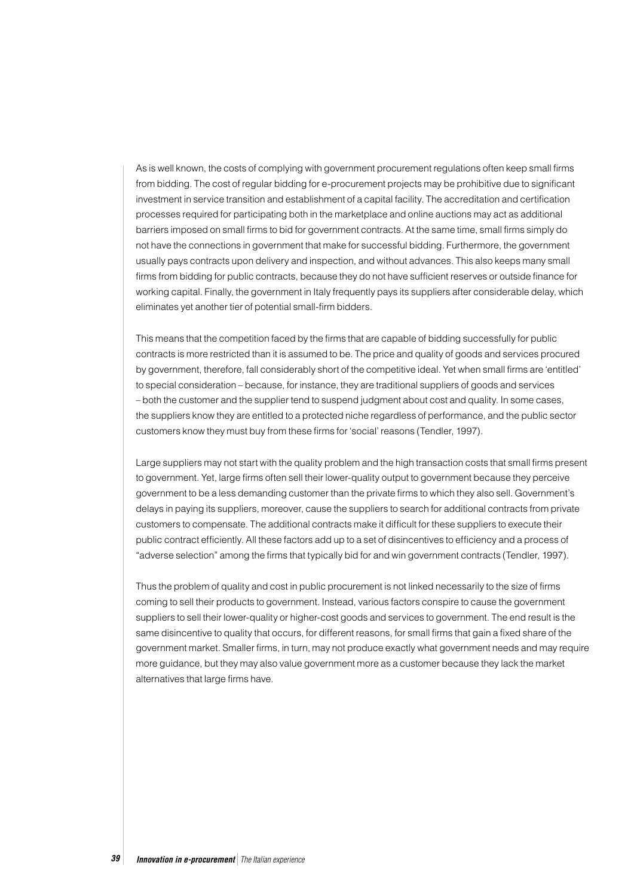As is well known, the costs of complying with government procurement regulations often keep small firms from bidding. The cost of regular bidding for e-procurement projects may be prohibitive due to significant investment in service transition and establishment of a capital facility. The accreditation and certification processes required for participating both in the marketplace and online auctions may act as additional barriers imposed on small firms to bid for government contracts. At the same time, small firms simply do not have the connections in government that make for successful bidding. Furthermore, the government usually pays contracts upon delivery and inspection, and without advances. This also keeps many small firms from bidding for public contracts, because they do not have sufficient reserves or outside finance for working capital. Finally, the government in Italy frequently pays its suppliers after considerable delay, which eliminates yet another tier of potential small-firm bidders.

This means that the competition faced by the firms that are capable of bidding successfully for public contracts is more restricted than it is assumed to be. The price and quality of goods and services procured by government, therefore, fall considerably short of the competitive ideal. Yet when small firms are 'entitled' to special consideration – because, for instance, they are traditional suppliers of goods and services – both the customer and the supplier tend to suspend judgment about cost and quality. In some cases, the suppliers know they are entitled to a protected niche regardless of performance, and the public sector customers know they must buy from these firms for 'social' reasons (Tendler, 1997).

Large suppliers may not start with the quality problem and the high transaction costs that small firms present to government. Yet, large firms often sell their lower-quality output to government because they perceive government to be a less demanding customer than the private firms to which they also sell. Government's delays in paying its suppliers, moreover, cause the suppliers to search for additional contracts from private customers to compensate. The additional contracts make it difficult for these suppliers to execute their public contract efficiently. All these factors add up to a set of disincentives to efficiency and a process of "adverse selection" among the firms that typically bid for and win government contracts (Tendler, 1997).

Thus the problem of quality and cost in public procurement is not linked necessarily to the size of firms coming to sell their products to government. Instead, various factors conspire to cause the government suppliers to sell their lower-quality or higher-cost goods and services to government. The end result is the same disincentive to quality that occurs, for different reasons, for small firms that gain a fixed share of the government market. Smaller firms, in turn, may not produce exactly what government needs and may require more guidance, but they may also value government more as a customer because they lack the market alternatives that large firms have.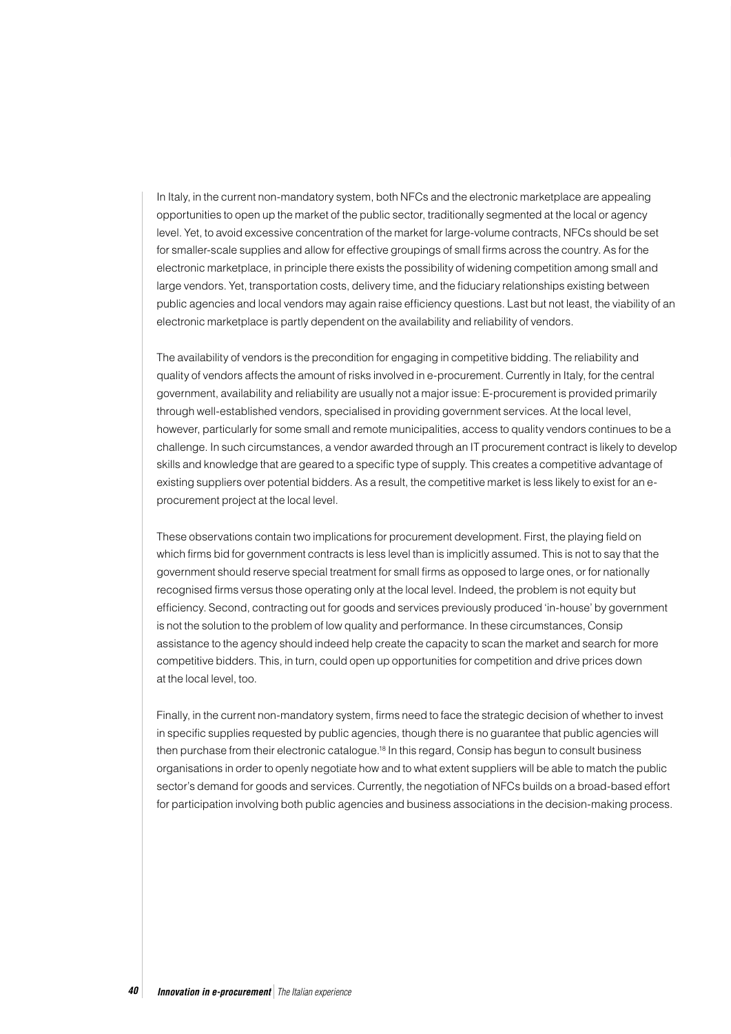In Italy, in the current non-mandatory system, both NFCs and the electronic marketplace are appealing opportunities to open up the market of the public sector, traditionally segmented at the local or agency level. Yet, to avoid excessive concentration of the market for large-volume contracts, NFCs should be set for smaller-scale supplies and allow for effective groupings of small firms across the country. As for the electronic marketplace, in principle there exists the possibility of widening competition among small and large vendors. Yet, transportation costs, delivery time, and the fiduciary relationships existing between public agencies and local vendors may again raise efficiency questions. Last but not least, the viability of an electronic marketplace is partly dependent on the availability and reliability of vendors.

The availability of vendors is the precondition for engaging in competitive bidding. The reliability and quality of vendors affects the amount of risks involved in e-procurement. Currently in Italy, for the central government, availability and reliability are usually not a major issue: E-procurement is provided primarily through well-established vendors, specialised in providing government services. At the local level, however, particularly for some small and remote municipalities, access to quality vendors continues to be a challenge. In such circumstances, a vendor awarded through an IT procurement contract is likely to develop skills and knowledge that are geared to a specific type of supply. This creates a competitive advantage of existing suppliers over potential bidders. As a result, the competitive market is less likely to exist for an e-procurement project at the local level.

These observations contain two implications for procurement development. First, the playing field on which firms bid for government contracts is less level than is implicitly assumed. This is not to say that the government should reserve special treatment for small firms as opposed to large ones, or for nationally recognised firms versus those operating only at the local level. Indeed, the problem is not equity but efficiency. Second, contracting out for goods and services previously produced 'in-house' by government is not the solution to the problem of low quality and performance. In these circumstances, Consip assistance to the agency should indeed help create the capacity to scan the market and search for more competitive bidders. This, in turn, could open up opportunities for competition and drive prices down at the local level, too.

Finally, in the current non-mandatory system, firms need to face the strategic decision of whether to invest in specific supplies requested by public agencies, though there is no guarantee that public agencies will then purchase from their electronic catalogue.[18] In this regard, Consip has begun to consult business organisations in order to openly negotiate how and to what extent suppliers will be able to match the public sector's demand for goods and services. Currently, the negotiation of NFCs builds on a broad-based effort for participation involving both public agencies and business associations in the decision-making process.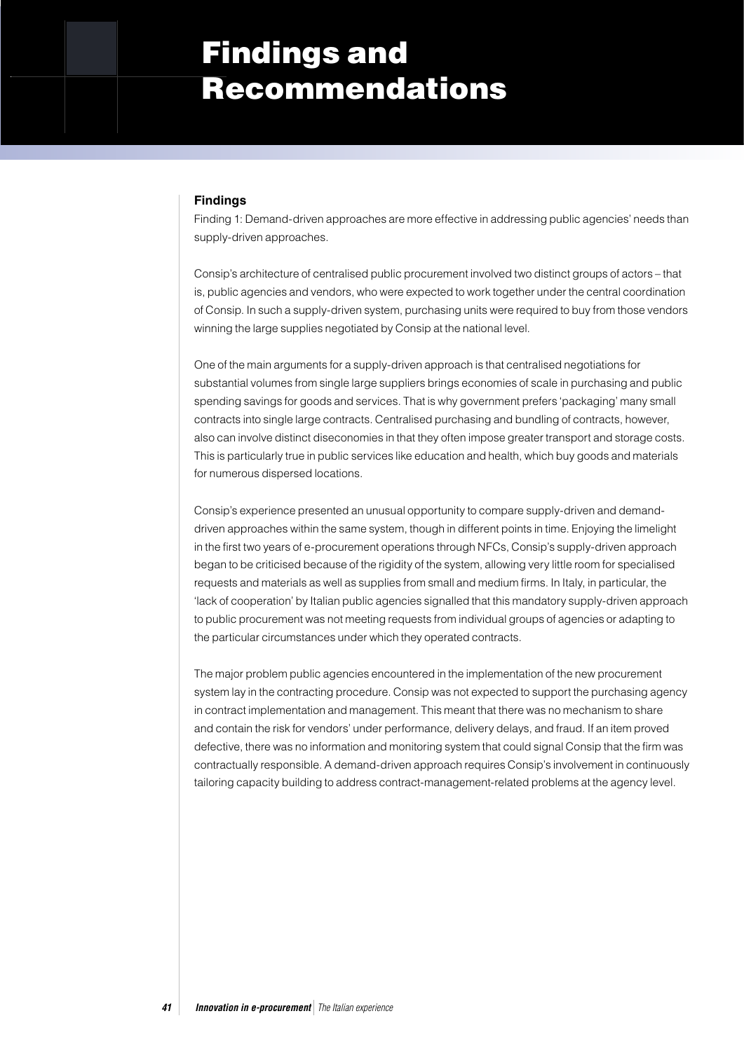# Findings and Recommendations

## Findings

Finding 1: Demand-driven approaches are more effective in addressing public agencies' needs than supply-driven approaches.

Consip's architecture of centralised public procurement involved two distinct groups of actors – that is, public agencies and vendors, who were expected to work together under the central coordination of Consip. In such a supply-driven system, purchasing units were required to buy from those vendors winning the large supplies negotiated by Consip at the national level.

One of the main arguments for a supply-driven approach is that centralised negotiations for substantial volumes from single large suppliers brings economies of scale in purchasing and public spending savings for goods and services. That is why government prefers 'packaging' many small contracts into single large contracts. Centralised purchasing and bundling of contracts, however, also can involve distinct diseconomies in that they often impose greater transport and storage costs. This is particularly true in public services like education and health, which buy goods and materials for numerous dispersed locations.

Consip's experience presented an unusual opportunity to compare supply-driven and demand-driven approaches within the same system, though in different points in time. Enjoying the limelight in the first two years of e-procurement operations through NFCs, Consip's supply-driven approach began to be criticised because of the rigidity of the system, allowing very little room for specialised requests and materials as well as supplies from small and medium firms. In Italy, in particular, the 'lack of cooperation' by Italian public agencies signalled that this mandatory supply-driven approach to public procurement was not meeting requests from individual groups of agencies or adapting to the particular circumstances under which they operated contracts.

The major problem public agencies encountered in the implementation of the new procurement system lay in the contracting procedure. Consip was not expected to support the purchasing agency in contract implementation and management. This meant that there was no mechanism to share and contain the risk for vendors' under performance, delivery delays, and fraud. If an item proved defective, there was no information and monitoring system that could signal Consip that the firm was contractually responsible. A demand-driven approach requires Consip's involvement in continuously tailoring capacity building to address contract-management-related problems at the agency level.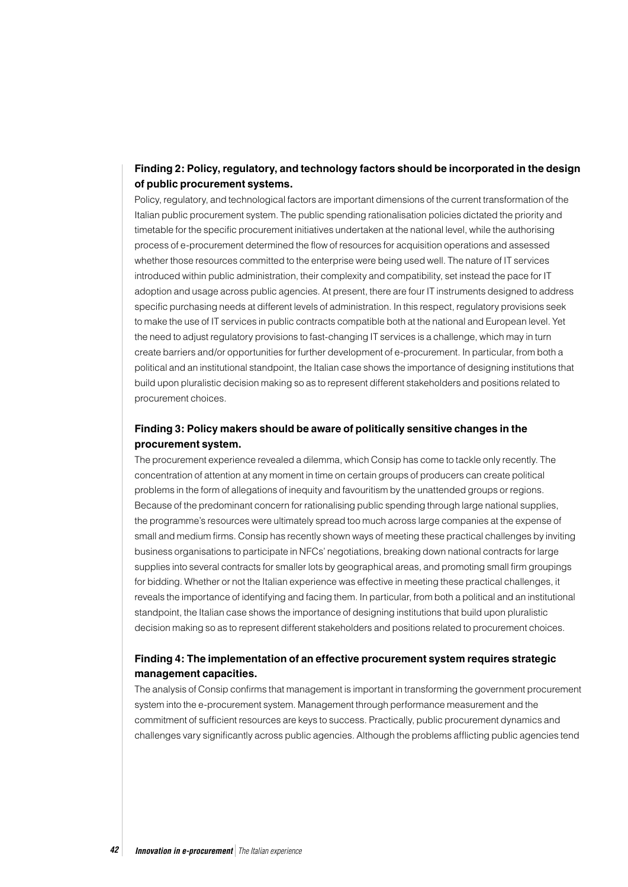**Finding 2: Policy, regulatory, and technology factors should be incorporated in the design of public procurement systems.**

Policy, regulatory, and technological factors are important dimensions of the current transformation of the Italian public procurement system. The public spending rationalisation policies dictated the priority and timetable for the specific procurement initiatives undertaken at the national level, while the authorising process of e-procurement determined the flow of resources for acquisition operations and assessed whether those resources committed to the enterprise were being used well. The nature of IT services introduced within public administration, their complexity and compatibility, set instead the pace for IT adoption and usage across public agencies. At present, there are four IT instruments designed to address specific purchasing needs at different levels of administration. In this respect, regulatory provisions seek to make the use of IT services in public contracts compatible both at the national and European level. Yet the need to adjust regulatory provisions to fast-changing IT services is a challenge, which may in turn create barriers and/or opportunities for further development of e-procurement. In particular, from both a political and an institutional standpoint, the Italian case shows the importance of designing institutions that build upon pluralistic decision making so as to represent different stakeholders and positions related to procurement choices.

**Finding 3: Policy makers should be aware of politically sensitive changes in the procurement system.**

The procurement experience revealed a dilemma, which Consip has come to tackle only recently. The concentration of attention at any moment in time on certain groups of producers can create political problems in the form of allegations of inequity and favouritism by the unattended groups or regions. Because of the predominant concern for rationalising public spending through large national supplies, the programme's resources were ultimately spread too much across large companies at the expense of small and medium firms. Consip has recently shown ways of meeting these practical challenges by inviting business organisations to participate in NFCs' negotiations, breaking down national contracts for large supplies into several contracts for smaller lots by geographical areas, and promoting small firm groupings for bidding. Whether or not the Italian experience was effective in meeting these practical challenges, it reveals the importance of identifying and facing them. In particular, from both a political and an institutional standpoint, the Italian case shows the importance of designing institutions that build upon pluralistic decision making so as to represent different stakeholders and positions related to procurement choices.

**Finding 4: The implementation of an effective procurement system requires strategic management capacities.**

The analysis of Consip confirms that management is important in transforming the government procurement system into the e-procurement system. Management through performance measurement and the commitment of sufficient resources are keys to success. Practically, public procurement dynamics and challenges vary significantly across public agencies. Although the problems afflicting public agencies tend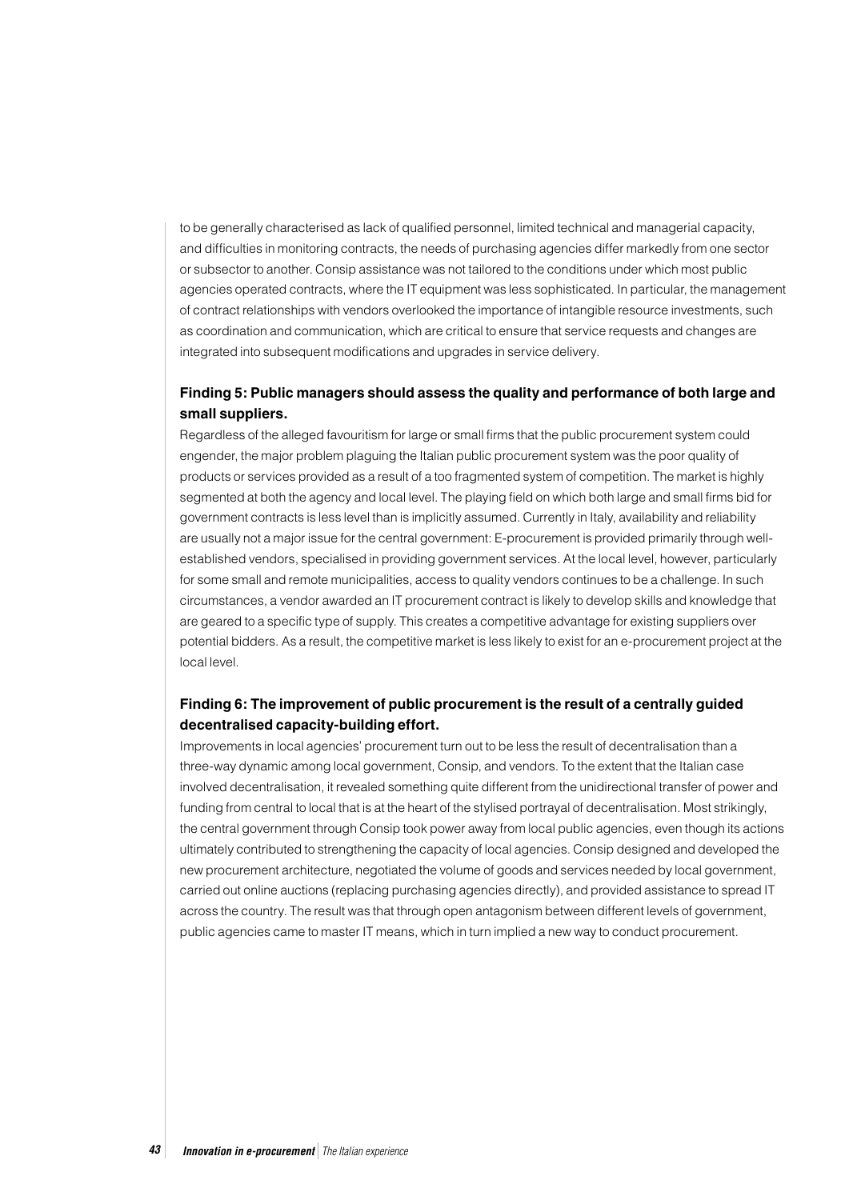to be generally characterised as lack of qualified personnel, limited technical and managerial capacity, and difficulties in monitoring contracts, the needs of purchasing agencies differ markedly from one sector or subsector to another. Consip assistance was not tailored to the conditions under which most public agencies operated contracts, where the IT equipment was less sophisticated. In particular, the management of contract relationships with vendors overlooked the importance of intangible resource investments, such as coordination and communication, which are critical to ensure that service requests and changes are integrated into subsequent modifications and upgrades in service delivery.

### Finding 5: Public managers should assess the quality and performance of both large and small suppliers.

Regardless of the alleged favouritism for large or small firms that the public procurement system could engender, the major problem plaguing the Italian public procurement system was the poor quality of products or services provided as a result of a too fragmented system of competition. The market is highly segmented at both the agency and local level. The playing field on which both large and small firms bid for government contracts is less level than is implicitly assumed. Currently in Italy, availability and reliability are usually not a major issue for the central government: E-procurement is provided primarily through well-established vendors, specialised in providing government services. At the local level, however, particularly for some small and remote municipalities, access to quality vendors continues to be a challenge. In such circumstances, a vendor awarded an IT procurement contract is likely to develop skills and knowledge that are geared to a specific type of supply. This creates a competitive advantage for existing suppliers over potential bidders. As a result, the competitive market is less likely to exist for an e-procurement project at the local level.

### Finding 6: The improvement of public procurement is the result of a centrally guided decentralised capacity-building effort.

Improvements in local agencies' procurement turn out to be less the result of decentralisation than a three-way dynamic among local government, Consip, and vendors. To the extent that the Italian case involved decentralisation, it revealed something quite different from the unidirectional transfer of power and funding from central to local that is at the heart of the stylised portrayal of decentralisation. Most strikingly, the central government through Consip took power away from local public agencies, even though its actions ultimately contributed to strengthening the capacity of local agencies. Consip designed and developed the new procurement architecture, negotiated the volume of goods and services needed by local government, carried out online auctions (replacing purchasing agencies directly), and provided assistance to spread IT across the country. The result was that through open antagonism between different levels of government, public agencies came to master IT means, which in turn implied a new way to conduct procurement.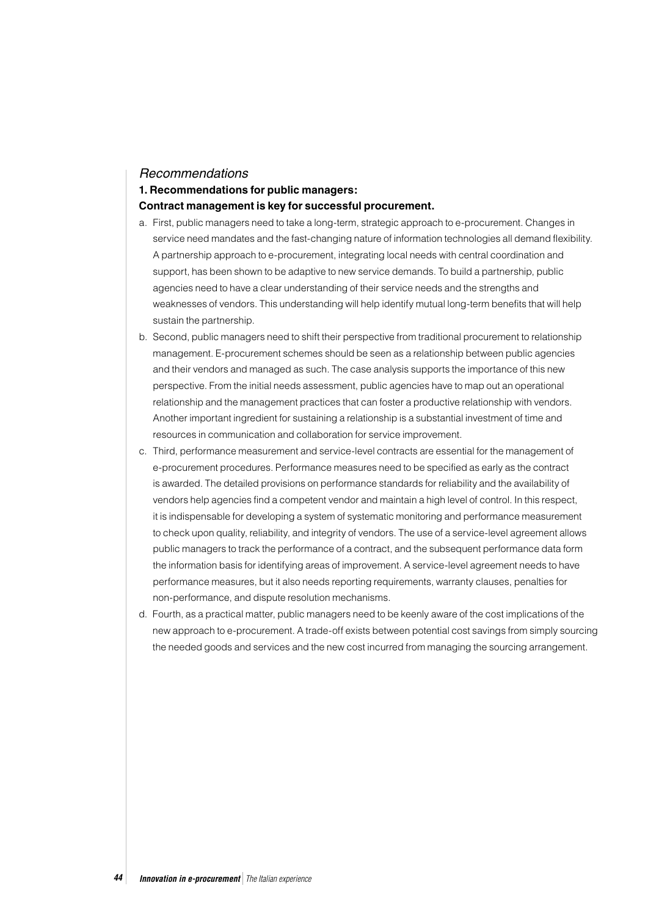*Recommendations*

**1. Recommendations for public managers:**
**Contract management is key for successful procurement.**

a. First, public managers need to take a long-term, strategic approach to e-procurement. Changes in service need mandates and the fast-changing nature of information technologies all demand flexibility. A partnership approach to e-procurement, integrating local needs with central coordination and support, has been shown to be adaptive to new service demands. To build a partnership, public agencies need to have a clear understanding of their service needs and the strengths and weaknesses of vendors. This understanding will help identify mutual long-term benefits that will help sustain the partnership.

b. Second, public managers need to shift their perspective from traditional procurement to relationship management. E-procurement schemes should be seen as a relationship between public agencies and their vendors and managed as such. The case analysis supports the importance of this new perspective. From the initial needs assessment, public agencies have to map out an operational relationship and the management practices that can foster a productive relationship with vendors. Another important ingredient for sustaining a relationship is a substantial investment of time and resources in communication and collaboration for service improvement.

c. Third, performance measurement and service-level contracts are essential for the management of e-procurement procedures. Performance measures need to be specified as early as the contract is awarded. The detailed provisions on performance standards for reliability and the availability of vendors help agencies find a competent vendor and maintain a high level of control. In this respect, it is indispensable for developing a system of systematic monitoring and performance measurement to check upon quality, reliability, and integrity of vendors. The use of a service-level agreement allows public managers to track the performance of a contract, and the subsequent performance data form the information basis for identifying areas of improvement. A service-level agreement needs to have performance measures, but it also needs reporting requirements, warranty clauses, penalties for non-performance, and dispute resolution mechanisms.

d. Fourth, as a practical matter, public managers need to be keenly aware of the cost implications of the new approach to e-procurement. A trade-off exists between potential cost savings from simply sourcing the needed goods and services and the new cost incurred from managing the sourcing arrangement.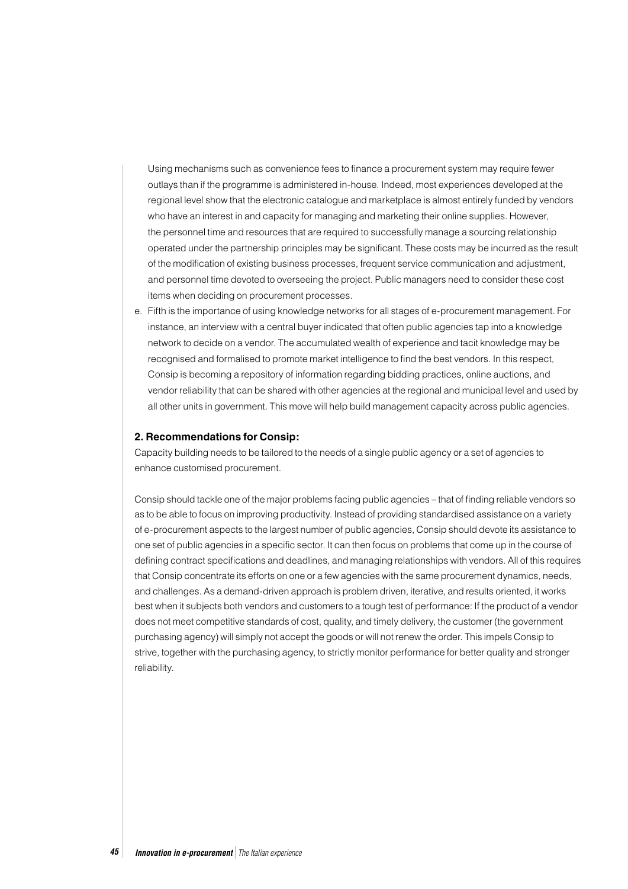Using mechanisms such as convenience fees to finance a procurement system may require fewer outlays than if the programme is administered in-house. Indeed, most experiences developed at the regional level show that the electronic catalogue and marketplace is almost entirely funded by vendors who have an interest in and capacity for managing and marketing their online supplies. However, the personnel time and resources that are required to successfully manage a sourcing relationship operated under the partnership principles may be significant. These costs may be incurred as the result of the modification of existing business processes, frequent service communication and adjustment, and personnel time devoted to overseeing the project. Public managers need to consider these cost items when deciding on procurement processes.

e. Fifth is the importance of using knowledge networks for all stages of e-procurement management. For instance, an interview with a central buyer indicated that often public agencies tap into a knowledge network to decide on a vendor. The accumulated wealth of experience and tacit knowledge may be recognised and formalised to promote market intelligence to find the best vendors. In this respect, Consip is becoming a repository of information regarding bidding practices, online auctions, and vendor reliability that can be shared with other agencies at the regional and municipal level and used by all other units in government. This move will help build management capacity across public agencies.

**2. Recommendations for Consip:**

Capacity building needs to be tailored to the needs of a single public agency or a set of agencies to enhance customised procurement.

Consip should tackle one of the major problems facing public agencies – that of finding reliable vendors so as to be able to focus on improving productivity. Instead of providing standardised assistance on a variety of e-procurement aspects to the largest number of public agencies, Consip should devote its assistance to one set of public agencies in a specific sector. It can then focus on problems that come up in the course of defining contract specifications and deadlines, and managing relationships with vendors. All of this requires that Consip concentrate its efforts on one or a few agencies with the same procurement dynamics, needs, and challenges. As a demand-driven approach is problem driven, iterative, and results oriented, it works best when it subjects both vendors and customers to a tough test of performance: If the product of a vendor does not meet competitive standards of cost, quality, and timely delivery, the customer (the government purchasing agency) will simply not accept the goods or will not renew the order. This impels Consip to strive, together with the purchasing agency, to strictly monitor performance for better quality and stronger reliability.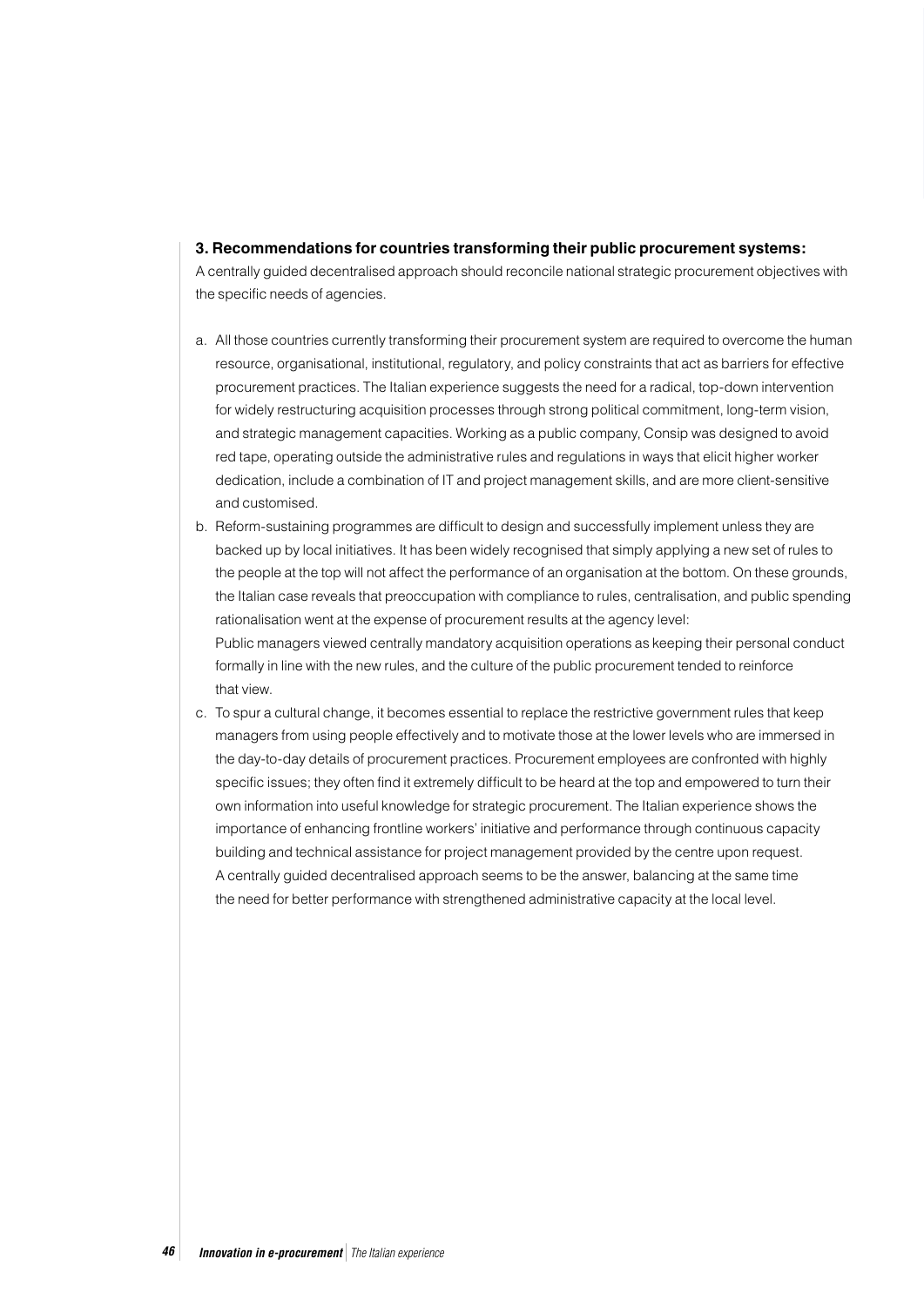**3. Recommendations for countries transforming their public procurement systems:**

A centrally guided decentralised approach should reconcile national strategic procurement objectives with the specific needs of agencies.

a. All those countries currently transforming their procurement system are required to overcome the human resource, organisational, institutional, regulatory, and policy constraints that act as barriers for effective procurement practices. The Italian experience suggests the need for a radical, top-down intervention for widely restructuring acquisition processes through strong political commitment, long-term vision, and strategic management capacities. Working as a public company, Consip was designed to avoid red tape, operating outside the administrative rules and regulations in ways that elicit higher worker dedication, include a combination of IT and project management skills, and are more client-sensitive and customised.

b. Reform-sustaining programmes are difficult to design and successfully implement unless they are backed up by local initiatives. It has been widely recognised that simply applying a new set of rules to the people at the top will not affect the performance of an organisation at the bottom. On these grounds, the Italian case reveals that preoccupation with compliance to rules, centralisation, and public spending rationalisation went at the expense of procurement results at the agency level:
Public managers viewed centrally mandatory acquisition operations as keeping their personal conduct formally in line with the new rules, and the culture of the public procurement tended to reinforce that view.

c. To spur a cultural change, it becomes essential to replace the restrictive government rules that keep managers from using people effectively and to motivate those at the lower levels who are immersed in the day-to-day details of procurement practices. Procurement employees are confronted with highly specific issues; they often find it extremely difficult to be heard at the top and empowered to turn their own information into useful knowledge for strategic procurement. The Italian experience shows the importance of enhancing frontline workers' initiative and performance through continuous capacity building and technical assistance for project management provided by the centre upon request.
A centrally guided decentralised approach seems to be the answer, balancing at the same time the need for better performance with strengthened administrative capacity at the local level.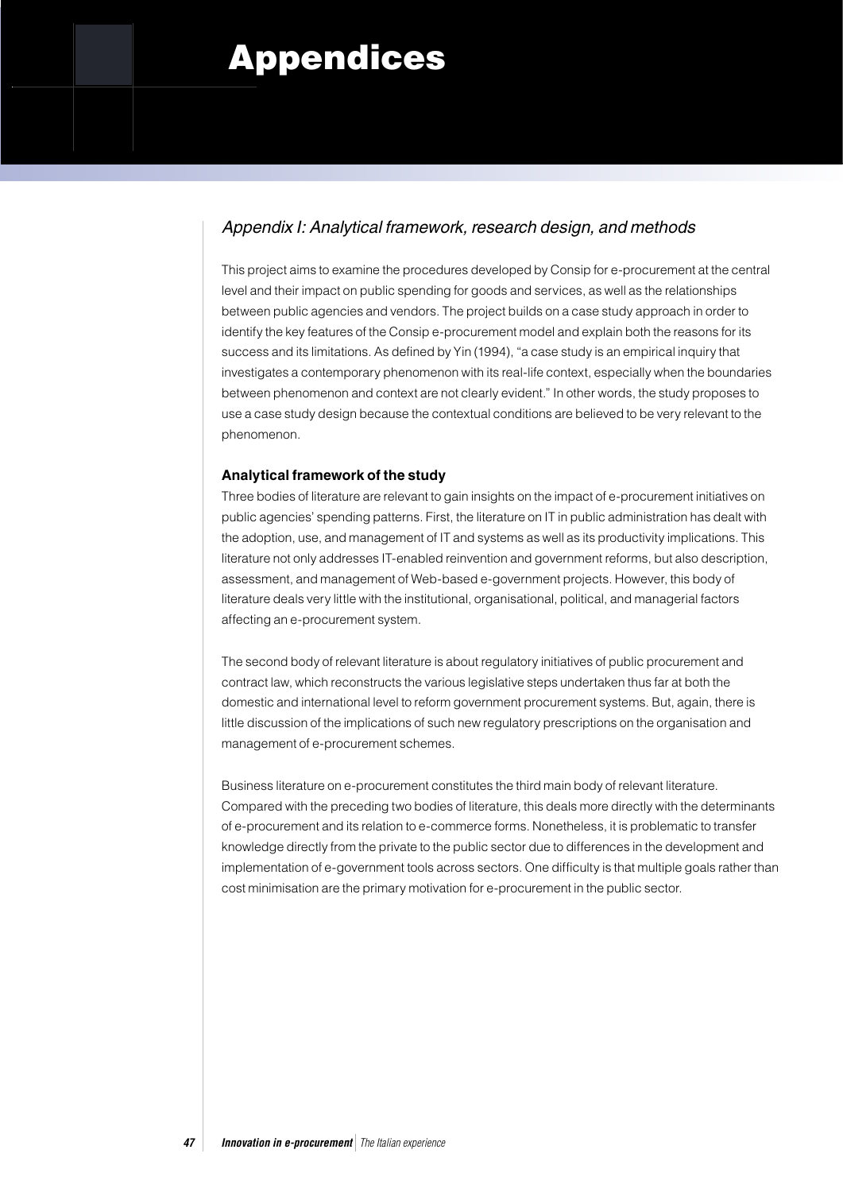# Appendices

## *Appendix I: Analytical framework, research design, and methods*

This project aims to examine the procedures developed by Consip for e-procurement at the central level and their impact on public spending for goods and services, as well as the relationships between public agencies and vendors. The project builds on a case study approach in order to identify the key features of the Consip e-procurement model and explain both the reasons for its success and its limitations. As defined by Yin (1994), "a case study is an empirical inquiry that investigates a contemporary phenomenon with its real-life context, especially when the boundaries between phenomenon and context are not clearly evident." In other words, the study proposes to use a case study design because the contextual conditions are believed to be very relevant to the phenomenon.

### Analytical framework of the study

Three bodies of literature are relevant to gain insights on the impact of e-procurement initiatives on public agencies' spending patterns. First, the literature on IT in public administration has dealt with the adoption, use, and management of IT and systems as well as its productivity implications. This literature not only addresses IT-enabled reinvention and government reforms, but also description, assessment, and management of Web-based e-government projects. However, this body of literature deals very little with the institutional, organisational, political, and managerial factors affecting an e-procurement system.

The second body of relevant literature is about regulatory initiatives of public procurement and contract law, which reconstructs the various legislative steps undertaken thus far at both the domestic and international level to reform government procurement systems. But, again, there is little discussion of the implications of such new regulatory prescriptions on the organisation and management of e-procurement schemes.

Business literature on e-procurement constitutes the third main body of relevant literature. Compared with the preceding two bodies of literature, this deals more directly with the determinants of e-procurement and its relation to e-commerce forms. Nonetheless, it is problematic to transfer knowledge directly from the private to the public sector due to differences in the development and implementation of e-government tools across sectors. One difficulty is that multiple goals rather than cost minimisation are the primary motivation for e-procurement in the public sector.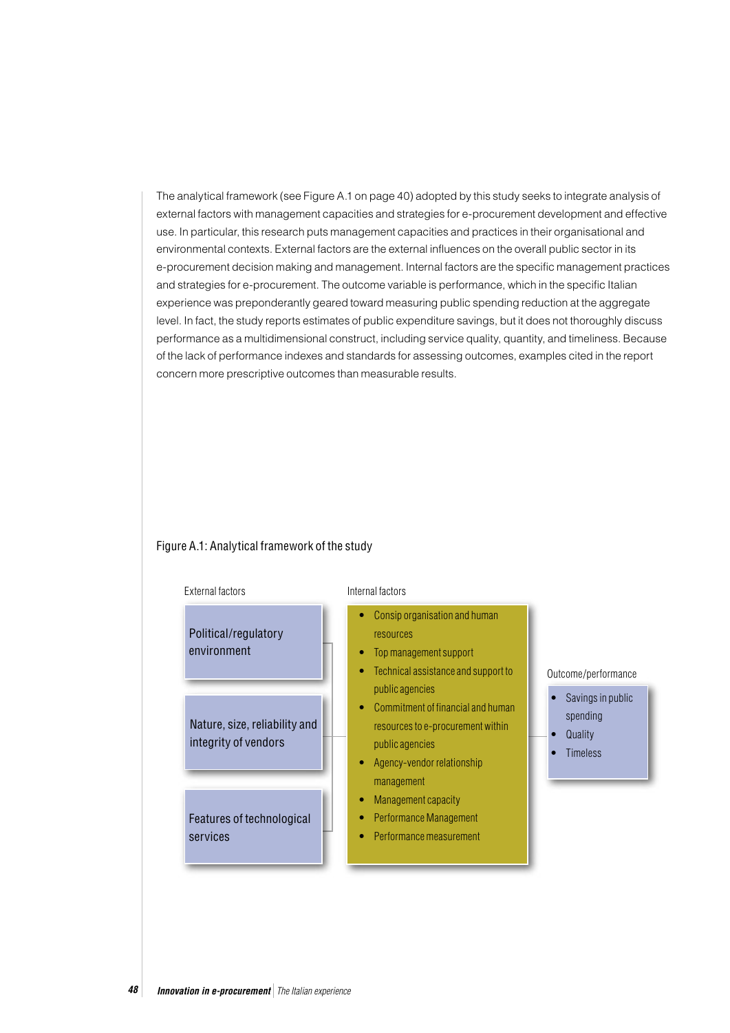The analytical framework (see Figure A.1 on page 40) adopted by this study seeks to integrate analysis of external factors with management capacities and strategies for e-procurement development and effective use. In particular, this research puts management capacities and practices in their organisational and environmental contexts. External factors are the external influences on the overall public sector in its e-procurement decision making and management. Internal factors are the specific management practices and strategies for e-procurement. The outcome variable is performance, which in the specific Italian experience was preponderantly geared toward measuring public spending reduction at the aggregate level. In fact, the study reports estimates of public expenditure savings, but it does not thoroughly discuss performance as a multidimensional construct, including service quality, quantity, and timeliness. Because of the lack of performance indexes and standards for assessing outcomes, examples cited in the report concern more prescriptive outcomes than measurable results.

Figure A.1: Analytical framework of the study

**External factors**

- Political/regulatory environment
- Nature, size, reliability and integrity of vendors
- Features of technological services

**Internal factors**

- Consip organisation and human resources
- Top management support
- Technical assistance and support to public agencies
- Commitment of financial and human resources to e-procurement within public agencies
- Agency-vendor relationship management
- Management capacity
- Performance Management
- Performance measurement

**Outcome/performance**

- Savings in public spending
- Quality
- Timeless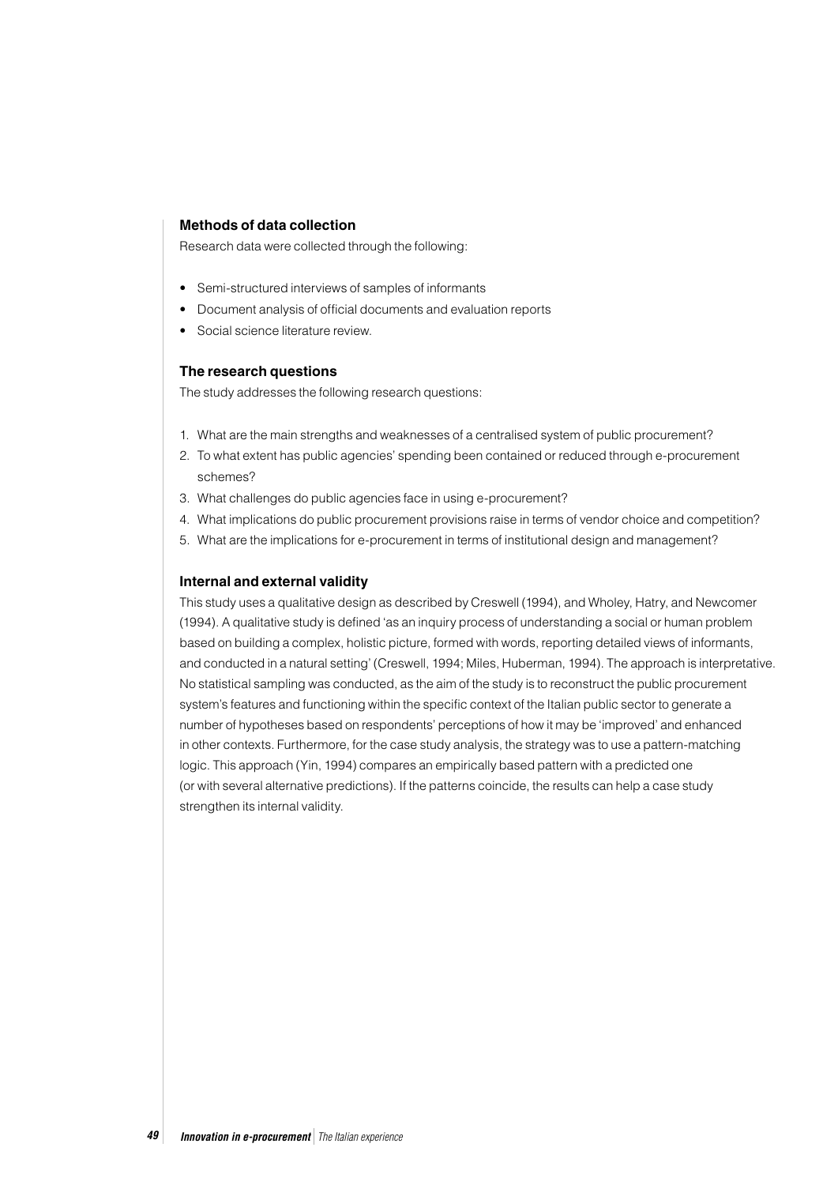### Methods of data collection

Research data were collected through the following:

- Semi-structured interviews of samples of informants
- Document analysis of official documents and evaluation reports
- Social science literature review.

### The research questions

The study addresses the following research questions:

1. What are the main strengths and weaknesses of a centralised system of public procurement?
2. To what extent has public agencies' spending been contained or reduced through e-procurement schemes?
3. What challenges do public agencies face in using e-procurement?
4. What implications do public procurement provisions raise in terms of vendor choice and competition?
5. What are the implications for e-procurement in terms of institutional design and management?

### Internal and external validity

This study uses a qualitative design as described by Creswell (1994), and Wholey, Hatry, and Newcomer (1994). A qualitative study is defined 'as an inquiry process of understanding a social or human problem based on building a complex, holistic picture, formed with words, reporting detailed views of informants, and conducted in a natural setting' (Creswell, 1994; Miles, Huberman, 1994). The approach is interpretative. No statistical sampling was conducted, as the aim of the study is to reconstruct the public procurement system's features and functioning within the specific context of the Italian public sector to generate a number of hypotheses based on respondents' perceptions of how it may be 'improved' and enhanced in other contexts. Furthermore, for the case study analysis, the strategy was to use a pattern-matching logic. This approach (Yin, 1994) compares an empirically based pattern with a predicted one (or with several alternative predictions). If the patterns coincide, the results can help a case study strengthen its internal validity.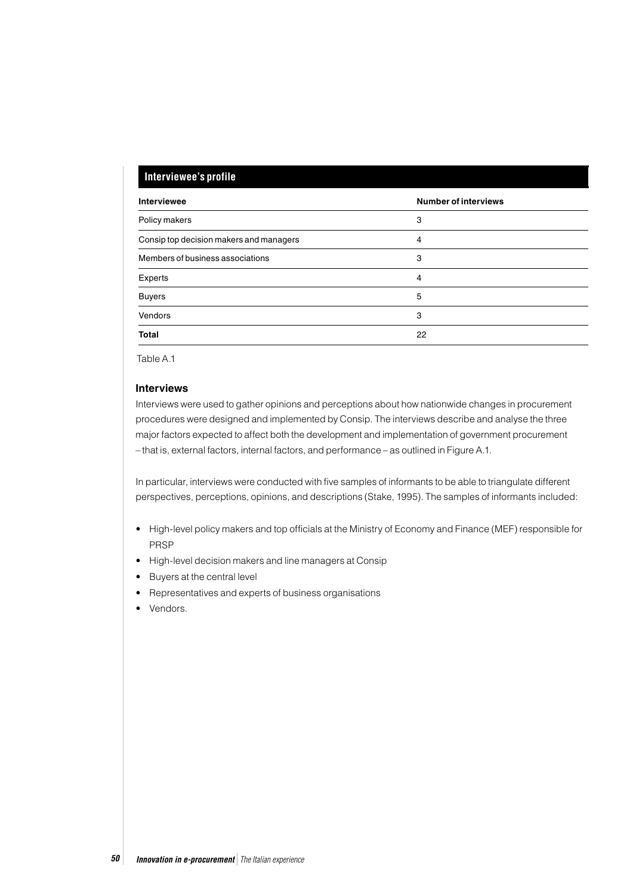**Interviewee's profile**

| Interviewee | Number of interviews |
|---|---|
| Policy makers | 3 |
| Consip top decision makers and managers | 4 |
| Members of business associations | 3 |
| Experts | 4 |
| Buyers | 5 |
| Vendors | 3 |
| **Total** | 22 |

Table A.1

### Interviews

Interviews were used to gather opinions and perceptions about how nationwide changes in procurement procedures were designed and implemented by Consip. The interviews describe and analyse the three major factors expected to affect both the development and implementation of government procurement – that is, external factors, internal factors, and performance – as outlined in Figure A.1.

In particular, interviews were conducted with five samples of informants to be able to triangulate different perspectives, perceptions, opinions, and descriptions (Stake, 1995). The samples of informants included:

- High-level policy makers and top officials at the Ministry of Economy and Finance (MEF) responsible for PRSP
- High-level decision makers and line managers at Consip
- Buyers at the central level
- Representatives and experts of business organisations
- Vendors.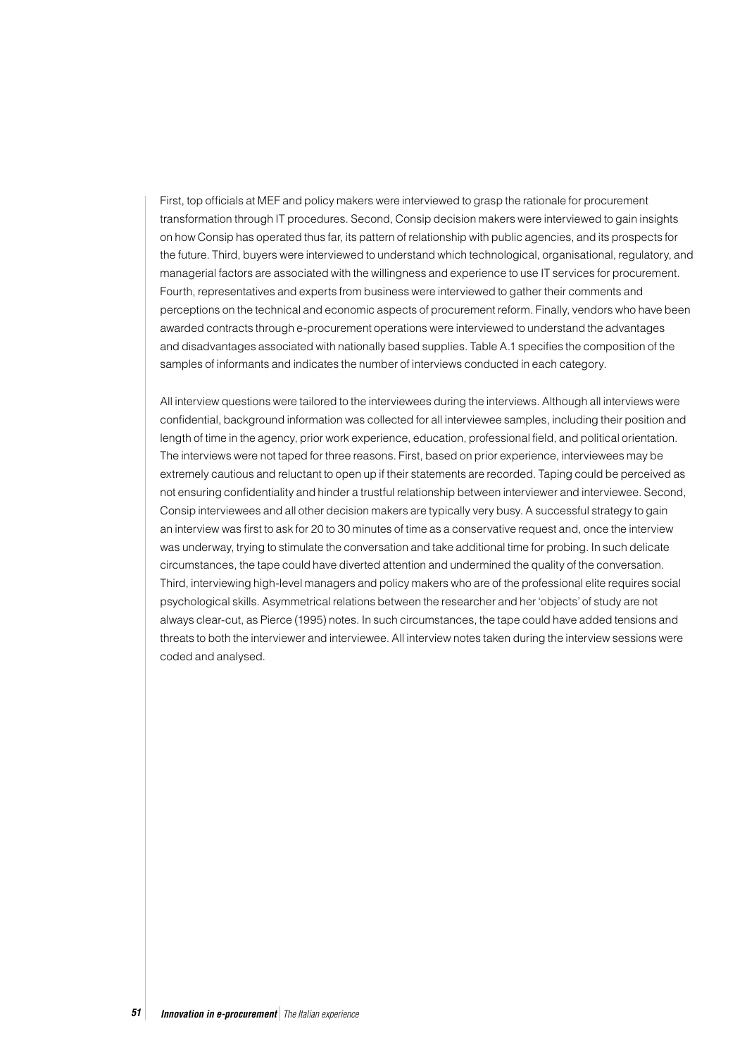First, top officials at MEF and policy makers were interviewed to grasp the rationale for procurement transformation through IT procedures. Second, Consip decision makers were interviewed to gain insights on how Consip has operated thus far, its pattern of relationship with public agencies, and its prospects for the future. Third, buyers were interviewed to understand which technological, organisational, regulatory, and managerial factors are associated with the willingness and experience to use IT services for procurement. Fourth, representatives and experts from business were interviewed to gather their comments and perceptions on the technical and economic aspects of procurement reform. Finally, vendors who have been awarded contracts through e-procurement operations were interviewed to understand the advantages and disadvantages associated with nationally based supplies. Table A.1 specifies the composition of the samples of informants and indicates the number of interviews conducted in each category.

All interview questions were tailored to the interviewees during the interviews. Although all interviews were confidential, background information was collected for all interviewee samples, including their position and length of time in the agency, prior work experience, education, professional field, and political orientation. The interviews were not taped for three reasons. First, based on prior experience, interviewees may be extremely cautious and reluctant to open up if their statements are recorded. Taping could be perceived as not ensuring confidentiality and hinder a trustful relationship between interviewer and interviewee. Second, Consip interviewees and all other decision makers are typically very busy. A successful strategy to gain an interview was first to ask for 20 to 30 minutes of time as a conservative request and, once the interview was underway, trying to stimulate the conversation and take additional time for probing. In such delicate circumstances, the tape could have diverted attention and undermined the quality of the conversation. Third, interviewing high-level managers and policy makers who are of the professional elite requires social psychological skills. Asymmetrical relations between the researcher and her 'objects' of study are not always clear-cut, as Pierce (1995) notes. In such circumstances, the tape could have added tensions and threats to both the interviewer and interviewee. All interview notes taken during the interview sessions were coded and analysed.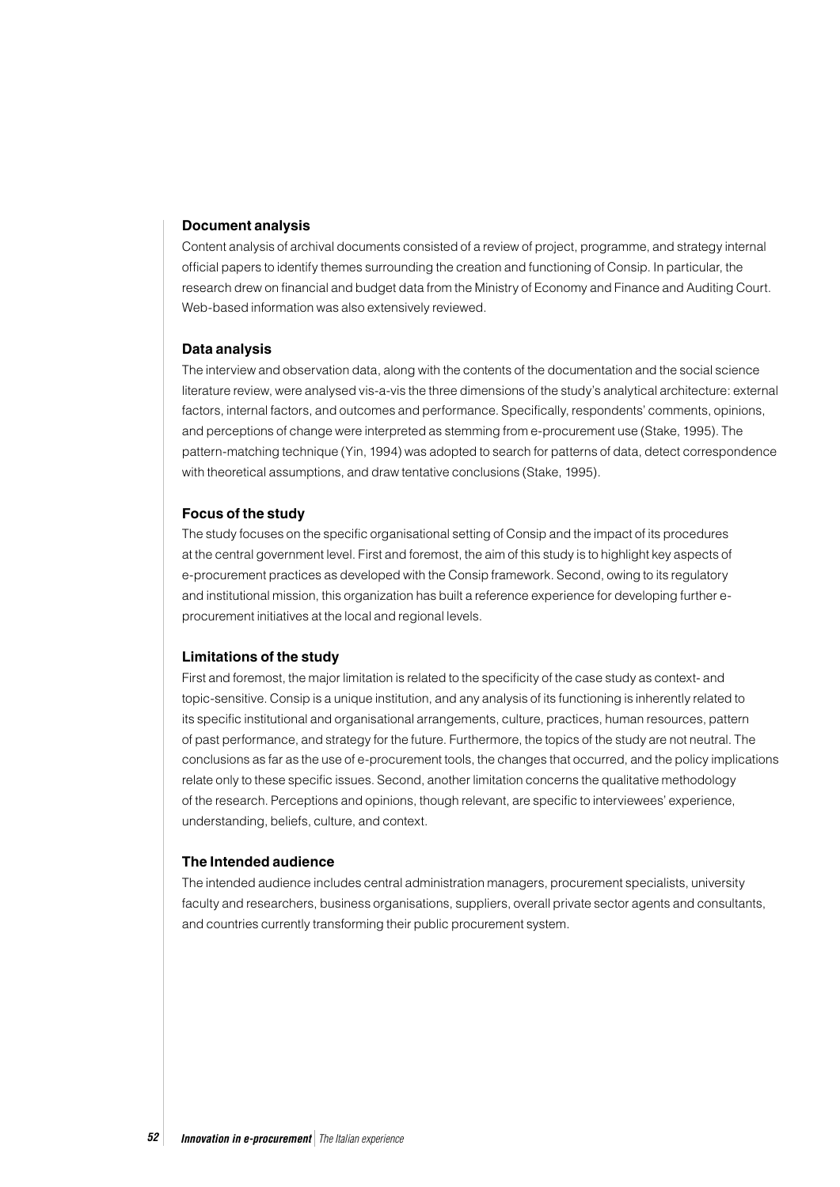### Document analysis

Content analysis of archival documents consisted of a review of project, programme, and strategy internal official papers to identify themes surrounding the creation and functioning of Consip. In particular, the research drew on financial and budget data from the Ministry of Economy and Finance and Auditing Court. Web-based information was also extensively reviewed.

### Data analysis

The interview and observation data, along with the contents of the documentation and the social science literature review, were analysed vis-a-vis the three dimensions of the study's analytical architecture: external factors, internal factors, and outcomes and performance. Specifically, respondents' comments, opinions, and perceptions of change were interpreted as stemming from e-procurement use (Stake, 1995). The pattern-matching technique (Yin, 1994) was adopted to search for patterns of data, detect correspondence with theoretical assumptions, and draw tentative conclusions (Stake, 1995).

### Focus of the study

The study focuses on the specific organisational setting of Consip and the impact of its procedures at the central government level. First and foremost, the aim of this study is to highlight key aspects of e-procurement practices as developed with the Consip framework. Second, owing to its regulatory and institutional mission, this organization has built a reference experience for developing further e-procurement initiatives at the local and regional levels.

### Limitations of the study

First and foremost, the major limitation is related to the specificity of the case study as context- and topic-sensitive. Consip is a unique institution, and any analysis of its functioning is inherently related to its specific institutional and organisational arrangements, culture, practices, human resources, pattern of past performance, and strategy for the future. Furthermore, the topics of the study are not neutral. The conclusions as far as the use of e-procurement tools, the changes that occurred, and the policy implications relate only to these specific issues. Second, another limitation concerns the qualitative methodology of the research. Perceptions and opinions, though relevant, are specific to interviewees' experience, understanding, beliefs, culture, and context.

### The Intended audience

The intended audience includes central administration managers, procurement specialists, university faculty and researchers, business organisations, suppliers, overall private sector agents and consultants, and countries currently transforming their public procurement system.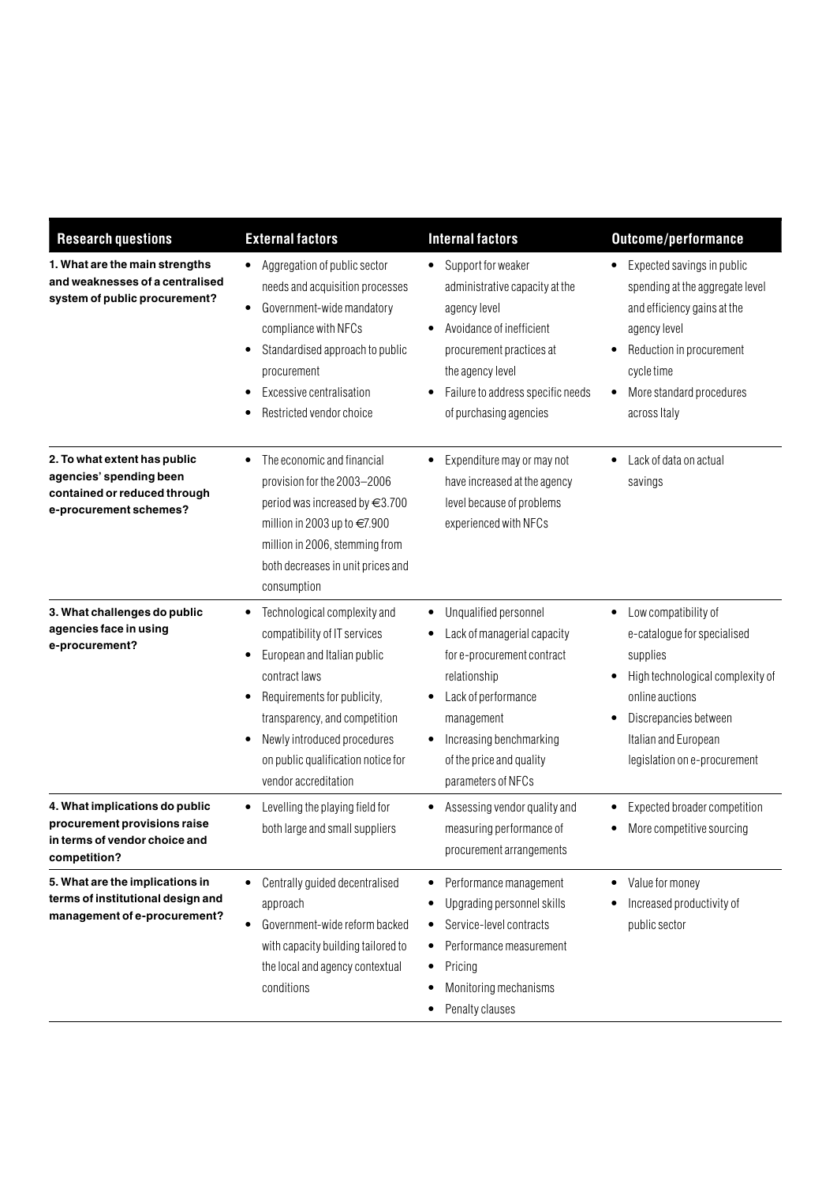| Research questions | External factors | Internal factors | Outcome/performance |
|---|---|---|---|
| **1. What are the main strengths and weaknesses of a centralised system of public procurement?** | • Aggregation of public sector needs and acquisition processes<br>• Government-wide mandatory compliance with NFCs<br>• Standardised approach to public procurement<br>• Excessive centralisation<br>• Restricted vendor choice | • Support for weaker administrative capacity at the agency level<br>• Avoidance of inefficient procurement practices at the agency level<br>• Failure to address specific needs of purchasing agencies | • Expected savings in public spending at the aggregate level and efficiency gains at the agency level<br>• Reduction in procurement cycle time<br>• More standard procedures across Italy |
| **2. To what extent has public agencies' spending been contained or reduced through e-procurement schemes?** | • The economic and financial provision for the 2003–2006 period was increased by €3.700 million in 2003 up to €7.900 million in 2006, stemming from both decreases in unit prices and consumption | • Expenditure may or may not have increased at the agency level because of problems experienced with NFCs | • Lack of data on actual savings |
| **3. What challenges do public agencies face in using e-procurement?** | • Technological complexity and compatibility of IT services<br>• European and Italian public contract laws<br>• Requirements for publicity, transparency, and competition<br>• Newly introduced procedures on public qualification notice for vendor accreditation | • Unqualified personnel<br>• Lack of managerial capacity for e-procurement contract relationship<br>• Lack of performance management<br>• Increasing benchmarking of the price and quality parameters of NFCs | • Low compatibility of e-catalogue for specialised supplies<br>• High technological complexity of online auctions<br>• Discrepancies between Italian and European legislation on e-procurement |
| **4. What implications do public procurement provisions raise in terms of vendor choice and competition?** | • Levelling the playing field for both large and small suppliers | • Assessing vendor quality and measuring performance of procurement arrangements | • Expected broader competition<br>• More competitive sourcing |
| **5. What are the implications in terms of institutional design and management of e-procurement?** | • Centrally guided decentralised approach<br>• Government-wide reform backed with capacity building tailored to the local and agency contextual conditions | • Performance management<br>• Upgrading personnel skills<br>• Service-level contracts<br>• Performance measurement<br>• Pricing<br>• Monitoring mechanisms<br>• Penalty clauses | • Value for money<br>• Increased productivity of public sector |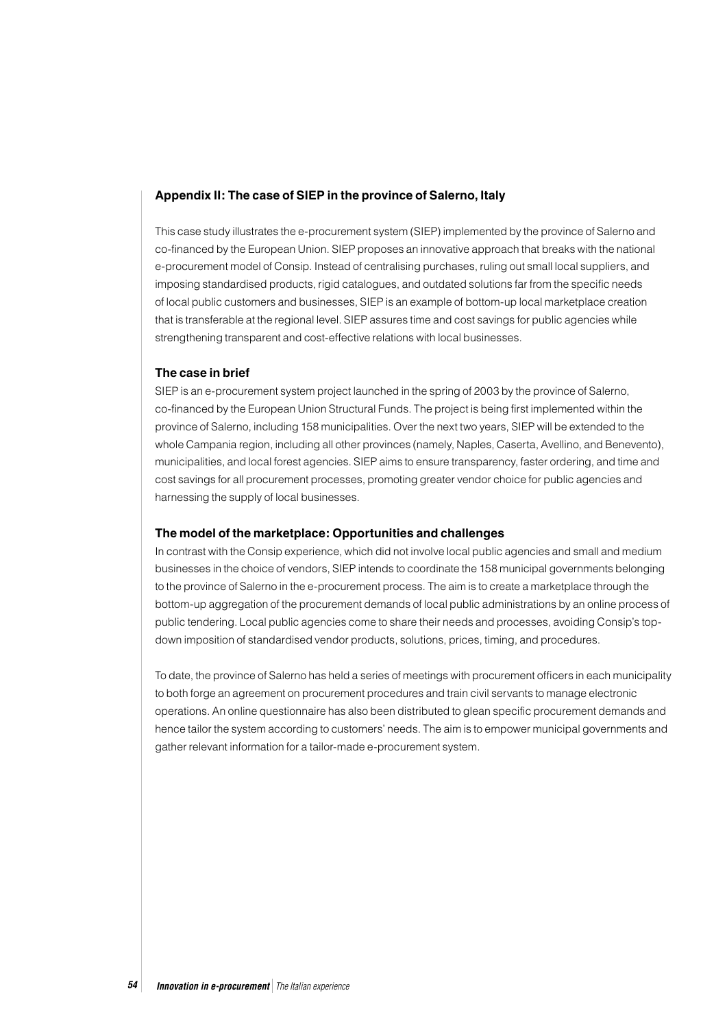## Appendix II: The case of SIEP in the province of Salerno, Italy

This case study illustrates the e-procurement system (SIEP) implemented by the province of Salerno and co-financed by the European Union. SIEP proposes an innovative approach that breaks with the national e-procurement model of Consip. Instead of centralising purchases, ruling out small local suppliers, and imposing standardised products, rigid catalogues, and outdated solutions far from the specific needs of local public customers and businesses, SIEP is an example of bottom-up local marketplace creation that is transferable at the regional level. SIEP assures time and cost savings for public agencies while strengthening transparent and cost-effective relations with local businesses.

### The case in brief

SIEP is an e-procurement system project launched in the spring of 2003 by the province of Salerno, co-financed by the European Union Structural Funds. The project is being first implemented within the province of Salerno, including 158 municipalities. Over the next two years, SIEP will be extended to the whole Campania region, including all other provinces (namely, Naples, Caserta, Avellino, and Benevento), municipalities, and local forest agencies. SIEP aims to ensure transparency, faster ordering, and time and cost savings for all procurement processes, promoting greater vendor choice for public agencies and harnessing the supply of local businesses.

### The model of the marketplace: Opportunities and challenges

In contrast with the Consip experience, which did not involve local public agencies and small and medium businesses in the choice of vendors, SIEP intends to coordinate the 158 municipal governments belonging to the province of Salerno in the e-procurement process. The aim is to create a marketplace through the bottom-up aggregation of the procurement demands of local public administrations by an online process of public tendering. Local public agencies come to share their needs and processes, avoiding Consip's top-down imposition of standardised vendor products, solutions, prices, timing, and procedures.

To date, the province of Salerno has held a series of meetings with procurement officers in each municipality to both forge an agreement on procurement procedures and train civil servants to manage electronic operations. An online questionnaire has also been distributed to glean specific procurement demands and hence tailor the system according to customers' needs. The aim is to empower municipal governments and gather relevant information for a tailor-made e-procurement system.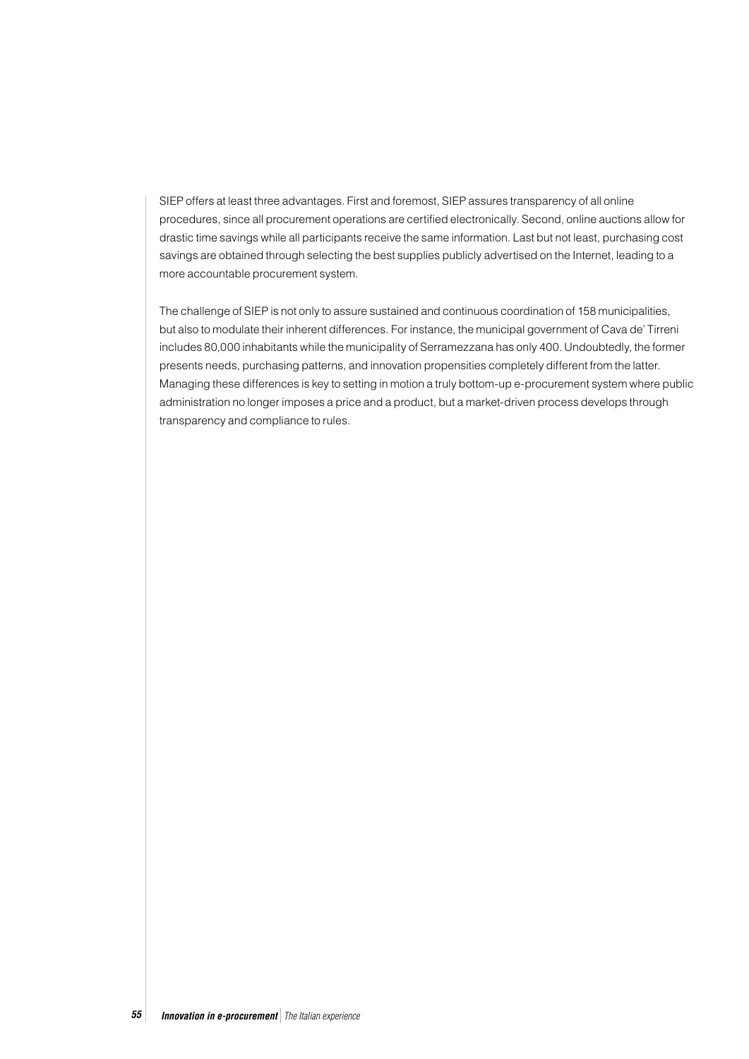SIEP offers at least three advantages. First and foremost, SIEP assures transparency of all online procedures, since all procurement operations are certified electronically. Second, online auctions allow for drastic time savings while all participants receive the same information. Last but not least, purchasing cost savings are obtained through selecting the best supplies publicly advertised on the Internet, leading to a more accountable procurement system.

The challenge of SIEP is not only to assure sustained and continuous coordination of 158 municipalities, but also to modulate their inherent differences. For instance, the municipal government of Cava de' Tirreni includes 80,000 inhabitants while the municipality of Serramezzana has only 400. Undoubtedly, the former presents needs, purchasing patterns, and innovation propensities completely different from the latter. Managing these differences is key to setting in motion a truly bottom-up e-procurement system where public administration no longer imposes a price and a product, but a market-driven process develops through transparency and compliance to rules.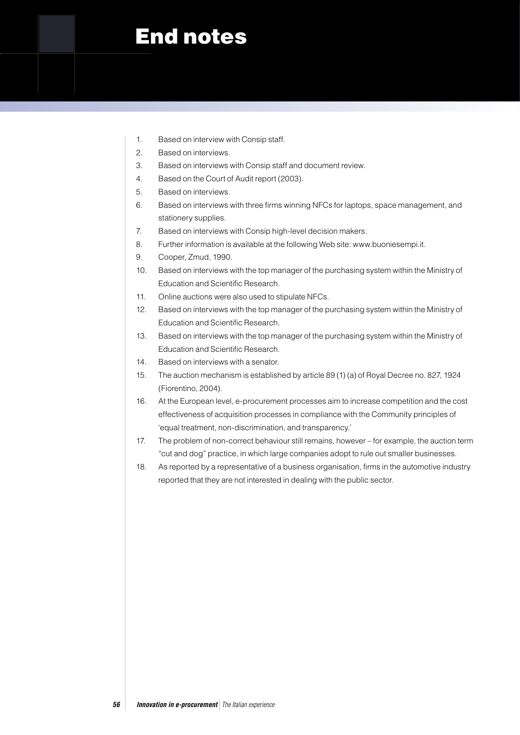# End notes

1. Based on interview with Consip staff.
2. Based on interviews.
3. Based on interviews with Consip staff and document review.
4. Based on the Court of Audit report (2003).
5. Based on interviews.
6. Based on interviews with three firms winning NFCs for laptops, space management, and stationery supplies.
7. Based on interviews with Consip high-level decision makers.
8. Further information is available at the following Web site: www.buoniesempi.it.
9. Cooper, Zmud, 1990.
10. Based on interviews with the top manager of the purchasing system within the Ministry of Education and Scientific Research.
11. Online auctions were also used to stipulate NFCs.
12. Based on interviews with the top manager of the purchasing system within the Ministry of Education and Scientific Research.
13. Based on interviews with the top manager of the purchasing system within the Ministry of Education and Scientific Research.
14. Based on interviews with a senator.
15. The auction mechanism is established by article 89 (1) (a) of Royal Decree no. 827, 1924 (Fiorentino, 2004).
16. At the European level, e-procurement processes aim to increase competition and the cost effectiveness of acquisition processes in compliance with the Community principles of 'equal treatment, non-discrimination, and transparency.'
17. The problem of non-correct behaviour still remains, however – for example, the auction term "cut and dog" practice, in which large companies adopt to rule out smaller businesses.
18. As reported by a representative of a business organisation, firms in the automotive industry reported that they are not interested in dealing with the public sector.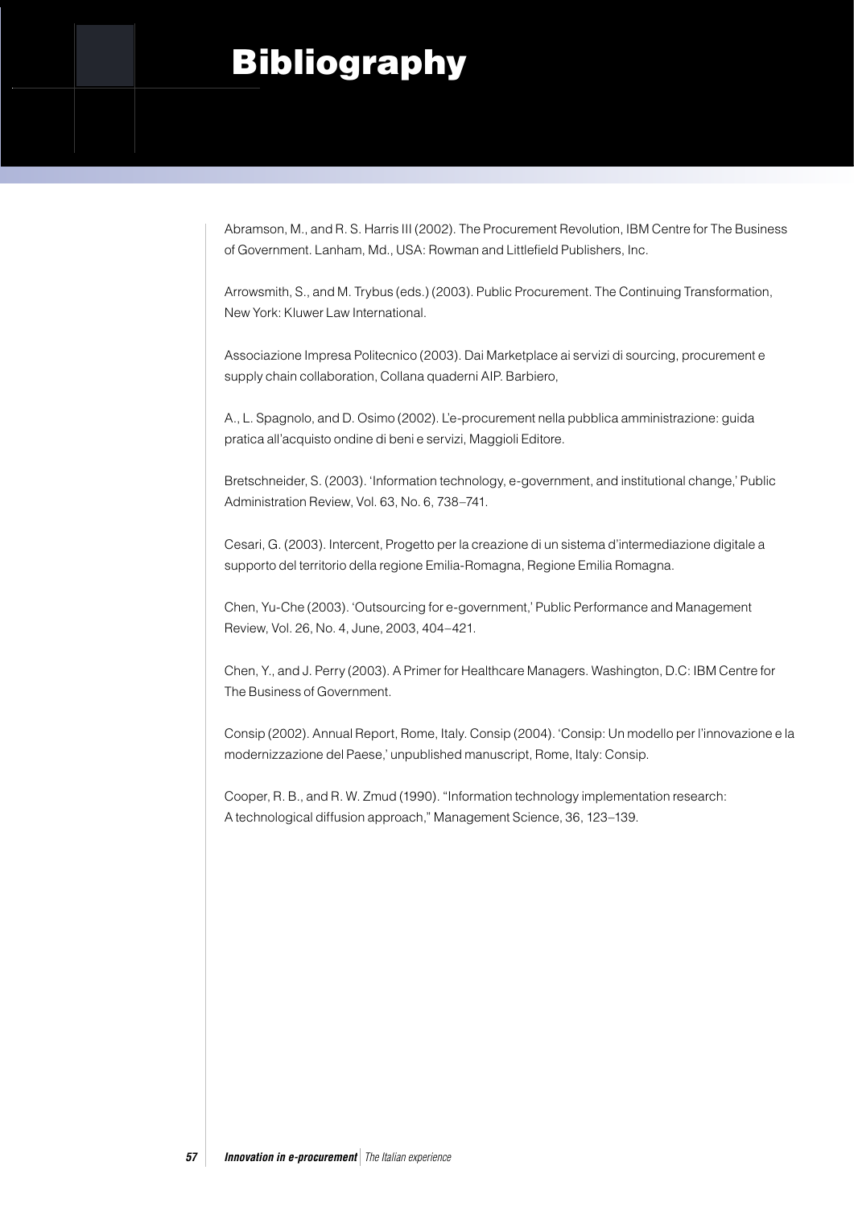# Bibliography

Abramson, M., and R. S. Harris III (2002). The Procurement Revolution, IBM Centre for The Business of Government. Lanham, Md., USA: Rowman and Littlefield Publishers, Inc.

Arrowsmith, S., and M. Trybus (eds.) (2003). Public Procurement. The Continuing Transformation, New York: Kluwer Law International.

Associazione Impresa Politecnico (2003). Dai Marketplace ai servizi di sourcing, procurement e supply chain collaboration, Collana quaderni AIP. Barbiero,

A., L. Spagnolo, and D. Osimo (2002). L'e-procurement nella pubblica amministrazione: guida pratica all'acquisto ondine di beni e servizi, Maggioli Editore.

Bretschneider, S. (2003). 'Information technology, e-government, and institutional change,' Public Administration Review, Vol. 63, No. 6, 738–741.

Cesari, G. (2003). Intercent, Progetto per la creazione di un sistema d'intermediazione digitale a supporto del territorio della regione Emilia-Romagna, Regione Emilia Romagna.

Chen, Yu-Che (2003). 'Outsourcing for e-government,' Public Performance and Management Review, Vol. 26, No. 4, June, 2003, 404–421.

Chen, Y., and J. Perry (2003). A Primer for Healthcare Managers. Washington, D.C: IBM Centre for The Business of Government.

Consip (2002). Annual Report, Rome, Italy. Consip (2004). 'Consip: Un modello per l'innovazione e la modernizzazione del Paese,' unpublished manuscript, Rome, Italy: Consip.

Cooper, R. B., and R. W. Zmud (1990). "Information technology implementation research: A technological diffusion approach," Management Science, 36, 123–139.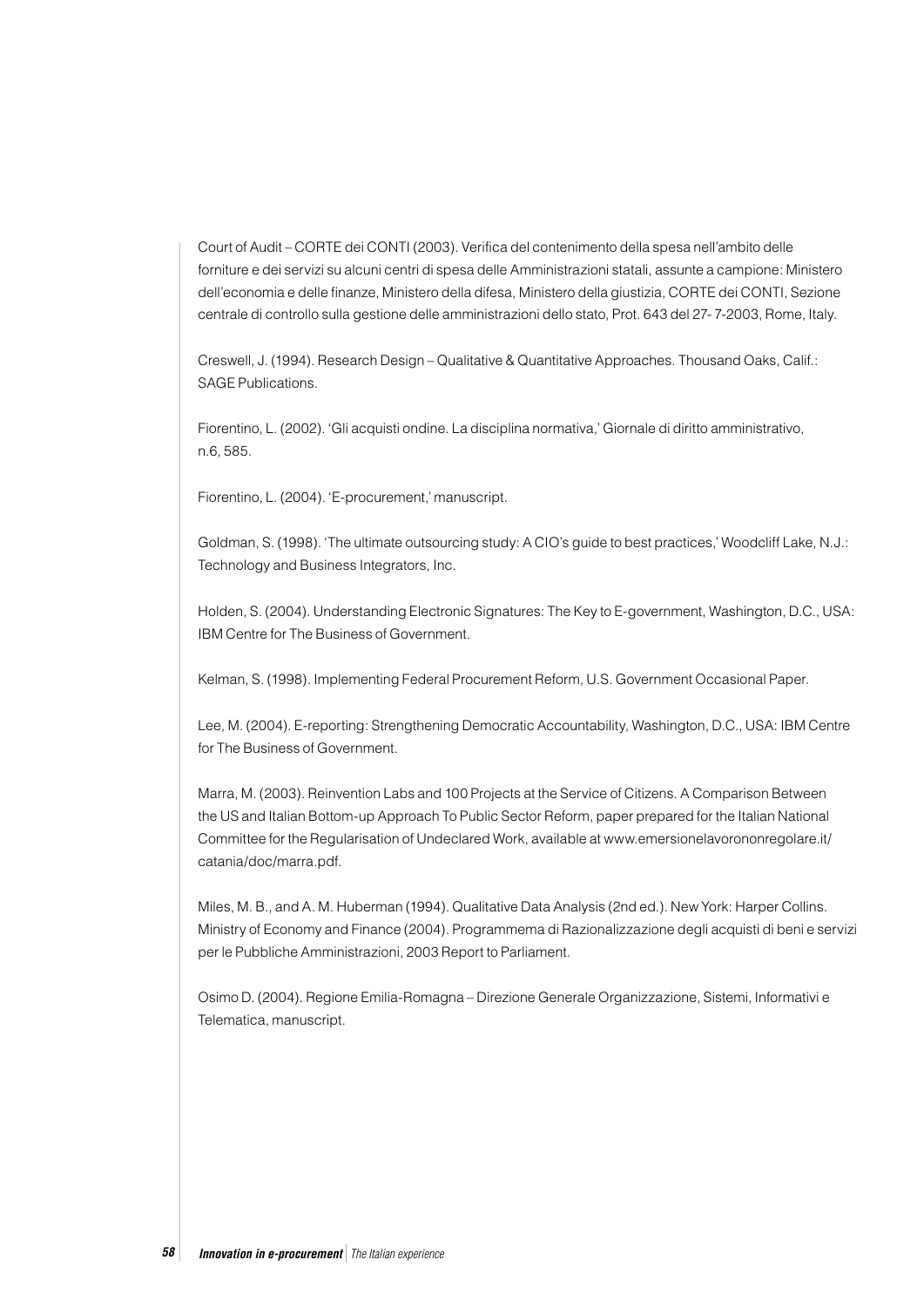Court of Audit – CORTE dei CONTI (2003). Verifica del contenimento della spesa nell'ambito delle forniture e dei servizi su alcuni centri di spesa delle Amministrazioni statali, assunte a campione: Ministero dell'economia e delle finanze, Ministero della difesa, Ministero della giustizia, CORTE dei CONTI, Sezione centrale di controllo sulla gestione delle amministrazioni dello stato, Prot. 643 del 27- 7-2003, Rome, Italy.

Creswell, J. (1994). Research Design – Qualitative & Quantitative Approaches. Thousand Oaks, Calif.: SAGE Publications.

Fiorentino, L. (2002). 'Gli acquisti ondine. La disciplina normativa,' Giornale di diritto amministrativo, n.6, 585.

Fiorentino, L. (2004). 'E-procurement,' manuscript.

Goldman, S. (1998). 'The ultimate outsourcing study: A CIO's guide to best practices,' Woodcliff Lake, N.J.: Technology and Business Integrators, Inc.

Holden, S. (2004). Understanding Electronic Signatures: The Key to E-government, Washington, D.C., USA: IBM Centre for The Business of Government.

Kelman, S. (1998). Implementing Federal Procurement Reform, U.S. Government Occasional Paper.

Lee, M. (2004). E-reporting: Strengthening Democratic Accountability, Washington, D.C., USA: IBM Centre for The Business of Government.

Marra, M. (2003). Reinvention Labs and 100 Projects at the Service of Citizens. A Comparison Between the US and Italian Bottom-up Approach To Public Sector Reform, paper prepared for the Italian National Committee for the Regularisation of Undeclared Work, available at www.emersionelavorononregolare.it/catania/doc/marra.pdf.

Miles, M. B., and A. M. Huberman (1994). Qualitative Data Analysis (2nd ed.). New York: Harper Collins.
Ministry of Economy and Finance (2004). Programmema di Razionalizzazione degli acquisti di beni e servizi per le Pubbliche Amministrazioni, 2003 Report to Parliament.

Osimo D. (2004). Regione Emilia-Romagna – Direzione Generale Organizzazione, Sistemi, Informativi e Telematica, manuscript.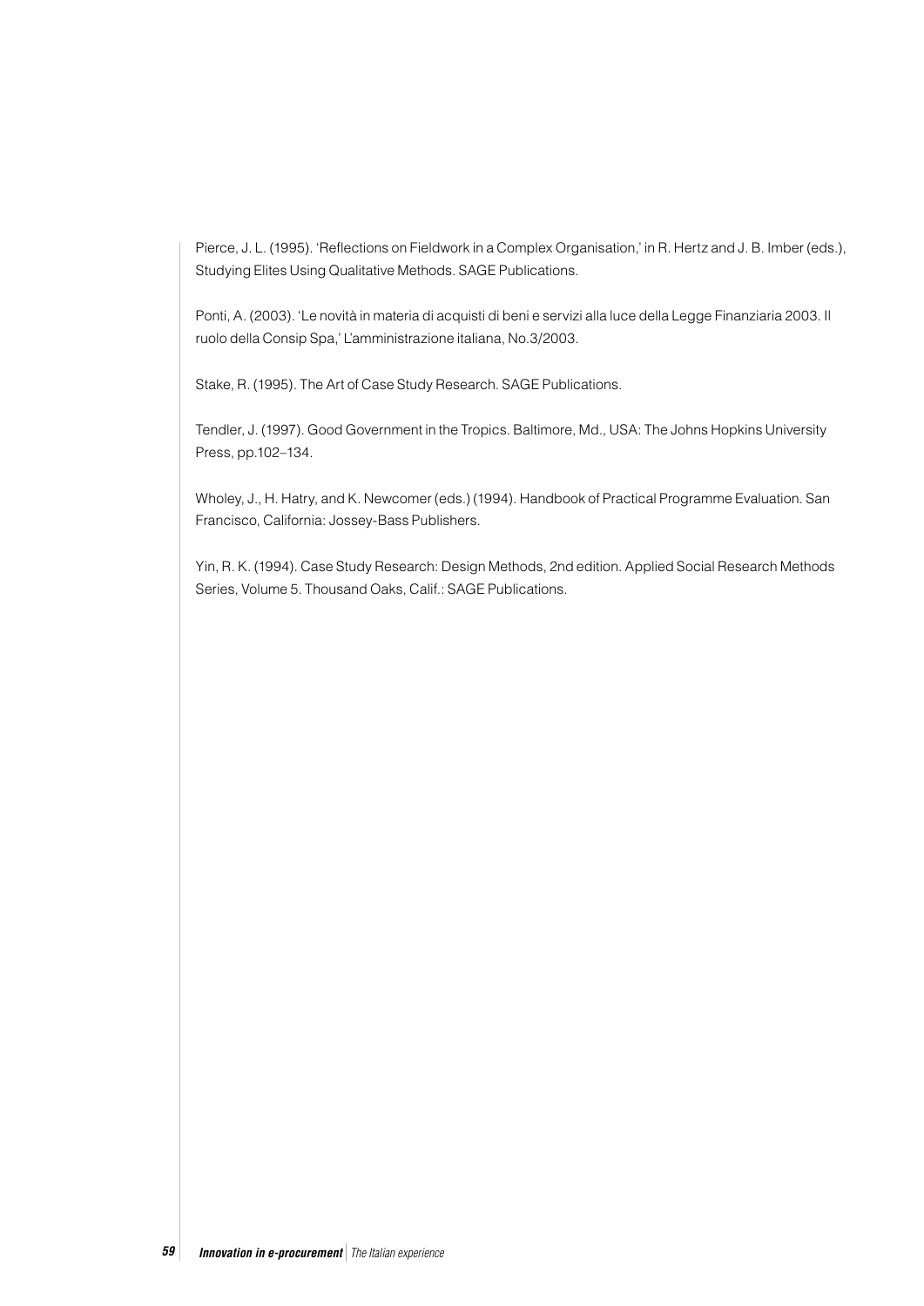Pierce, J. L. (1995). 'Reflections on Fieldwork in a Complex Organisation,' in R. Hertz and J. B. Imber (eds.), Studying Elites Using Qualitative Methods. SAGE Publications.

Ponti, A. (2003). 'Le novità in materia di acquisti di beni e servizi alla luce della Legge Finanziaria 2003. Il ruolo della Consip Spa,' L'amministrazione italiana, No.3/2003.

Stake, R. (1995). The Art of Case Study Research. SAGE Publications.

Tendler, J. (1997). Good Government in the Tropics. Baltimore, Md., USA: The Johns Hopkins University Press, pp.102–134.

Wholey, J., H. Hatry, and K. Newcomer (eds.) (1994). Handbook of Practical Programme Evaluation. San Francisco, California: Jossey-Bass Publishers.

Yin, R. K. (1994). Case Study Research: Design Methods, 2nd edition. Applied Social Research Methods Series, Volume 5. Thousand Oaks, Calif.: SAGE Publications.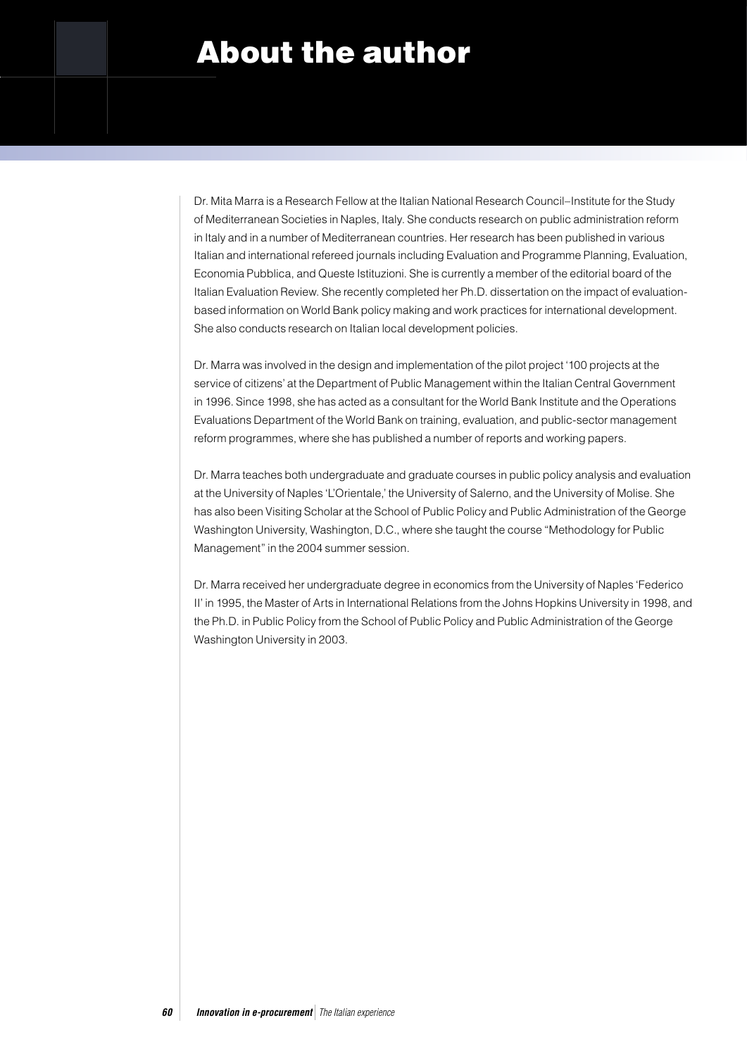# About the author

Dr. Mita Marra is a Research Fellow at the Italian National Research Council–Institute for the Study of Mediterranean Societies in Naples, Italy. She conducts research on public administration reform in Italy and in a number of Mediterranean countries. Her research has been published in various Italian and international refereed journals including Evaluation and Programme Planning, Evaluation, Economia Pubblica, and Queste Istituzioni. She is currently a member of the editorial board of the Italian Evaluation Review. She recently completed her Ph.D. dissertation on the impact of evaluation-based information on World Bank policy making and work practices for international development. She also conducts research on Italian local development policies.

Dr. Marra was involved in the design and implementation of the pilot project '100 projects at the service of citizens' at the Department of Public Management within the Italian Central Government in 1996. Since 1998, she has acted as a consultant for the World Bank Institute and the Operations Evaluations Department of the World Bank on training, evaluation, and public-sector management reform programmes, where she has published a number of reports and working papers.

Dr. Marra teaches both undergraduate and graduate courses in public policy analysis and evaluation at the University of Naples 'L'Orientale,' the University of Salerno, and the University of Molise. She has also been Visiting Scholar at the School of Public Policy and Public Administration of the George Washington University, Washington, D.C., where she taught the course "Methodology for Public Management" in the 2004 summer session.

Dr. Marra received her undergraduate degree in economics from the University of Naples 'Federico II' in 1995, the Master of Arts in International Relations from the Johns Hopkins University in 1998, and the Ph.D. in Public Policy from the School of Public Policy and Public Administration of the George Washington University in 2003.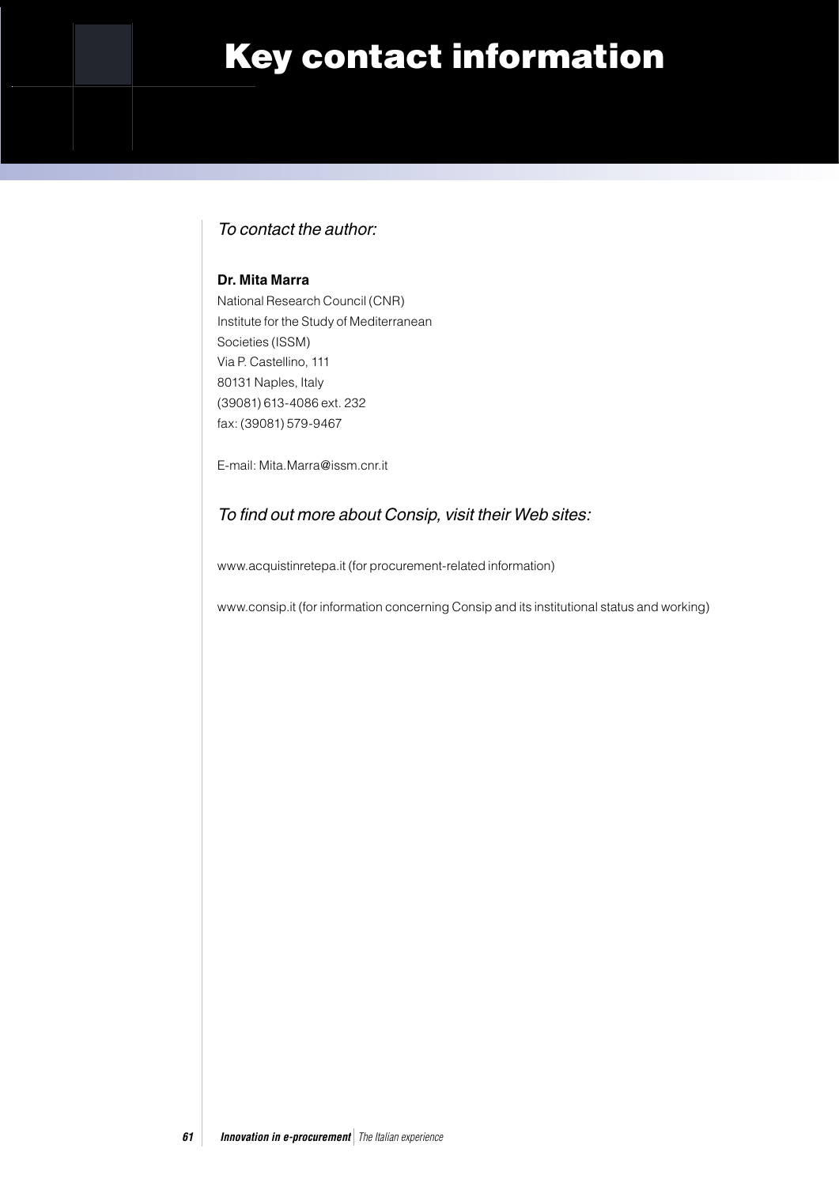# Key contact information

*To contact the author:*

**Dr. Mita Marra**
National Research Council (CNR)
Institute for the Study of Mediterranean
Societies (ISSM)
Via P. Castellino, 111
80131 Naples, Italy
(39081) 613-4086 ext. 232
fax: (39081) 579-9467

E-mail: Mita.Marra@issm.cnr.it

*To find out more about Consip, visit their Web sites:*

www.acquistinretepa.it (for procurement-related information)

www.consip.it (for information concerning Consip and its institutional status and working)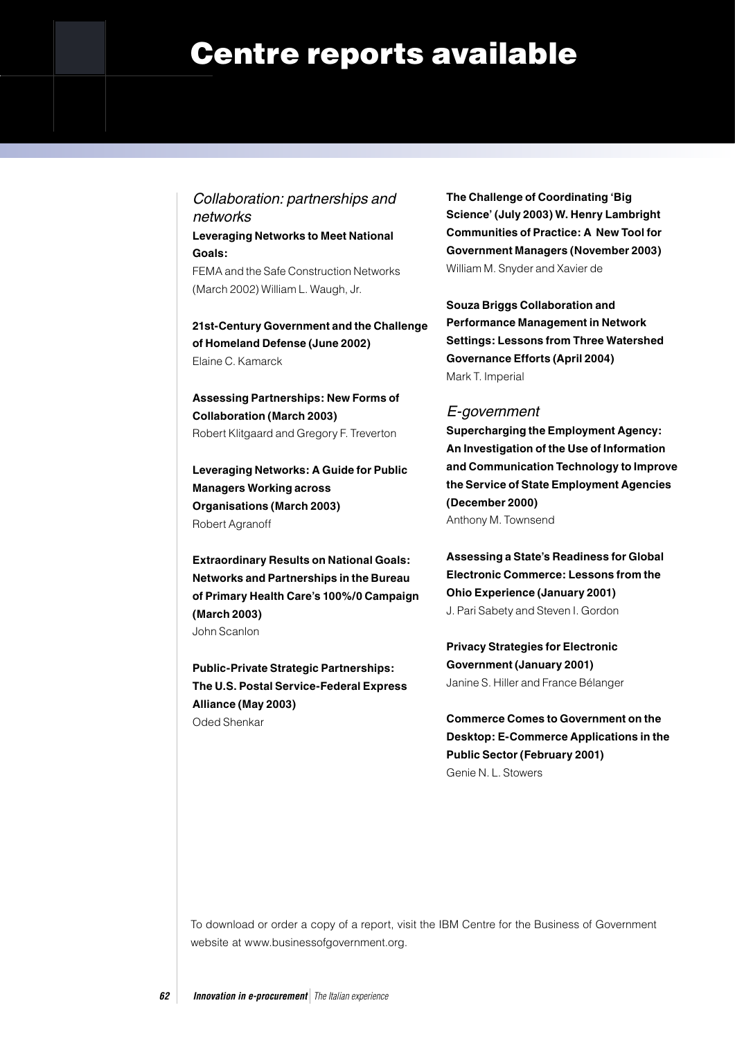# Centre reports available

*Collaboration: partnerships and networks*

**Leveraging Networks to Meet National Goals:**
FEMA and the Safe Construction Networks (March 2002) William L. Waugh, Jr.

**21st-Century Government and the Challenge of Homeland Defense (June 2002)**
Elaine C. Kamarck

**Assessing Partnerships: New Forms of Collaboration (March 2003)**
Robert Klitgaard and Gregory F. Treverton

**Leveraging Networks: A Guide for Public Managers Working across Organisations (March 2003)**
Robert Agranoff

**Extraordinary Results on National Goals: Networks and Partnerships in the Bureau of Primary Health Care's 100%/0 Campaign (March 2003)**
John Scanlon

**Public-Private Strategic Partnerships: The U.S. Postal Service-Federal Express Alliance (May 2003)**
Oded Shenkar

**The Challenge of Coordinating 'Big Science' (July 2003) W. Henry Lambright Communities of Practice: A New Tool for Government Managers (November 2003)**
William M. Snyder and Xavier de

**Souza Briggs Collaboration and Performance Management in Network Settings: Lessons from Three Watershed Governance Efforts (April 2004)**
Mark T. Imperial

*E-government*

**Supercharging the Employment Agency: An Investigation of the Use of Information and Communication Technology to Improve the Service of State Employment Agencies (December 2000)**
Anthony M. Townsend

**Assessing a State's Readiness for Global Electronic Commerce: Lessons from the Ohio Experience (January 2001)**
J. Pari Sabety and Steven I. Gordon

**Privacy Strategies for Electronic Government (January 2001)**
Janine S. Hiller and France Bélanger

**Commerce Comes to Government on the Desktop: E-Commerce Applications in the Public Sector (February 2001)**
Genie N. L. Stowers

To download or order a copy of a report, visit the IBM Centre for the Business of Government website at www.businessofgovernment.org.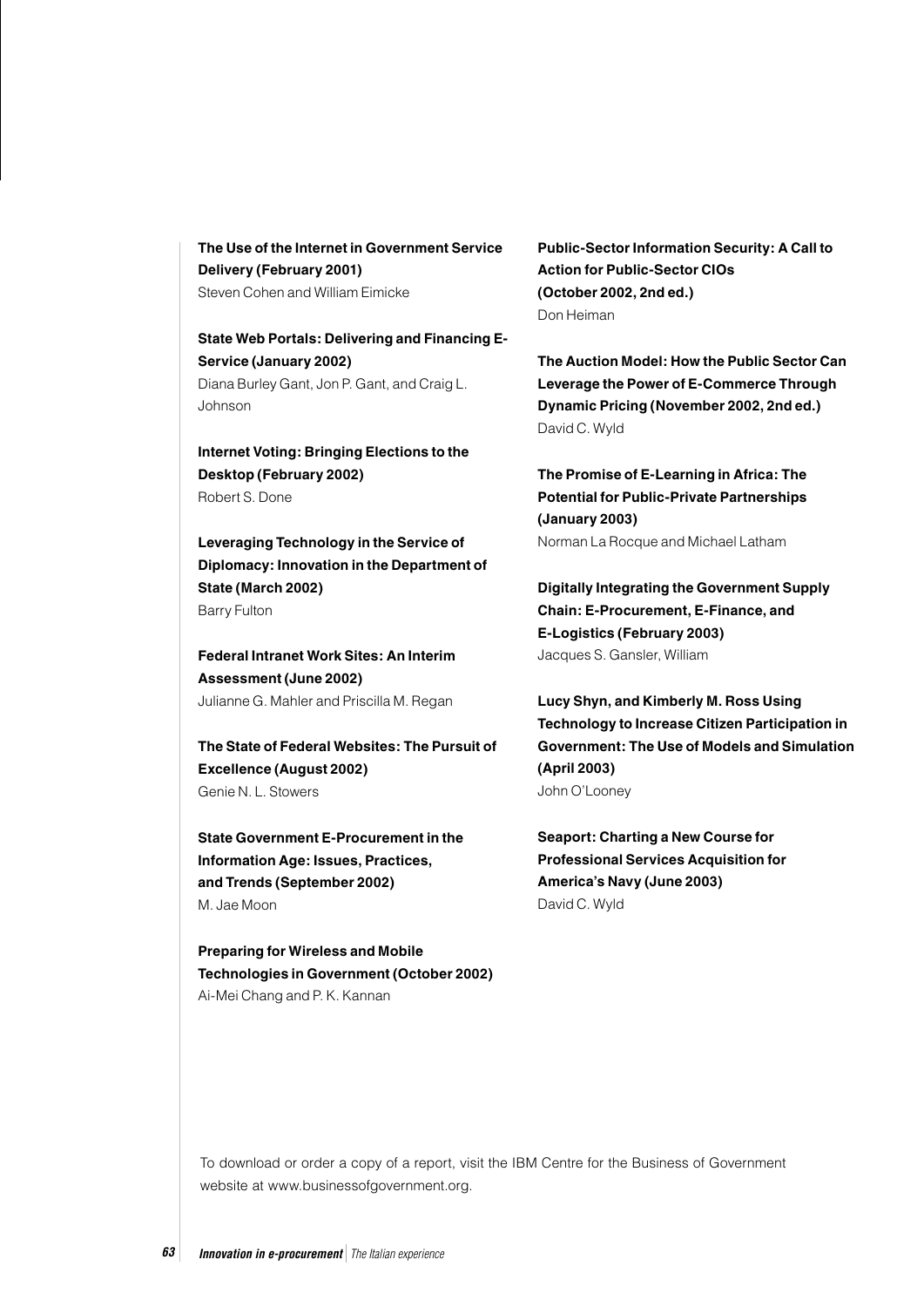**The Use of the Internet in Government Service Delivery (February 2001)**
Steven Cohen and William Eimicke

**State Web Portals: Delivering and Financing E-Service (January 2002)**
Diana Burley Gant, Jon P. Gant, and Craig L. Johnson

**Internet Voting: Bringing Elections to the Desktop (February 2002)**
Robert S. Done

**Leveraging Technology in the Service of Diplomacy: Innovation in the Department of State (March 2002)**
Barry Fulton

**Federal Intranet Work Sites: An Interim Assessment (June 2002)**
Julianne G. Mahler and Priscilla M. Regan

**The State of Federal Websites: The Pursuit of Excellence (August 2002)**
Genie N. L. Stowers

**State Government E-Procurement in the Information Age: Issues, Practices, and Trends (September 2002)**
M. Jae Moon

**Preparing for Wireless and Mobile Technologies in Government (October 2002)**
Ai-Mei Chang and P. K. Kannan

**Public-Sector Information Security: A Call to Action for Public-Sector CIOs (October 2002, 2nd ed.)**
Don Heiman

**The Auction Model: How the Public Sector Can Leverage the Power of E-Commerce Through Dynamic Pricing (November 2002, 2nd ed.)**
David C. Wyld

**The Promise of E-Learning in Africa: The Potential for Public-Private Partnerships (January 2003)**
Norman La Rocque and Michael Latham

**Digitally Integrating the Government Supply Chain: E-Procurement, E-Finance, and E-Logistics (February 2003)**
Jacques S. Gansler, William

**Lucy Shyn, and Kimberly M. Ross Using Technology to Increase Citizen Participation in Government: The Use of Models and Simulation (April 2003)**
John O'Looney

**Seaport: Charting a New Course for Professional Services Acquisition for America's Navy (June 2003)**
David C. Wyld

To download or order a copy of a report, visit the IBM Centre for the Business of Government website at www.businessofgovernment.org.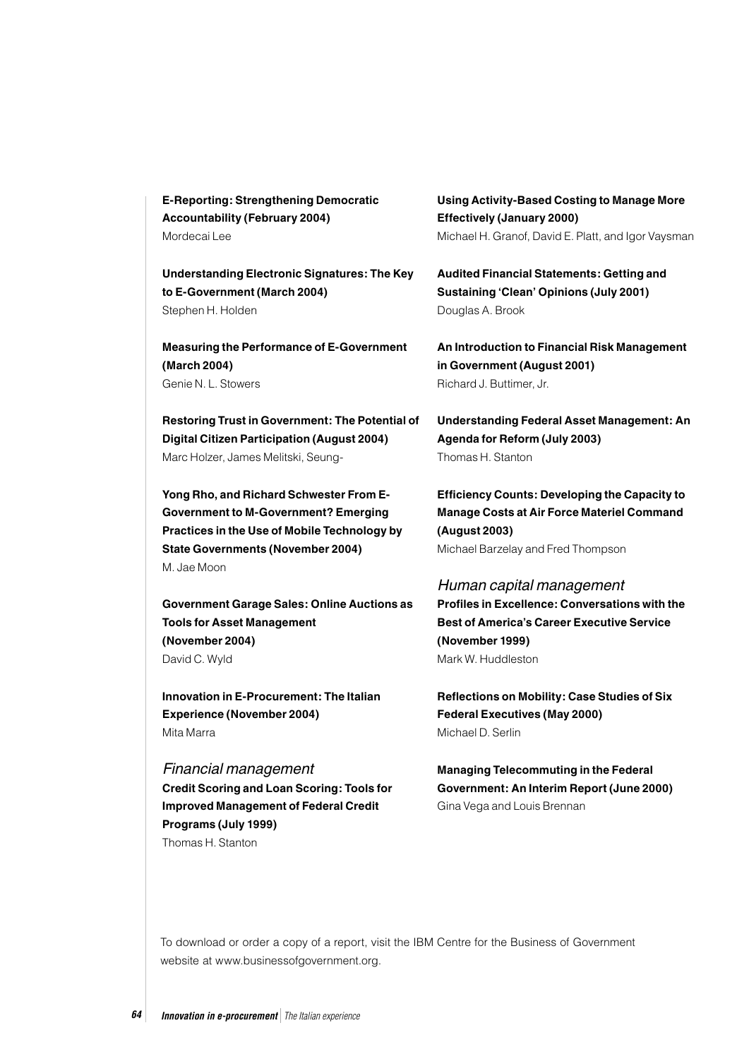**E-Reporting: Strengthening Democratic Accountability (February 2004)**
Mordecai Lee

**Understanding Electronic Signatures: The Key to E-Government (March 2004)**
Stephen H. Holden

**Measuring the Performance of E-Government (March 2004)**
Genie N. L. Stowers

**Restoring Trust in Government: The Potential of Digital Citizen Participation (August 2004)**
Marc Holzer, James Melitski, Seung-

**Yong Rho, and Richard Schwester From E-Government to M-Government? Emerging Practices in the Use of Mobile Technology by State Governments (November 2004)**
M. Jae Moon

**Government Garage Sales: Online Auctions as Tools for Asset Management (November 2004)**
David C. Wyld

**Innovation in E-Procurement: The Italian Experience (November 2004)**
Mita Marra

*Financial management*

**Credit Scoring and Loan Scoring: Tools for Improved Management of Federal Credit Programs (July 1999)**
Thomas H. Stanton

**Using Activity-Based Costing to Manage More Effectively (January 2000)**
Michael H. Granof, David E. Platt, and Igor Vaysman

**Audited Financial Statements: Getting and Sustaining 'Clean' Opinions (July 2001)**
Douglas A. Brook

**An Introduction to Financial Risk Management in Government (August 2001)**
Richard J. Buttimer, Jr.

**Understanding Federal Asset Management: An Agenda for Reform (July 2003)**
Thomas H. Stanton

**Efficiency Counts: Developing the Capacity to Manage Costs at Air Force Materiel Command (August 2003)**
Michael Barzelay and Fred Thompson

*Human capital management*

**Profiles in Excellence: Conversations with the Best of America's Career Executive Service (November 1999)**
Mark W. Huddleston

**Reflections on Mobility: Case Studies of Six Federal Executives (May 2000)**
Michael D. Serlin

**Managing Telecommuting in the Federal Government: An Interim Report (June 2000)**
Gina Vega and Louis Brennan

To download or order a copy of a report, visit the IBM Centre for the Business of Government website at www.businessofgovernment.org.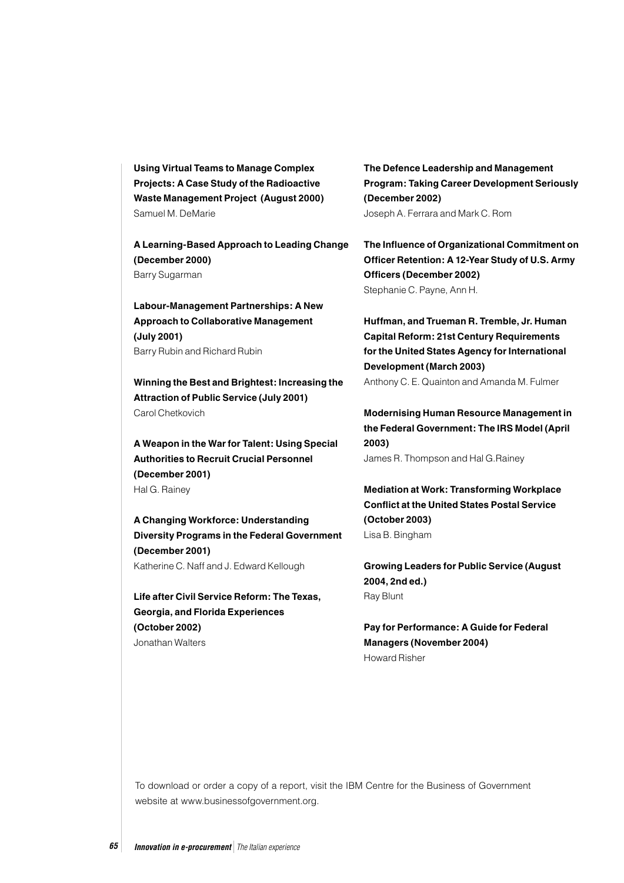**Using Virtual Teams to Manage Complex Projects: A Case Study of the Radioactive Waste Management Project (August 2000)**
Samuel M. DeMarie

**A Learning-Based Approach to Leading Change (December 2000)**
Barry Sugarman

**Labour-Management Partnerships: A New Approach to Collaborative Management (July 2001)**
Barry Rubin and Richard Rubin

**Winning the Best and Brightest: Increasing the Attraction of Public Service (July 2001)**
Carol Chetkovich

**A Weapon in the War for Talent: Using Special Authorities to Recruit Crucial Personnel (December 2001)**
Hal G. Rainey

**A Changing Workforce: Understanding Diversity Programs in the Federal Government (December 2001)**
Katherine C. Naff and J. Edward Kellough

**Life after Civil Service Reform: The Texas, Georgia, and Florida Experiences (October 2002)**
Jonathan Walters

**The Defence Leadership and Management Program: Taking Career Development Seriously (December 2002)**
Joseph A. Ferrara and Mark C. Rom

**The Influence of Organizational Commitment on Officer Retention: A 12-Year Study of U.S. Army Officers (December 2002)**
Stephanie C. Payne, Ann H.

**Huffman, and Trueman R. Tremble, Jr. Human Capital Reform: 21st Century Requirements for the United States Agency for International Development (March 2003)**
Anthony C. E. Quainton and Amanda M. Fulmer

**Modernising Human Resource Management in the Federal Government: The IRS Model (April 2003)**
James R. Thompson and Hal G.Rainey

**Mediation at Work: Transforming Workplace Conflict at the United States Postal Service (October 2003)**
Lisa B. Bingham

**Growing Leaders for Public Service (August 2004, 2nd ed.)**
Ray Blunt

**Pay for Performance: A Guide for Federal Managers (November 2004)**
Howard Risher

To download or order a copy of a report, visit the IBM Centre for the Business of Government website at www.businessofgovernment.org.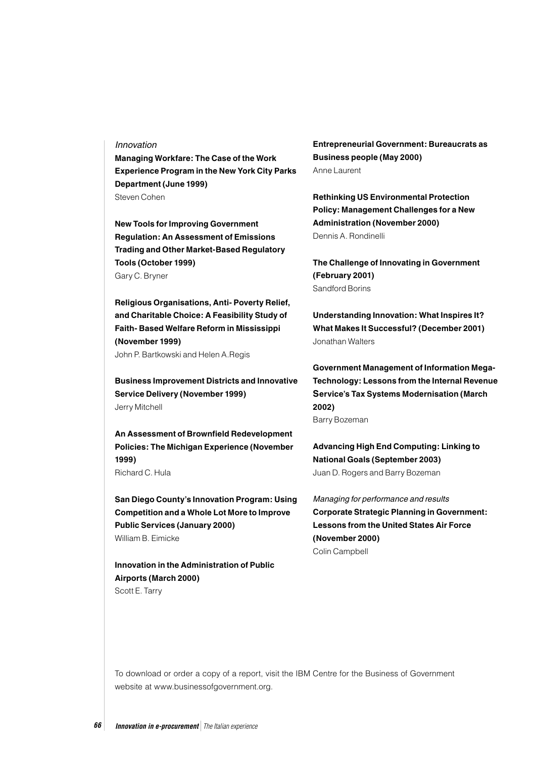*Innovation*

**Managing Workfare: The Case of the Work Experience Program in the New York City Parks Department (June 1999)**
Steven Cohen

**New Tools for Improving Government Regulation: An Assessment of Emissions Trading and Other Market-Based Regulatory Tools (October 1999)**
Gary C. Bryner

**Religious Organisations, Anti- Poverty Relief, and Charitable Choice: A Feasibility Study of Faith- Based Welfare Reform in Mississippi (November 1999)**
John P. Bartkowski and Helen A.Regis

**Business Improvement Districts and Innovative Service Delivery (November 1999)**
Jerry Mitchell

**An Assessment of Brownfield Redevelopment Policies: The Michigan Experience (November 1999)**
Richard C. Hula

**San Diego County's Innovation Program: Using Competition and a Whole Lot More to Improve Public Services (January 2000)**
William B. Eimicke

**Innovation in the Administration of Public Airports (March 2000)**
Scott E. Tarry

**Entrepreneurial Government: Bureaucrats as Business people (May 2000)**
Anne Laurent

**Rethinking US Environmental Protection Policy: Management Challenges for a New Administration (November 2000)**
Dennis A. Rondinelli

**The Challenge of Innovating in Government (February 2001)**
Sandford Borins

**Understanding Innovation: What Inspires It? What Makes It Successful? (December 2001)**
Jonathan Walters

**Government Management of Information Mega-Technology: Lessons from the Internal Revenue Service's Tax Systems Modernisation (March 2002)**
Barry Bozeman

**Advancing High End Computing: Linking to National Goals (September 2003)**
Juan D. Rogers and Barry Bozeman

*Managing for performance and results*

**Corporate Strategic Planning in Government: Lessons from the United States Air Force (November 2000)**
Colin Campbell

To download or order a copy of a report, visit the IBM Centre for the Business of Government website at www.businessofgovernment.org.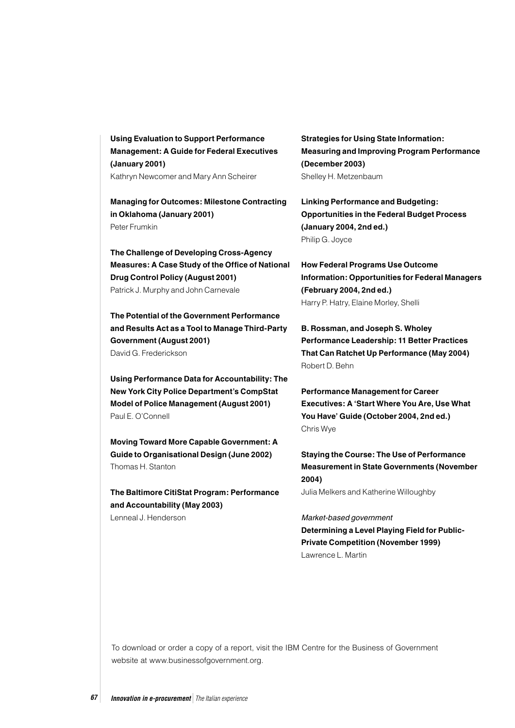**Using Evaluation to Support Performance Management: A Guide for Federal Executives (January 2001)**
Kathryn Newcomer and Mary Ann Scheirer

**Managing for Outcomes: Milestone Contracting in Oklahoma (January 2001)**
Peter Frumkin

**The Challenge of Developing Cross-Agency Measures: A Case Study of the Office of National Drug Control Policy (August 2001)**
Patrick J. Murphy and John Carnevale

**The Potential of the Government Performance and Results Act as a Tool to Manage Third-Party Government (August 2001)**
David G. Frederickson

**Using Performance Data for Accountability: The New York City Police Department's CompStat Model of Police Management (August 2001)**
Paul E. O'Connell

**Moving Toward More Capable Government: A Guide to Organisational Design (June 2002)**
Thomas H. Stanton

**The Baltimore CitiStat Program: Performance and Accountability (May 2003)**
Lenneal J. Henderson

**Strategies for Using State Information: Measuring and Improving Program Performance (December 2003)**
Shelley H. Metzenbaum

**Linking Performance and Budgeting: Opportunities in the Federal Budget Process (January 2004, 2nd ed.)**
Philip G. Joyce

**How Federal Programs Use Outcome Information: Opportunities for Federal Managers (February 2004, 2nd ed.)**
Harry P. Hatry, Elaine Morley, Shelli

**B. Rossman, and Joseph S. Wholey**
**Performance Leadership: 11 Better Practices That Can Ratchet Up Performance (May 2004)**
Robert D. Behn

**Performance Management for Career Executives: A 'Start Where You Are, Use What You Have' Guide (October 2004, 2nd ed.)**
Chris Wye

**Staying the Course: The Use of Performance Measurement in State Governments (November 2004)**
Julia Melkers and Katherine Willoughby

*Market-based government*

**Determining a Level Playing Field for Public-Private Competition (November 1999)**
Lawrence L. Martin

To download or order a copy of a report, visit the IBM Centre for the Business of Government website at www.businessofgovernment.org.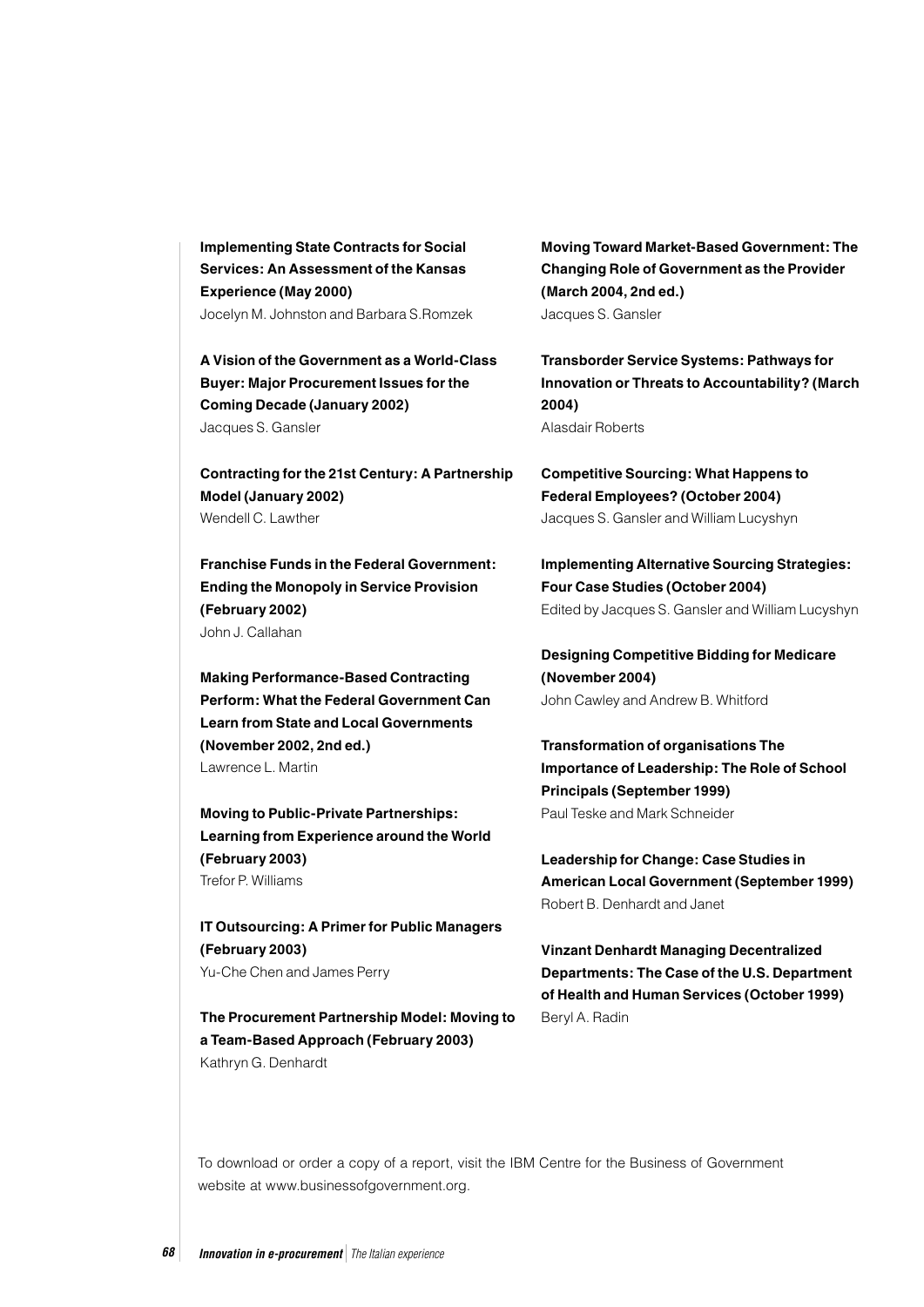**Implementing State Contracts for Social Services: An Assessment of the Kansas Experience (May 2000)**
Jocelyn M. Johnston and Barbara S.Romzek

**A Vision of the Government as a World-Class Buyer: Major Procurement Issues for the Coming Decade (January 2002)**
Jacques S. Gansler

**Contracting for the 21st Century: A Partnership Model (January 2002)**
Wendell C. Lawther

**Franchise Funds in the Federal Government: Ending the Monopoly in Service Provision (February 2002)**
John J. Callahan

**Making Performance-Based Contracting Perform: What the Federal Government Can Learn from State and Local Governments (November 2002, 2nd ed.)**
Lawrence L. Martin

**Moving to Public-Private Partnerships: Learning from Experience around the World (February 2003)**
Trefor P. Williams

**IT Outsourcing: A Primer for Public Managers (February 2003)**
Yu-Che Chen and James Perry

**The Procurement Partnership Model: Moving to a Team-Based Approach (February 2003)**
Kathryn G. Denhardt

**Moving Toward Market-Based Government: The Changing Role of Government as the Provider (March 2004, 2nd ed.)**
Jacques S. Gansler

**Transborder Service Systems: Pathways for Innovation or Threats to Accountability? (March 2004)**
Alasdair Roberts

**Competitive Sourcing: What Happens to Federal Employees? (October 2004)**
Jacques S. Gansler and William Lucyshyn

**Implementing Alternative Sourcing Strategies: Four Case Studies (October 2004)**
Edited by Jacques S. Gansler and William Lucyshyn

**Designing Competitive Bidding for Medicare (November 2004)**
John Cawley and Andrew B. Whitford

**Transformation of organisations The Importance of Leadership: The Role of School Principals (September 1999)**
Paul Teske and Mark Schneider

**Leadership for Change: Case Studies in American Local Government (September 1999)**
Robert B. Denhardt and Janet

**Vinzant Denhardt Managing Decentralized Departments: The Case of the U.S. Department of Health and Human Services (October 1999)**
Beryl A. Radin

To download or order a copy of a report, visit the IBM Centre for the Business of Government website at www.businessofgovernment.org.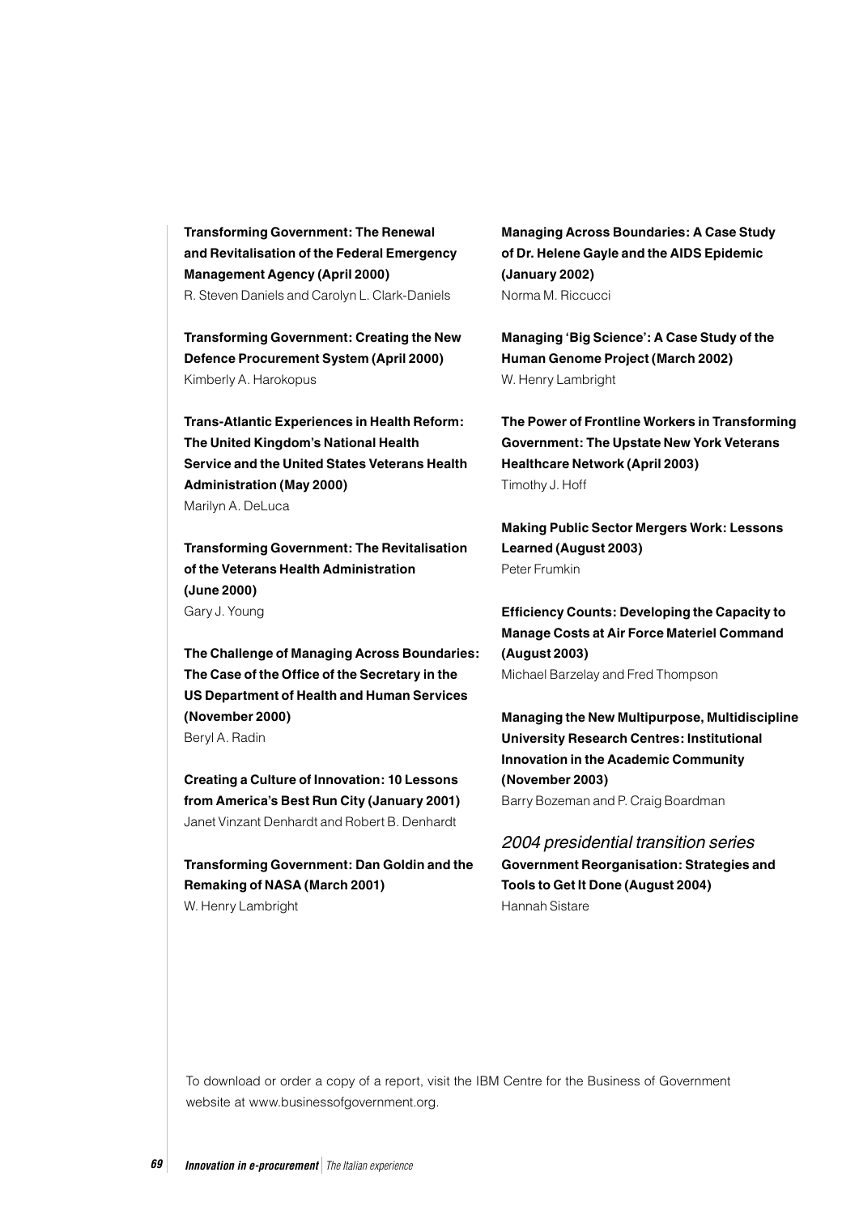**Transforming Government: The Renewal and Revitalisation of the Federal Emergency Management Agency (April 2000)**
R. Steven Daniels and Carolyn L. Clark-Daniels

**Transforming Government: Creating the New Defence Procurement System (April 2000)**
Kimberly A. Harokopus

**Trans-Atlantic Experiences in Health Reform: The United Kingdom's National Health Service and the United States Veterans Health Administration (May 2000)**
Marilyn A. DeLuca

**Transforming Government: The Revitalisation of the Veterans Health Administration (June 2000)**
Gary J. Young

**The Challenge of Managing Across Boundaries: The Case of the Office of the Secretary in the US Department of Health and Human Services (November 2000)**
Beryl A. Radin

**Creating a Culture of Innovation: 10 Lessons from America's Best Run City (January 2001)**
Janet Vinzant Denhardt and Robert B. Denhardt

**Transforming Government: Dan Goldin and the Remaking of NASA (March 2001)**
W. Henry Lambright

**Managing Across Boundaries: A Case Study of Dr. Helene Gayle and the AIDS Epidemic (January 2002)**
Norma M. Riccucci

**Managing 'Big Science': A Case Study of the Human Genome Project (March 2002)**
W. Henry Lambright

**The Power of Frontline Workers in Transforming Government: The Upstate New York Veterans Healthcare Network (April 2003)**
Timothy J. Hoff

**Making Public Sector Mergers Work: Lessons Learned (August 2003)**
Peter Frumkin

**Efficiency Counts: Developing the Capacity to Manage Costs at Air Force Materiel Command (August 2003)**
Michael Barzelay and Fred Thompson

**Managing the New Multipurpose, Multidiscipline University Research Centres: Institutional Innovation in the Academic Community (November 2003)**
Barry Bozeman and P. Craig Boardman

*2004 presidential transition series*

**Government Reorganisation: Strategies and Tools to Get It Done (August 2004)**
Hannah Sistare

To download or order a copy of a report, visit the IBM Centre for the Business of Government website at www.businessofgovernment.org.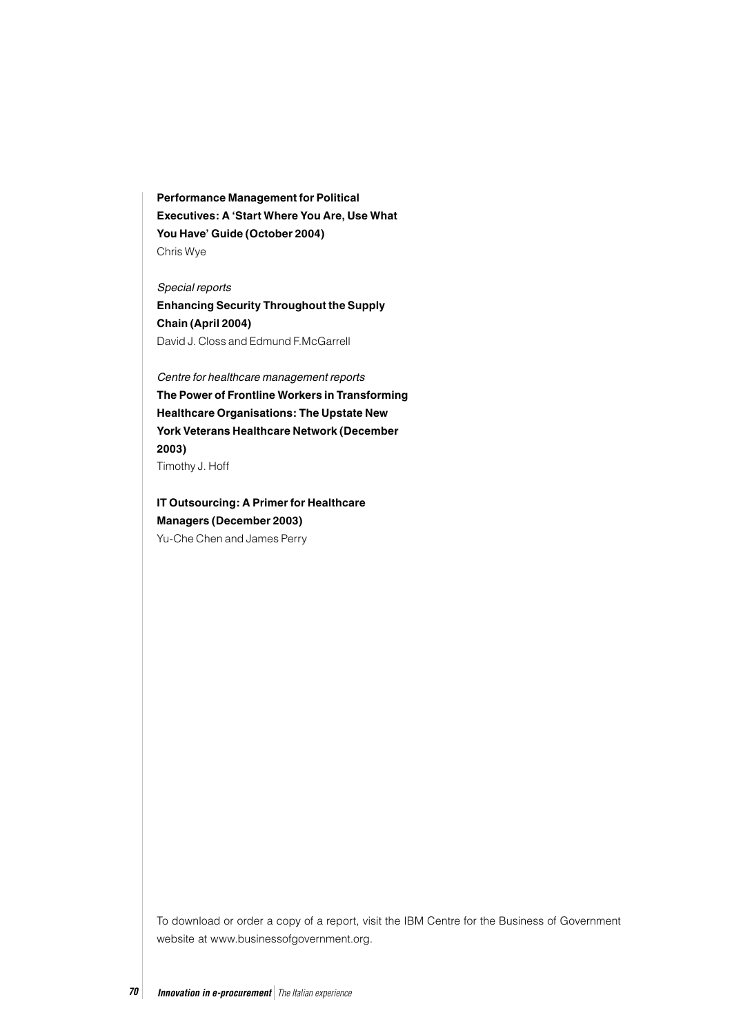**Performance Management for Political Executives: A 'Start Where You Are, Use What You Have' Guide (October 2004)**
Chris Wye

*Special reports*

**Enhancing Security Throughout the Supply Chain (April 2004)**
David J. Closs and Edmund F.McGarrell

*Centre for healthcare management reports*

**The Power of Frontline Workers in Transforming Healthcare Organisations: The Upstate New York Veterans Healthcare Network (December 2003)**
Timothy J. Hoff

**IT Outsourcing: A Primer for Healthcare Managers (December 2003)**
Yu-Che Chen and James Perry

To download or order a copy of a report, visit the IBM Centre for the Business of Government website at www.businessofgovernment.org.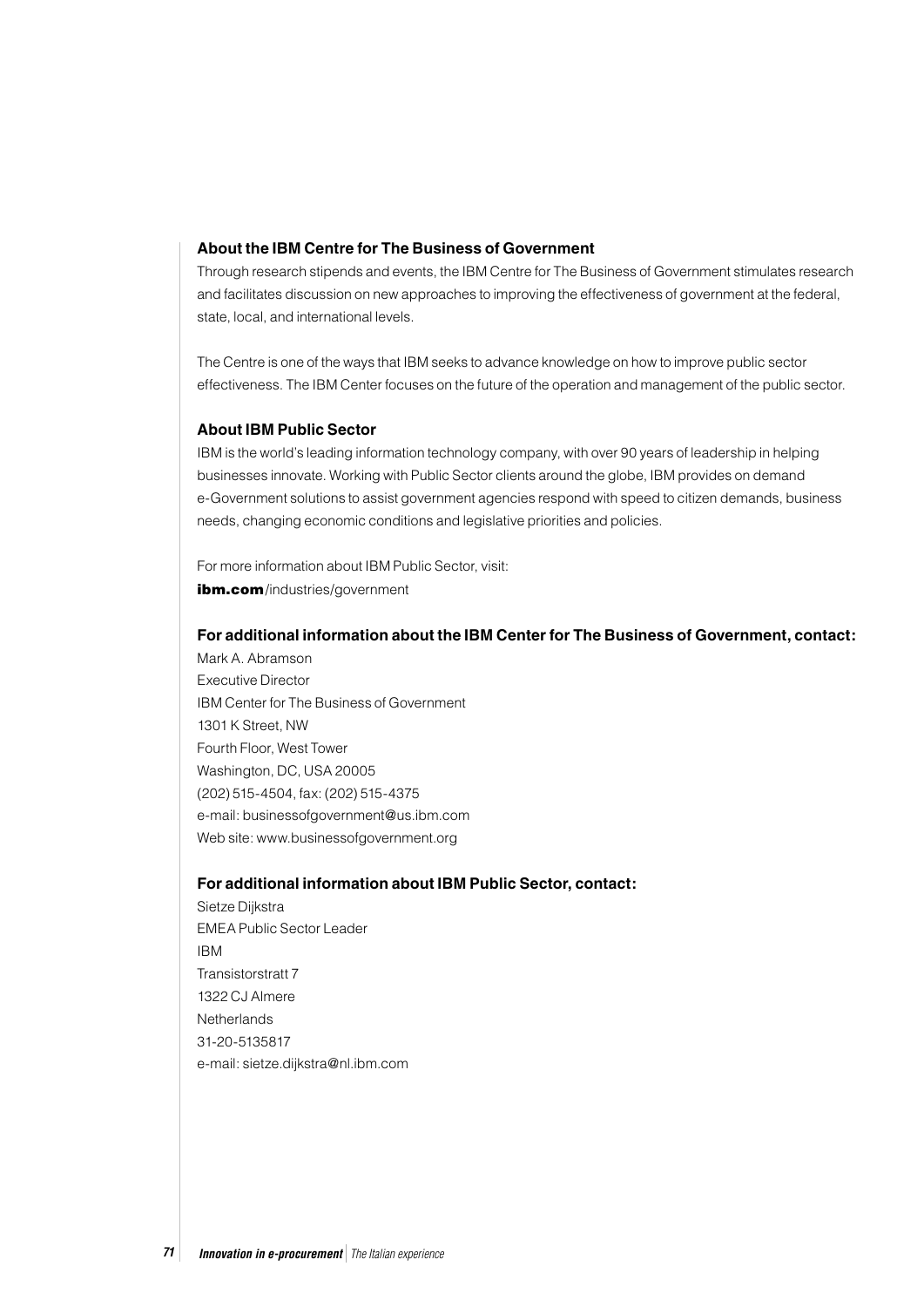### About the IBM Centre for The Business of Government

Through research stipends and events, the IBM Centre for The Business of Government stimulates research and facilitates discussion on new approaches to improving the effectiveness of government at the federal, state, local, and international levels.

The Centre is one of the ways that IBM seeks to advance knowledge on how to improve public sector effectiveness. The IBM Center focuses on the future of the operation and management of the public sector.

### About IBM Public Sector

IBM is the world's leading information technology company, with over 90 years of leadership in helping businesses innovate. Working with Public Sector clients around the globe, IBM provides on demand e-Government solutions to assist government agencies respond with speed to citizen demands, business needs, changing economic conditions and legislative priorities and policies.

For more information about IBM Public Sector, visit:
**ibm.com**/industries/government

### For additional information about the IBM Center for The Business of Government, contact:

Mark A. Abramson
Executive Director
IBM Center for The Business of Government
1301 K Street, NW
Fourth Floor, West Tower
Washington, DC, USA 20005
(202) 515-4504, fax: (202) 515-4375
e-mail: businessofgovernment@us.ibm.com
Web site: www.businessofgovernment.org

### For additional information about IBM Public Sector, contact:

Sietze Dijkstra
EMEA Public Sector Leader
IBM
Transistorstratt 7
1322 CJ Almere
Netherlands
31-20-5135817
e-mail: sietze.dijkstra@nl.ibm.com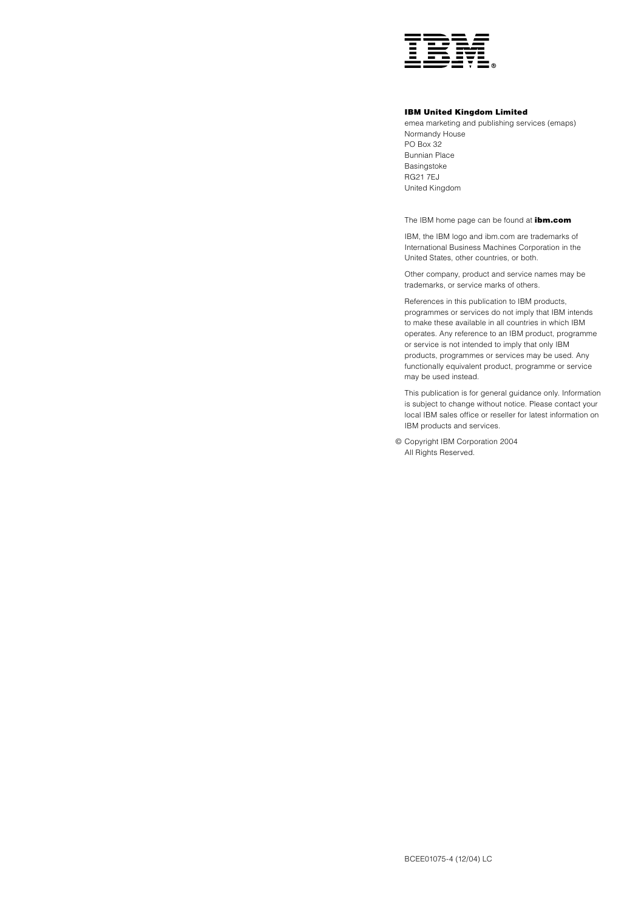**IBM United Kingdom Limited**
emea marketing and publishing services (emaps)
Normandy House
PO Box 32
Bunnian Place
Basingstoke
RG21 7EJ
United Kingdom

The IBM home page can be found at **ibm.com**

IBM, the IBM logo and ibm.com are trademarks of International Business Machines Corporation in the United States, other countries, or both.

Other company, product and service names may be trademarks, or service marks of others.

References in this publication to IBM products, programmes or services do not imply that IBM intends to make these available in all countries in which IBM operates. Any reference to an IBM product, programme or service is not intended to imply that only IBM products, programmes or services may be used. Any functionally equivalent product, programme or service may be used instead.

This publication is for general guidance only. Information is subject to change without notice. Please contact your local IBM sales office or reseller for latest information on IBM products and services.

© Copyright IBM Corporation 2004
All Rights Reserved.

BCEE01075-4 (12/04) LC